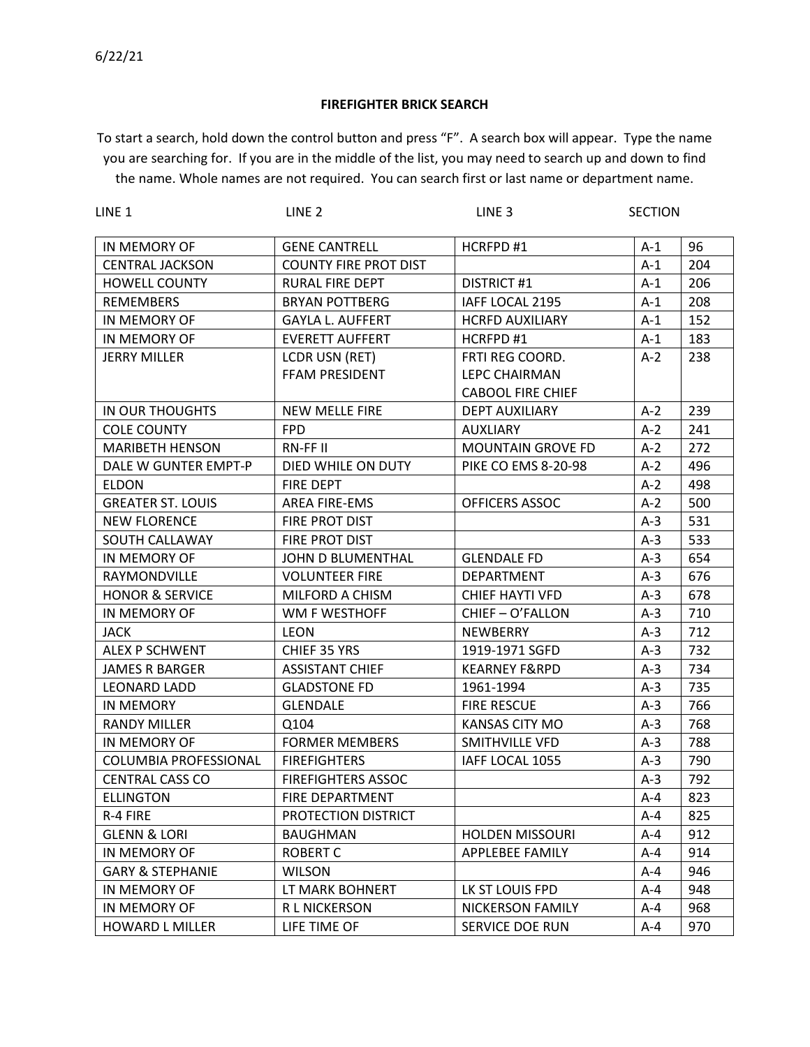6/22/21

**FIREFIGHTER BRICK SEARCH**

To start a search, hold down the control button and press "F". A search box will appear. Type the name you are searching for. If you are in the middle of the list, you may need to search up and down to find the name. Whole names are not required. You can search first or last name or department name.

| LINE 1 | LINE 2 | LINE 3 | SECTION | |
|---|---|---|---|---|
| IN MEMORY OF | GENE CANTRELL | HCRFPD #1 | A-1 | 96 |
| CENTRAL JACKSON | COUNTY FIRE PROT DIST | | A-1 | 204 |
| HOWELL COUNTY | RURAL FIRE DEPT | DISTRICT #1 | A-1 | 206 |
| REMEMBERS | BRYAN POTTBERG | IAFF LOCAL 2195 | A-1 | 208 |
| IN MEMORY OF | GAYLA L. AUFFERT | HCRFD AUXILIARY | A-1 | 152 |
| IN MEMORY OF | EVERETT AUFFERT | HCRFPD #1 | A-1 | 183 |
| JERRY MILLER | LCDR USN (RET) FFAM PRESIDENT | FRTI REG COORD. LEPC CHAIRMAN CABOOL FIRE CHIEF | A-2 | 238 |
| IN OUR THOUGHTS | NEW MELLE FIRE | DEPT AUXILIARY | A-2 | 239 |
| COLE COUNTY | FPD | AUXLIARY | A-2 | 241 |
| MARIBETH HENSON | RN-FF II | MOUNTAIN GROVE FD | A-2 | 272 |
| DALE W GUNTER EMPT-P | DIED WHILE ON DUTY | PIKE CO EMS 8-20-98 | A-2 | 496 |
| ELDON | FIRE DEPT | | A-2 | 498 |
| GREATER ST. LOUIS | AREA FIRE-EMS | OFFICERS ASSOC | A-2 | 500 |
| NEW FLORENCE | FIRE PROT DIST | | A-3 | 531 |
| SOUTH CALLAWAY | FIRE PROT DIST | | A-3 | 533 |
| IN MEMORY OF | JOHN D BLUMENTHAL | GLENDALE FD | A-3 | 654 |
| RAYMONDVILLE | VOLUNTEER FIRE | DEPARTMENT | A-3 | 676 |
| HONOR & SERVICE | MILFORD A CHISM | CHIEF HAYTI VFD | A-3 | 678 |
| IN MEMORY OF | WM F WESTHOFF | CHIEF – O'FALLON | A-3 | 710 |
| JACK | LEON | NEWBERRY | A-3 | 712 |
| ALEX P SCHWENT | CHIEF 35 YRS | 1919-1971 SGFD | A-3 | 732 |
| JAMES R BARGER | ASSISTANT CHIEF | KEARNEY F&RPD | A-3 | 734 |
| LEONARD LADD | GLADSTONE FD | 1961-1994 | A-3 | 735 |
| IN MEMORY | GLENDALE | FIRE RESCUE | A-3 | 766 |
| RANDY MILLER | Q104 | KANSAS CITY MO | A-3 | 768 |
| IN MEMORY OF | FORMER MEMBERS | SMITHVILLE VFD | A-3 | 788 |
| COLUMBIA PROFESSIONAL | FIREFIGHTERS | IAFF LOCAL 1055 | A-3 | 790 |
| CENTRAL CASS CO | FIREFIGHTERS ASSOC | | A-3 | 792 |
| ELLINGTON | FIRE DEPARTMENT | | A-4 | 823 |
| R-4 FIRE | PROTECTION DISTRICT | | A-4 | 825 |
| GLENN & LORI | BAUGHMAN | HOLDEN MISSOURI | A-4 | 912 |
| IN MEMORY OF | ROBERT C | APPLEBEE FAMILY | A-4 | 914 |
| GARY & STEPHANIE | WILSON | | A-4 | 946 |
| IN MEMORY OF | LT MARK BOHNERT | LK ST LOUIS FPD | A-4 | 948 |
| IN MEMORY OF | R L NICKERSON | NICKERSON FAMILY | A-4 | 968 |
| HOWARD L MILLER | LIFE TIME OF | SERVICE DOE RUN | A-4 | 970 |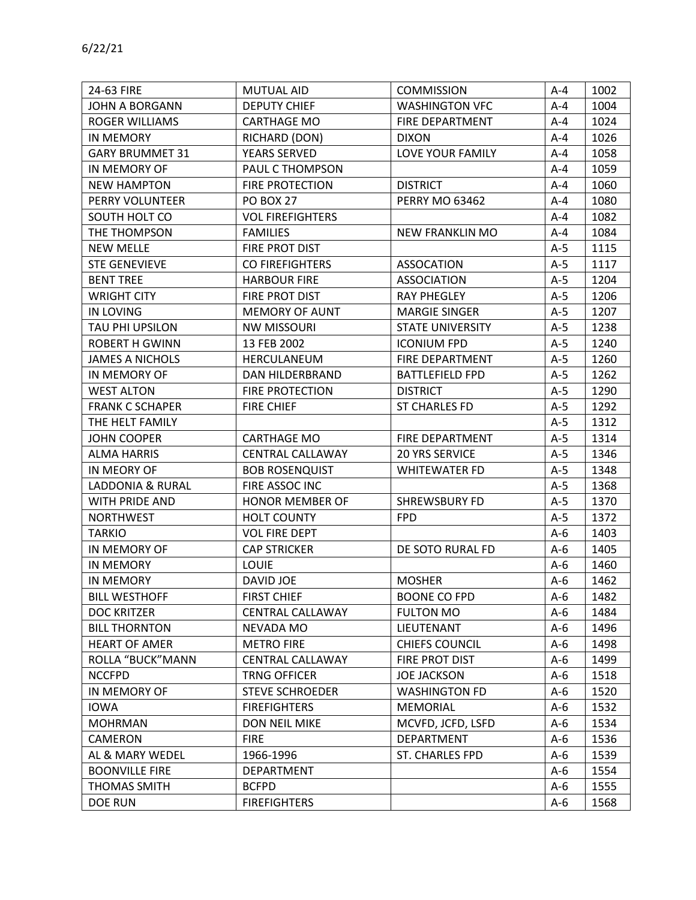6/22/21

| 24-63 FIRE | MUTUAL AID | COMMISSION | A-4 | 1002 |
|---|---|---|---|---|
| JOHN A BORGANN | DEPUTY CHIEF | WASHINGTON VFC | A-4 | 1004 |
| ROGER WILLIAMS | CARTHAGE MO | FIRE DEPARTMENT | A-4 | 1024 |
| IN MEMORY | RICHARD (DON) | DIXON | A-4 | 1026 |
| GARY BRUMMET 31 | YEARS SERVED | LOVE YOUR FAMILY | A-4 | 1058 |
| IN MEMORY OF | PAUL C THOMPSON | | A-4 | 1059 |
| NEW HAMPTON | FIRE PROTECTION | DISTRICT | A-4 | 1060 |
| PERRY VOLUNTEER | PO BOX 27 | PERRY MO 63462 | A-4 | 1080 |
| SOUTH HOLT CO | VOL FIREFIGHTERS | | A-4 | 1082 |
| THE THOMPSON | FAMILIES | NEW FRANKLIN MO | A-4 | 1084 |
| NEW MELLE | FIRE PROT DIST | | A-5 | 1115 |
| STE GENEVIEVE | CO FIREFIGHTERS | ASSOCATION | A-5 | 1117 |
| BENT TREE | HARBOUR FIRE | ASSOCIATION | A-5 | 1204 |
| WRIGHT CITY | FIRE PROT DIST | RAY PHEGLEY | A-5 | 1206 |
| IN LOVING | MEMORY OF AUNT | MARGIE SINGER | A-5 | 1207 |
| TAU PHI UPSILON | NW MISSOURI | STATE UNIVERSITY | A-5 | 1238 |
| ROBERT H GWINN | 13 FEB 2002 | ICONIUM FPD | A-5 | 1240 |
| JAMES A NICHOLS | HERCULANEUM | FIRE DEPARTMENT | A-5 | 1260 |
| IN MEMORY OF | DAN HILDERBRAND | BATTLEFIELD FPD | A-5 | 1262 |
| WEST ALTON | FIRE PROTECTION | DISTRICT | A-5 | 1290 |
| FRANK C SCHAPER | FIRE CHIEF | ST CHARLES FD | A-5 | 1292 |
| THE HELT FAMILY | | | A-5 | 1312 |
| JOHN COOPER | CARTHAGE MO | FIRE DEPARTMENT | A-5 | 1314 |
| ALMA HARRIS | CENTRAL CALLAWAY | 20 YRS SERVICE | A-5 | 1346 |
| IN MEORY OF | BOB ROSENQUIST | WHITEWATER FD | A-5 | 1348 |
| LADDONIA & RURAL | FIRE ASSOC INC | | A-5 | 1368 |
| WITH PRIDE AND | HONOR MEMBER OF | SHREWSBURY FD | A-5 | 1370 |
| NORTHWEST | HOLT COUNTY | FPD | A-5 | 1372 |
| TARKIO | VOL FIRE DEPT | | A-6 | 1403 |
| IN MEMORY OF | CAP STRICKER | DE SOTO RURAL FD | A-6 | 1405 |
| IN MEMORY | LOUIE | | A-6 | 1460 |
| IN MEMORY | DAVID JOE | MOSHER | A-6 | 1462 |
| BILL WESTHOFF | FIRST CHIEF | BOONE CO FPD | A-6 | 1482 |
| DOC KRITZER | CENTRAL CALLAWAY | FULTON MO | A-6 | 1484 |
| BILL THORNTON | NEVADA MO | LIEUTENANT | A-6 | 1496 |
| HEART OF AMER | METRO FIRE | CHIEFS COUNCIL | A-6 | 1498 |
| ROLLA “BUCK”MANN | CENTRAL CALLAWAY | FIRE PROT DIST | A-6 | 1499 |
| NCCFPD | TRNG OFFICER | JOE JACKSON | A-6 | 1518 |
| IN MEMORY OF | STEVE SCHROEDER | WASHINGTON FD | A-6 | 1520 |
| IOWA | FIREFIGHTERS | MEMORIAL | A-6 | 1532 |
| MOHRMAN | DON NEIL MIKE | MCVFD, JCFD, LSFD | A-6 | 1534 |
| CAMERON | FIRE | DEPARTMENT | A-6 | 1536 |
| AL & MARY WEDEL | 1966-1996 | ST. CHARLES FPD | A-6 | 1539 |
| BOONVILLE FIRE | DEPARTMENT | | A-6 | 1554 |
| THOMAS SMITH | BCFPD | | A-6 | 1555 |
| DOE RUN | FIREFIGHTERS | | A-6 | 1568 |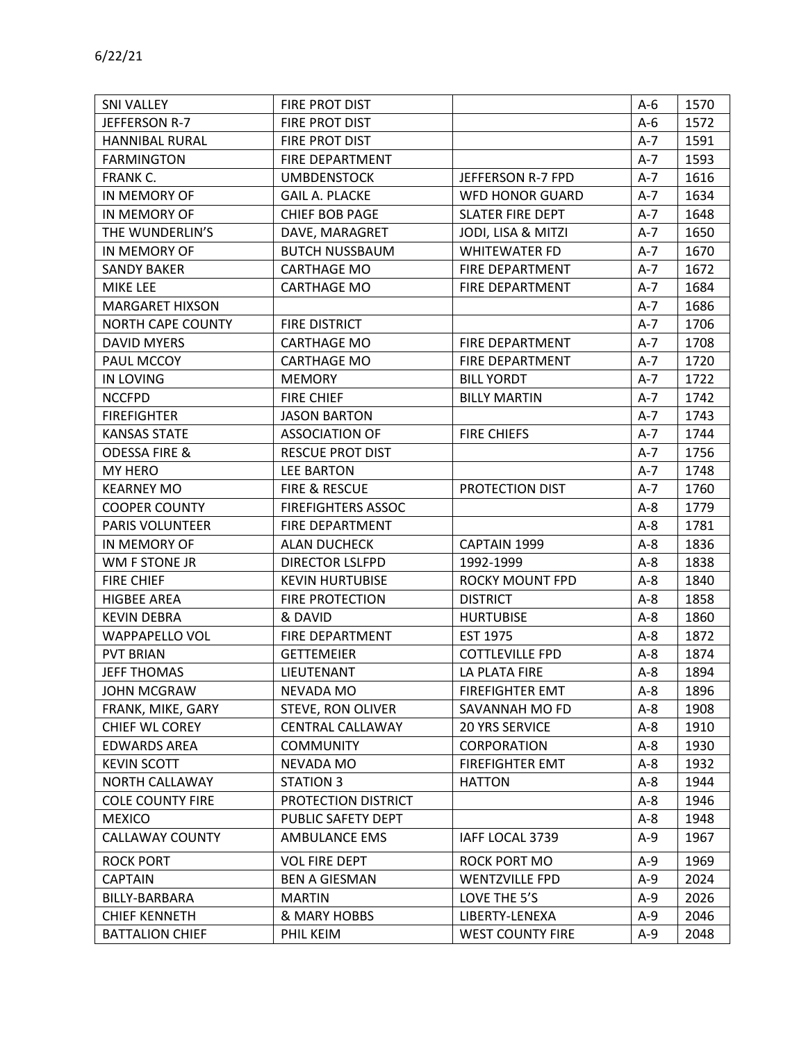6/22/21

| | | | | |
|---|---|---|---|---|
| SNI VALLEY | FIRE PROT DIST | | A-6 | 1570 |
| JEFFERSON R-7 | FIRE PROT DIST | | A-6 | 1572 |
| HANNIBAL RURAL | FIRE PROT DIST | | A-7 | 1591 |
| FARMINGTON | FIRE DEPARTMENT | | A-7 | 1593 |
| FRANK C. | UMBDENSTOCK | JEFFERSON R-7 FPD | A-7 | 1616 |
| IN MEMORY OF | GAIL A. PLACKE | WFD HONOR GUARD | A-7 | 1634 |
| IN MEMORY OF | CHIEF BOB PAGE | SLATER FIRE DEPT | A-7 | 1648 |
| THE WUNDERLIN'S | DAVE, MARAGRET | JODI, LISA & MITZI | A-7 | 1650 |
| IN MEMORY OF | BUTCH NUSSBAUM | WHITEWATER FD | A-7 | 1670 |
| SANDY BAKER | CARTHAGE MO | FIRE DEPARTMENT | A-7 | 1672 |
| MIKE LEE | CARTHAGE MO | FIRE DEPARTMENT | A-7 | 1684 |
| MARGARET HIXSON | | | A-7 | 1686 |
| NORTH CAPE COUNTY | FIRE DISTRICT | | A-7 | 1706 |
| DAVID MYERS | CARTHAGE MO | FIRE DEPARTMENT | A-7 | 1708 |
| PAUL MCCOY | CARTHAGE MO | FIRE DEPARTMENT | A-7 | 1720 |
| IN LOVING | MEMORY | BILL YORDT | A-7 | 1722 |
| NCCFPD | FIRE CHIEF | BILLY MARTIN | A-7 | 1742 |
| FIREFIGHTER | JASON BARTON | | A-7 | 1743 |
| KANSAS STATE | ASSOCIATION OF | FIRE CHIEFS | A-7 | 1744 |
| ODESSA FIRE & | RESCUE PROT DIST | | A-7 | 1756 |
| MY HERO | LEE BARTON | | A-7 | 1748 |
| KEARNEY MO | FIRE & RESCUE | PROTECTION DIST | A-7 | 1760 |
| COOPER COUNTY | FIREFIGHTERS ASSOC | | A-8 | 1779 |
| PARIS VOLUNTEER | FIRE DEPARTMENT | | A-8 | 1781 |
| IN MEMORY OF | ALAN DUCHECK | CAPTAIN 1999 | A-8 | 1836 |
| WM F STONE JR | DIRECTOR LSLFPD | 1992-1999 | A-8 | 1838 |
| FIRE CHIEF | KEVIN HURTUBISE | ROCKY MOUNT FPD | A-8 | 1840 |
| HIGBEE AREA | FIRE PROTECTION | DISTRICT | A-8 | 1858 |
| KEVIN DEBRA | & DAVID | HURTUBISE | A-8 | 1860 |
| WAPPAPELLO VOL | FIRE DEPARTMENT | EST 1975 | A-8 | 1872 |
| PVT BRIAN | GETTEMEIER | COTTLEVILLE FPD | A-8 | 1874 |
| JEFF THOMAS | LIEUTENANT | LA PLATA FIRE | A-8 | 1894 |
| JOHN MCGRAW | NEVADA MO | FIREFIGHTER EMT | A-8 | 1896 |
| FRANK, MIKE, GARY | STEVE, RON OLIVER | SAVANNAH MO FD | A-8 | 1908 |
| CHIEF WL COREY | CENTRAL CALLAWAY | 20 YRS SERVICE | A-8 | 1910 |
| EDWARDS AREA | COMMUNITY | CORPORATION | A-8 | 1930 |
| KEVIN SCOTT | NEVADA MO | FIREFIGHTER EMT | A-8 | 1932 |
| NORTH CALLAWAY | STATION 3 | HATTON | A-8 | 1944 |
| COLE COUNTY FIRE | PROTECTION DISTRICT | | A-8 | 1946 |
| MEXICO | PUBLIC SAFETY DEPT | | A-8 | 1948 |
| CALLAWAY COUNTY | AMBULANCE EMS | IAFF LOCAL 3739 | A-9 | 1967 |
| ROCK PORT | VOL FIRE DEPT | ROCK PORT MO | A-9 | 1969 |
| CAPTAIN | BEN A GIESMAN | WENTZVILLE FPD | A-9 | 2024 |
| BILLY-BARBARA | MARTIN | LOVE THE 5'S | A-9 | 2026 |
| CHIEF KENNETH | & MARY HOBBS | LIBERTY-LENEXA | A-9 | 2046 |
| BATTALION CHIEF | PHIL KEIM | WEST COUNTY FIRE | A-9 | 2048 |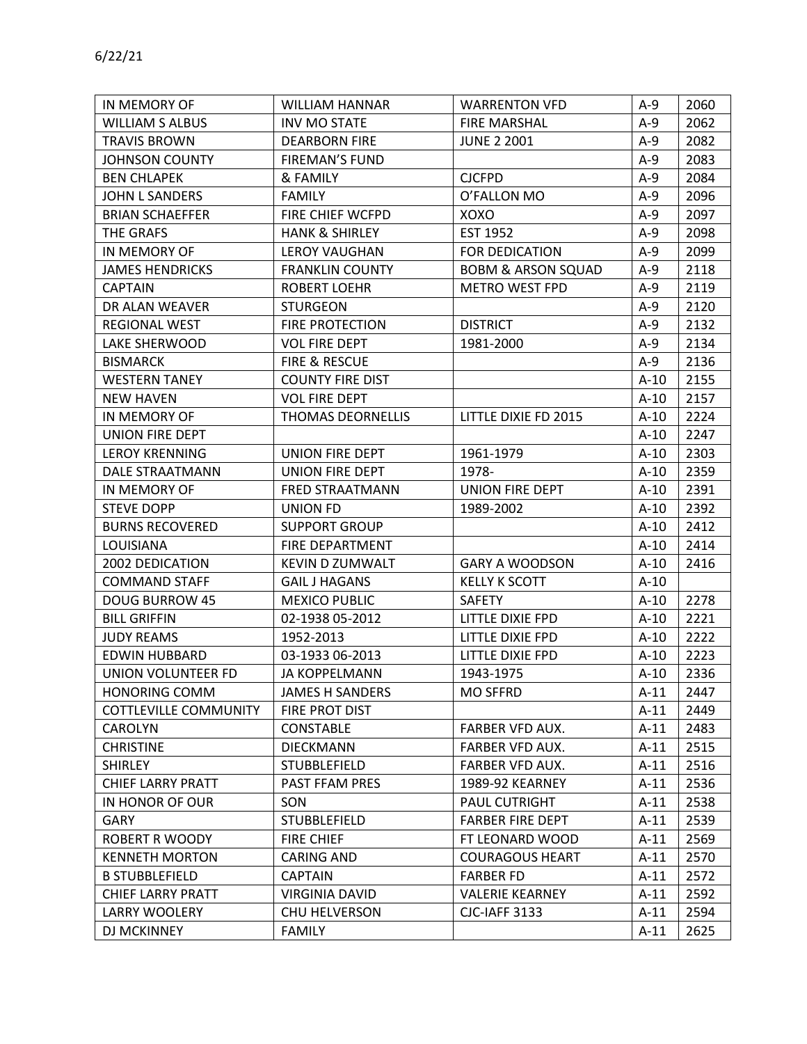6/22/21

| | | | | |
|---|---|---|---|---|
| IN MEMORY OF | WILLIAM HANNAR | WARRENTON VFD | A-9 | 2060 |
| WILLIAM S ALBUS | INV MO STATE | FIRE MARSHAL | A-9 | 2062 |
| TRAVIS BROWN | DEARBORN FIRE | JUNE 2 2001 | A-9 | 2082 |
| JOHNSON COUNTY | FIREMAN'S FUND | | A-9 | 2083 |
| BEN CHLAPEK | & FAMILY | CJCFPD | A-9 | 2084 |
| JOHN L SANDERS | FAMILY | O'FALLON MO | A-9 | 2096 |
| BRIAN SCHAEFFER | FIRE CHIEF WCFPD | XOXO | A-9 | 2097 |
| THE GRAFS | HANK & SHIRLEY | EST 1952 | A-9 | 2098 |
| IN MEMORY OF | LEROY VAUGHAN | FOR DEDICATION | A-9 | 2099 |
| JAMES HENDRICKS | FRANKLIN COUNTY | BOBM & ARSON SQUAD | A-9 | 2118 |
| CAPTAIN | ROBERT LOEHR | METRO WEST FPD | A-9 | 2119 |
| DR ALAN WEAVER | STURGEON | | A-9 | 2120 |
| REGIONAL WEST | FIRE PROTECTION | DISTRICT | A-9 | 2132 |
| LAKE SHERWOOD | VOL FIRE DEPT | 1981-2000 | A-9 | 2134 |
| BISMARCK | FIRE & RESCUE | | A-9 | 2136 |
| WESTERN TANEY | COUNTY FIRE DIST | | A-10 | 2155 |
| NEW HAVEN | VOL FIRE DEPT | | A-10 | 2157 |
| IN MEMORY OF | THOMAS DEORNELLIS | LITTLE DIXIE FD 2015 | A-10 | 2224 |
| UNION FIRE DEPT | | | A-10 | 2247 |
| LEROY KRENNING | UNION FIRE DEPT | 1961-1979 | A-10 | 2303 |
| DALE STRAATMANN | UNION FIRE DEPT | 1978- | A-10 | 2359 |
| IN MEMORY OF | FRED STRAATMANN | UNION FIRE DEPT | A-10 | 2391 |
| STEVE DOPP | UNION FD | 1989-2002 | A-10 | 2392 |
| BURNS RECOVERED | SUPPORT GROUP | | A-10 | 2412 |
| LOUISIANA | FIRE DEPARTMENT | | A-10 | 2414 |
| 2002 DEDICATION | KEVIN D ZUMWALT | GARY A WOODSON | A-10 | 2416 |
| COMMAND STAFF | GAIL J HAGANS | KELLY K SCOTT | A-10 | |
| DOUG BURROW 45 | MEXICO PUBLIC | SAFETY | A-10 | 2278 |
| BILL GRIFFIN | 02-1938 05-2012 | LITTLE DIXIE FPD | A-10 | 2221 |
| JUDY REAMS | 1952-2013 | LITTLE DIXIE FPD | A-10 | 2222 |
| EDWIN HUBBARD | 03-1933 06-2013 | LITTLE DIXIE FPD | A-10 | 2223 |
| UNION VOLUNTEER FD | JA KOPPELMANN | 1943-1975 | A-10 | 2336 |
| HONORING COMM | JAMES H SANDERS | MO SFFRD | A-11 | 2447 |
| COTTLEVILLE COMMUNITY | FIRE PROT DIST | | A-11 | 2449 |
| CAROLYN | CONSTABLE | FARBER VFD AUX. | A-11 | 2483 |
| CHRISTINE | DIECKMANN | FARBER VFD AUX. | A-11 | 2515 |
| SHIRLEY | STUBBLEFIELD | FARBER VFD AUX. | A-11 | 2516 |
| CHIEF LARRY PRATT | PAST FFAM PRES | 1989-92 KEARNEY | A-11 | 2536 |
| IN HONOR OF OUR | SON | PAUL CUTRIGHT | A-11 | 2538 |
| GARY | STUBBLEFIELD | FARBER FIRE DEPT | A-11 | 2539 |
| ROBERT R WOODY | FIRE CHIEF | FT LEONARD WOOD | A-11 | 2569 |
| KENNETH MORTON | CARING AND | COURAGOUS HEART | A-11 | 2570 |
| B STUBBLEFIELD | CAPTAIN | FARBER FD | A-11 | 2572 |
| CHIEF LARRY PRATT | VIRGINIA DAVID | VALERIE KEARNEY | A-11 | 2592 |
| LARRY WOOLERY | CHU HELVERSON | CJC-IAFF 3133 | A-11 | 2594 |
| DJ MCKINNEY | FAMILY | | A-11 | 2625 |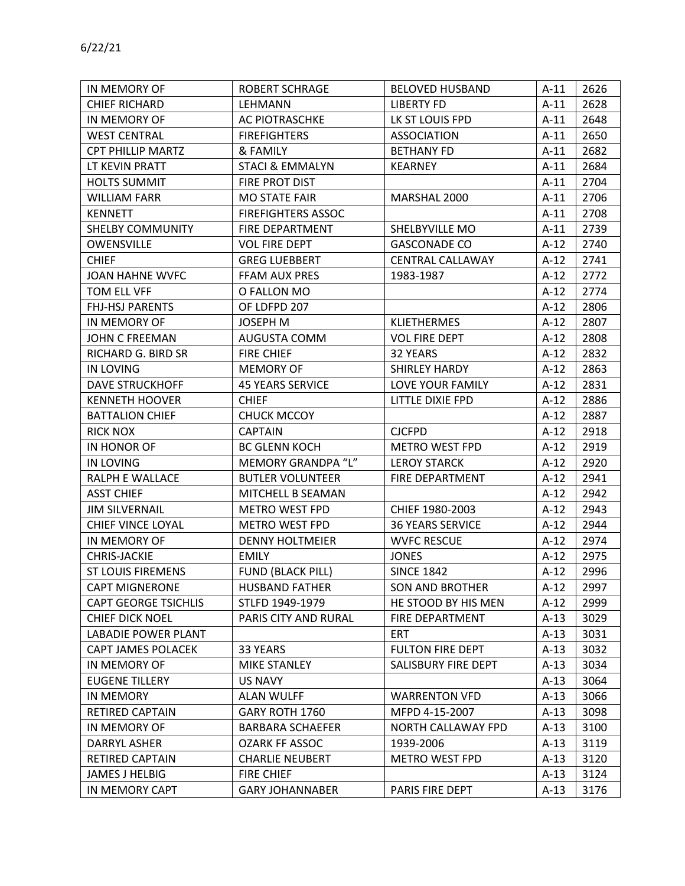6/22/21

| IN MEMORY OF | ROBERT SCHRAGE | BELOVED HUSBAND | A-11 | 2626 |
|---|---|---|---|---|
| CHIEF RICHARD | LEHMANN | LIBERTY FD | A-11 | 2628 |
| IN MEMORY OF | AC PIOTRASCHKE | LK ST LOUIS FPD | A-11 | 2648 |
| WEST CENTRAL | FIREFIGHTERS | ASSOCIATION | A-11 | 2650 |
| CPT PHILLIP MARTZ | & FAMILY | BETHANY FD | A-11 | 2682 |
| LT KEVIN PRATT | STACI & EMMALYN | KEARNEY | A-11 | 2684 |
| HOLTS SUMMIT | FIRE PROT DIST | | A-11 | 2704 |
| WILLIAM FARR | MO STATE FAIR | MARSHAL 2000 | A-11 | 2706 |
| KENNETT | FIREFIGHTERS ASSOC | | A-11 | 2708 |
| SHELBY COMMUNITY | FIRE DEPARTMENT | SHELBYVILLE MO | A-11 | 2739 |
| OWENSVILLE | VOL FIRE DEPT | GASCONADE CO | A-12 | 2740 |
| CHIEF | GREG LUEBBERT | CENTRAL CALLAWAY | A-12 | 2741 |
| JOAN HAHNE WVFC | FFAM AUX PRES | 1983-1987 | A-12 | 2772 |
| TOM ELL VFF | O FALLON MO | | A-12 | 2774 |
| FHJ-HSJ PARENTS | OF LDFPD 207 | | A-12 | 2806 |
| IN MEMORY OF | JOSEPH M | KLIETHERMES | A-12 | 2807 |
| JOHN C FREEMAN | AUGUSTA COMM | VOL FIRE DEPT | A-12 | 2808 |
| RICHARD G. BIRD SR | FIRE CHIEF | 32 YEARS | A-12 | 2832 |
| IN LOVING | MEMORY OF | SHIRLEY HARDY | A-12 | 2863 |
| DAVE STRUCKHOFF | 45 YEARS SERVICE | LOVE YOUR FAMILY | A-12 | 2831 |
| KENNETH HOOVER | CHIEF | LITTLE DIXIE FPD | A-12 | 2886 |
| BATTALION CHIEF | CHUCK MCCOY | | A-12 | 2887 |
| RICK NOX | CAPTAIN | CJCFPD | A-12 | 2918 |
| IN HONOR OF | BC GLENN KOCH | METRO WEST FPD | A-12 | 2919 |
| IN LOVING | MEMORY GRANDPA "L" | LEROY STARCK | A-12 | 2920 |
| RALPH E WALLACE | BUTLER VOLUNTEER | FIRE DEPARTMENT | A-12 | 2941 |
| ASST CHIEF | MITCHELL B SEAMAN | | A-12 | 2942 |
| JIM SILVERNAIL | METRO WEST FPD | CHIEF 1980-2003 | A-12 | 2943 |
| CHIEF VINCE LOYAL | METRO WEST FPD | 36 YEARS SERVICE | A-12 | 2944 |
| IN MEMORY OF | DENNY HOLTMEIER | WVFC RESCUE | A-12 | 2974 |
| CHRIS-JACKIE | EMILY | JONES | A-12 | 2975 |
| ST LOUIS FIREMENS | FUND (BLACK PILL) | SINCE 1842 | A-12 | 2996 |
| CAPT MIGNERONE | HUSBAND FATHER | SON AND BROTHER | A-12 | 2997 |
| CAPT GEORGE TSICHLIS | STLFD 1949-1979 | HE STOOD BY HIS MEN | A-12 | 2999 |
| CHIEF DICK NOEL | PARIS CITY AND RURAL | FIRE DEPARTMENT | A-13 | 3029 |
| LABADIE POWER PLANT | | ERT | A-13 | 3031 |
| CAPT JAMES POLACEK | 33 YEARS | FULTON FIRE DEPT | A-13 | 3032 |
| IN MEMORY OF | MIKE STANLEY | SALISBURY FIRE DEPT | A-13 | 3034 |
| EUGENE TILLERY | US NAVY | | A-13 | 3064 |
| IN MEMORY | ALAN WULFF | WARRENTON VFD | A-13 | 3066 |
| RETIRED CAPTAIN | GARY ROTH 1760 | MFPD 4-15-2007 | A-13 | 3098 |
| IN MEMORY OF | BARBARA SCHAEFER | NORTH CALLAWAY FPD | A-13 | 3100 |
| DARRYL ASHER | OZARK FF ASSOC | 1939-2006 | A-13 | 3119 |
| RETIRED CAPTAIN | CHARLIE NEUBERT | METRO WEST FPD | A-13 | 3120 |
| JAMES J HELBIG | FIRE CHIEF | | A-13 | 3124 |
| IN MEMORY CAPT | GARY JOHANNABER | PARIS FIRE DEPT | A-13 | 3176 |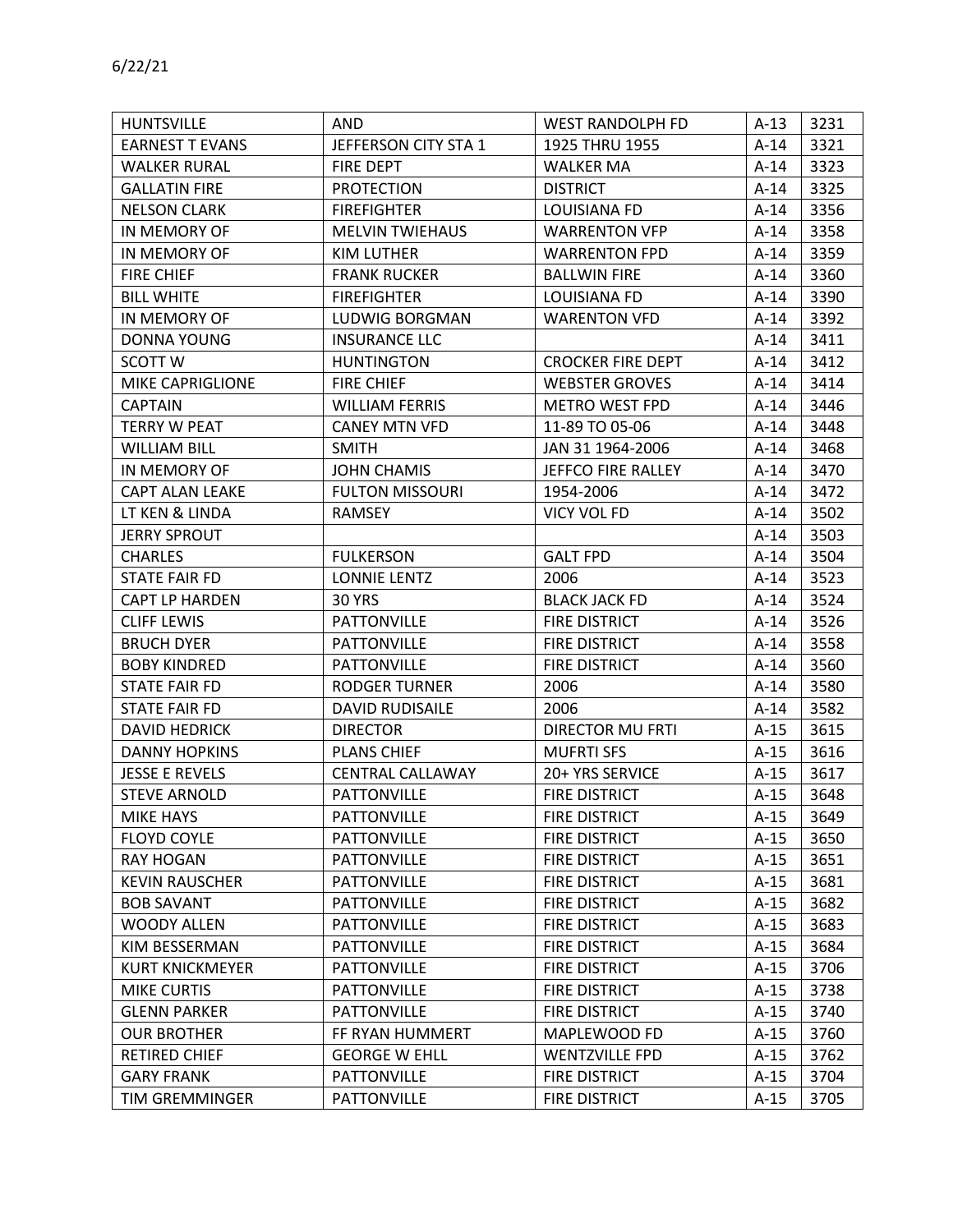6/22/21

| HUNTSVILLE | AND | WEST RANDOLPH FD | A-13 | 3231 |
|---|---|---|---|---|
| EARNEST T EVANS | JEFFERSON CITY STA 1 | 1925 THRU 1955 | A-14 | 3321 |
| WALKER RURAL | FIRE DEPT | WALKER MA | A-14 | 3323 |
| GALLATIN FIRE | PROTECTION | DISTRICT | A-14 | 3325 |
| NELSON CLARK | FIREFIGHTER | LOUISIANA FD | A-14 | 3356 |
| IN MEMORY OF | MELVIN TWIEHAUS | WARRENTON VFP | A-14 | 3358 |
| IN MEMORY OF | KIM LUTHER | WARRENTON FPD | A-14 | 3359 |
| FIRE CHIEF | FRANK RUCKER | BALLWIN FIRE | A-14 | 3360 |
| BILL WHITE | FIREFIGHTER | LOUISIANA FD | A-14 | 3390 |
| IN MEMORY OF | LUDWIG BORGMAN | WARENTON VFD | A-14 | 3392 |
| DONNA YOUNG | INSURANCE LLC | | A-14 | 3411 |
| SCOTT W | HUNTINGTON | CROCKER FIRE DEPT | A-14 | 3412 |
| MIKE CAPRIGLIONE | FIRE CHIEF | WEBSTER GROVES | A-14 | 3414 |
| CAPTAIN | WILLIAM FERRIS | METRO WEST FPD | A-14 | 3446 |
| TERRY W PEAT | CANEY MTN VFD | 11-89 TO 05-06 | A-14 | 3448 |
| WILLIAM BILL | SMITH | JAN 31 1964-2006 | A-14 | 3468 |
| IN MEMORY OF | JOHN CHAMIS | JEFFCO FIRE RALLEY | A-14 | 3470 |
| CAPT ALAN LEAKE | FULTON MISSOURI | 1954-2006 | A-14 | 3472 |
| LT KEN & LINDA | RAMSEY | VICY VOL FD | A-14 | 3502 |
| JERRY SPROUT | | | A-14 | 3503 |
| CHARLES | FULKERSON | GALT FPD | A-14 | 3504 |
| STATE FAIR FD | LONNIE LENTZ | 2006 | A-14 | 3523 |
| CAPT LP HARDEN | 30 YRS | BLACK JACK FD | A-14 | 3524 |
| CLIFF LEWIS | PATTONVILLE | FIRE DISTRICT | A-14 | 3526 |
| BRUCH DYER | PATTONVILLE | FIRE DISTRICT | A-14 | 3558 |
| BOBY KINDRED | PATTONVILLE | FIRE DISTRICT | A-14 | 3560 |
| STATE FAIR FD | RODGER TURNER | 2006 | A-14 | 3580 |
| STATE FAIR FD | DAVID RUDISAILE | 2006 | A-14 | 3582 |
| DAVID HEDRICK | DIRECTOR | DIRECTOR MU FRTI | A-15 | 3615 |
| DANNY HOPKINS | PLANS CHIEF | MUFRTI SFS | A-15 | 3616 |
| JESSE E REVELS | CENTRAL CALLAWAY | 20+ YRS SERVICE | A-15 | 3617 |
| STEVE ARNOLD | PATTONVILLE | FIRE DISTRICT | A-15 | 3648 |
| MIKE HAYS | PATTONVILLE | FIRE DISTRICT | A-15 | 3649 |
| FLOYD COYLE | PATTONVILLE | FIRE DISTRICT | A-15 | 3650 |
| RAY HOGAN | PATTONVILLE | FIRE DISTRICT | A-15 | 3651 |
| KEVIN RAUSCHER | PATTONVILLE | FIRE DISTRICT | A-15 | 3681 |
| BOB SAVANT | PATTONVILLE | FIRE DISTRICT | A-15 | 3682 |
| WOODY ALLEN | PATTONVILLE | FIRE DISTRICT | A-15 | 3683 |
| KIM BESSERMAN | PATTONVILLE | FIRE DISTRICT | A-15 | 3684 |
| KURT KNICKMEYER | PATTONVILLE | FIRE DISTRICT | A-15 | 3706 |
| MIKE CURTIS | PATTONVILLE | FIRE DISTRICT | A-15 | 3738 |
| GLENN PARKER | PATTONVILLE | FIRE DISTRICT | A-15 | 3740 |
| OUR BROTHER | FF RYAN HUMMERT | MAPLEWOOD FD | A-15 | 3760 |
| RETIRED CHIEF | GEORGE W EHLL | WENTZVILLE FPD | A-15 | 3762 |
| GARY FRANK | PATTONVILLE | FIRE DISTRICT | A-15 | 3704 |
| TIM GREMMINGER | PATTONVILLE | FIRE DISTRICT | A-15 | 3705 |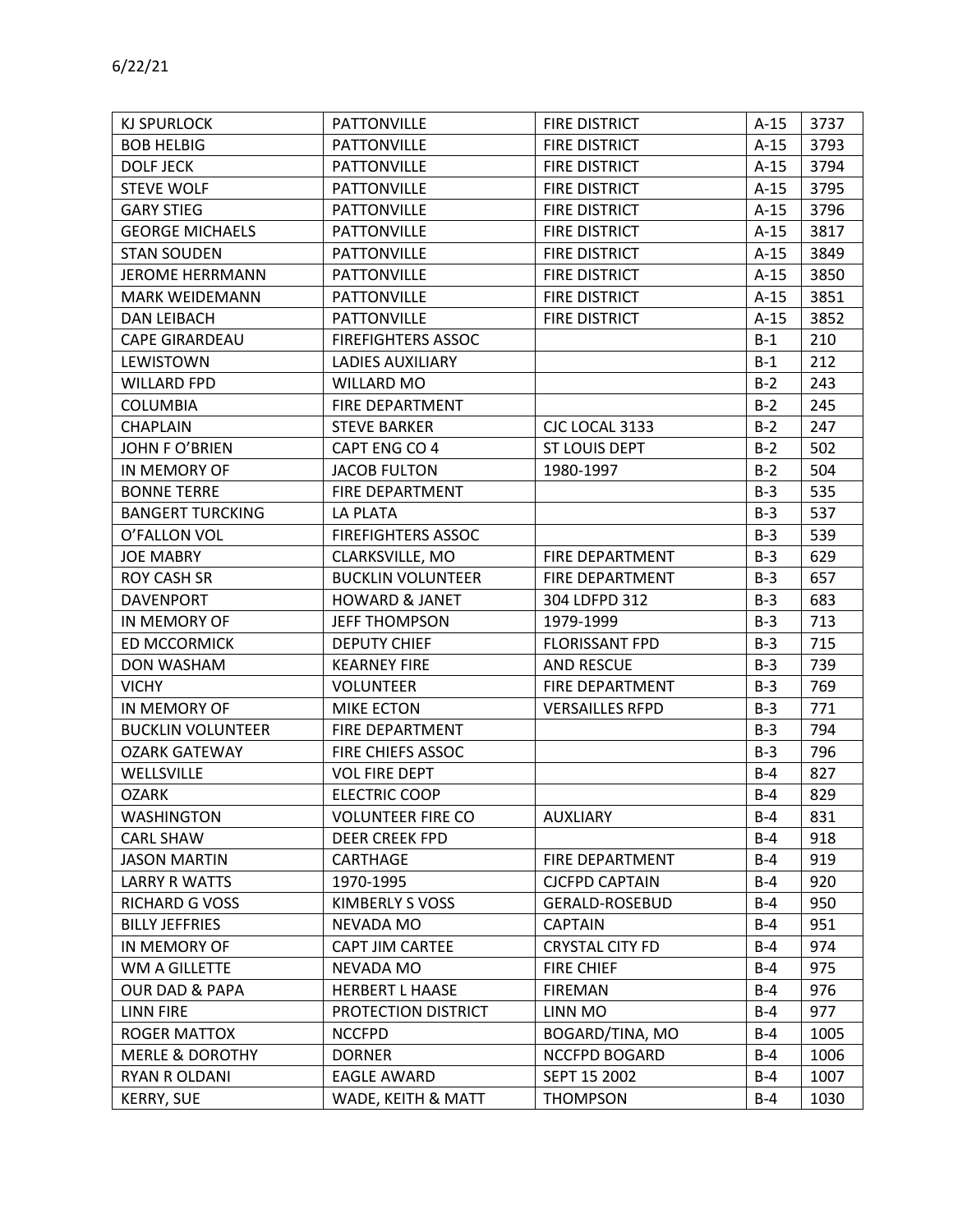6/22/21

| KJ SPURLOCK | PATTONVILLE | FIRE DISTRICT | A-15 | 3737 |
|---|---|---|---|---|
| BOB HELBIG | PATTONVILLE | FIRE DISTRICT | A-15 | 3793 |
| DOLF JECK | PATTONVILLE | FIRE DISTRICT | A-15 | 3794 |
| STEVE WOLF | PATTONVILLE | FIRE DISTRICT | A-15 | 3795 |
| GARY STIEG | PATTONVILLE | FIRE DISTRICT | A-15 | 3796 |
| GEORGE MICHAELS | PATTONVILLE | FIRE DISTRICT | A-15 | 3817 |
| STAN SOUDEN | PATTONVILLE | FIRE DISTRICT | A-15 | 3849 |
| JEROME HERRMANN | PATTONVILLE | FIRE DISTRICT | A-15 | 3850 |
| MARK WEIDEMANN | PATTONVILLE | FIRE DISTRICT | A-15 | 3851 |
| DAN LEIBACH | PATTONVILLE | FIRE DISTRICT | A-15 | 3852 |
| CAPE GIRARDEAU | FIREFIGHTERS ASSOC | | B-1 | 210 |
| LEWISTOWN | LADIES AUXILIARY | | B-1 | 212 |
| WILLARD FPD | WILLARD MO | | B-2 | 243 |
| COLUMBIA | FIRE DEPARTMENT | | B-2 | 245 |
| CHAPLAIN | STEVE BARKER | CJC LOCAL 3133 | B-2 | 247 |
| JOHN F O'BRIEN | CAPT ENG CO 4 | ST LOUIS DEPT | B-2 | 502 |
| IN MEMORY OF | JACOB FULTON | 1980-1997 | B-2 | 504 |
| BONNE TERRE | FIRE DEPARTMENT | | B-3 | 535 |
| BANGERT TURCKING | LA PLATA | | B-3 | 537 |
| O'FALLON VOL | FIREFIGHTERS ASSOC | | B-3 | 539 |
| JOE MABRY | CLARKSVILLE, MO | FIRE DEPARTMENT | B-3 | 629 |
| ROY CASH SR | BUCKLIN VOLUNTEER | FIRE DEPARTMENT | B-3 | 657 |
| DAVENPORT | HOWARD & JANET | 304 LDFPD 312 | B-3 | 683 |
| IN MEMORY OF | JEFF THOMPSON | 1979-1999 | B-3 | 713 |
| ED MCCORMICK | DEPUTY CHIEF | FLORISSANT FPD | B-3 | 715 |
| DON WASHAM | KEARNEY FIRE | AND RESCUE | B-3 | 739 |
| VICHY | VOLUNTEER | FIRE DEPARTMENT | B-3 | 769 |
| IN MEMORY OF | MIKE ECTON | VERSAILLES RFPD | B-3 | 771 |
| BUCKLIN VOLUNTEER | FIRE DEPARTMENT | | B-3 | 794 |
| OZARK GATEWAY | FIRE CHIEFS ASSOC | | B-3 | 796 |
| WELLSVILLE | VOL FIRE DEPT | | B-4 | 827 |
| OZARK | ELECTRIC COOP | | B-4 | 829 |
| WASHINGTON | VOLUNTEER FIRE CO | AUXLIARY | B-4 | 831 |
| CARL SHAW | DEER CREEK FPD | | B-4 | 918 |
| JASON MARTIN | CARTHAGE | FIRE DEPARTMENT | B-4 | 919 |
| LARRY R WATTS | 1970-1995 | CJCFPD CAPTAIN | B-4 | 920 |
| RICHARD G VOSS | KIMBERLY S VOSS | GERALD-ROSEBUD | B-4 | 950 |
| BILLY JEFFRIES | NEVADA MO | CAPTAIN | B-4 | 951 |
| IN MEMORY OF | CAPT JIM CARTEE | CRYSTAL CITY FD | B-4 | 974 |
| WM A GILLETTE | NEVADA MO | FIRE CHIEF | B-4 | 975 |
| OUR DAD & PAPA | HERBERT L HAASE | FIREMAN | B-4 | 976 |
| LINN FIRE | PROTECTION DISTRICT | LINN MO | B-4 | 977 |
| ROGER MATTOX | NCCFPD | BOGARD/TINA, MO | B-4 | 1005 |
| MERLE & DOROTHY | DORNER | NCCFPD BOGARD | B-4 | 1006 |
| RYAN R OLDANI | EAGLE AWARD | SEPT 15 2002 | B-4 | 1007 |
| KERRY, SUE | WADE, KEITH & MATT | THOMPSON | B-4 | 1030 |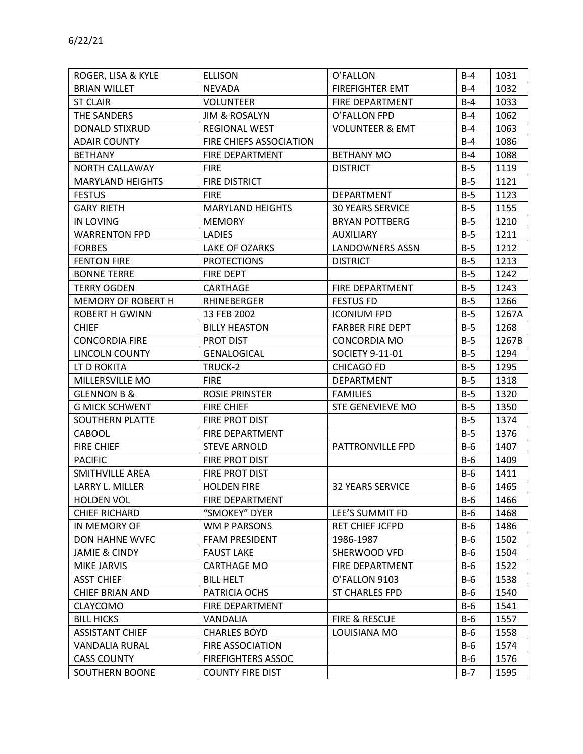6/22/21

| ROGER, LISA & KYLE | ELLISON | O'FALLON | B-4 | 1031 |
|---|---|---|---|---|
| BRIAN WILLET | NEVADA | FIREFIGHTER EMT | B-4 | 1032 |
| ST CLAIR | VOLUNTEER | FIRE DEPARTMENT | B-4 | 1033 |
| THE SANDERS | JIM & ROSALYN | O'FALLON FPD | B-4 | 1062 |
| DONALD STIXRUD | REGIONAL WEST | VOLUNTEER & EMT | B-4 | 1063 |
| ADAIR COUNTY | FIRE CHIEFS ASSOCIATION | | B-4 | 1086 |
| BETHANY | FIRE DEPARTMENT | BETHANY MO | B-4 | 1088 |
| NORTH CALLAWAY | FIRE | DISTRICT | B-5 | 1119 |
| MARYLAND HEIGHTS | FIRE DISTRICT | | B-5 | 1121 |
| FESTUS | FIRE | DEPARTMENT | B-5 | 1123 |
| GARY RIETH | MARYLAND HEIGHTS | 30 YEARS SERVICE | B-5 | 1155 |
| IN LOVING | MEMORY | BRYAN POTTBERG | B-5 | 1210 |
| WARRENTON FPD | LADIES | AUXILIARY | B-5 | 1211 |
| FORBES | LAKE OF OZARKS | LANDOWNERS ASSN | B-5 | 1212 |
| FENTON FIRE | PROTECTIONS | DISTRICT | B-5 | 1213 |
| BONNE TERRE | FIRE DEPT | | B-5 | 1242 |
| TERRY OGDEN | CARTHAGE | FIRE DEPARTMENT | B-5 | 1243 |
| MEMORY OF ROBERT H | RHINEBERGER | FESTUS FD | B-5 | 1266 |
| ROBERT H GWINN | 13 FEB 2002 | ICONIUM FPD | B-5 | 1267A |
| CHIEF | BILLY HEASTON | FARBER FIRE DEPT | B-5 | 1268 |
| CONCORDIA FIRE | PROT DIST | CONCORDIA MO | B-5 | 1267B |
| LINCOLN COUNTY | GENALOGICAL | SOCIETY 9-11-01 | B-5 | 1294 |
| LT D ROKITA | TRUCK-2 | CHICAGO FD | B-5 | 1295 |
| MILLERSVILLE MO | FIRE | DEPARTMENT | B-5 | 1318 |
| GLENNON B & | ROSIE PRINSTER | FAMILIES | B-5 | 1320 |
| G MICK SCHWENT | FIRE CHIEF | STE GENEVIEVE MO | B-5 | 1350 |
| SOUTHERN PLATTE | FIRE PROT DIST | | B-5 | 1374 |
| CABOOL | FIRE DEPARTMENT | | B-5 | 1376 |
| FIRE CHIEF | STEVE ARNOLD | PATTRONVILLE FPD | B-6 | 1407 |
| PACIFIC | FIRE PROT DIST | | B-6 | 1409 |
| SMITHVILLE AREA | FIRE PROT DIST | | B-6 | 1411 |
| LARRY L. MILLER | HOLDEN FIRE | 32 YEARS SERVICE | B-6 | 1465 |
| HOLDEN VOL | FIRE DEPARTMENT | | B-6 | 1466 |
| CHIEF RICHARD | "SMOKEY" DYER | LEE'S SUMMIT FD | B-6 | 1468 |
| IN MEMORY OF | WM P PARSONS | RET CHIEF JCFPD | B-6 | 1486 |
| DON HAHNE WVFC | FFAM PRESIDENT | 1986-1987 | B-6 | 1502 |
| JAMIE & CINDY | FAUST LAKE | SHERWOOD VFD | B-6 | 1504 |
| MIKE JARVIS | CARTHAGE MO | FIRE DEPARTMENT | B-6 | 1522 |
| ASST CHIEF | BILL HELT | O'FALLON 9103 | B-6 | 1538 |
| CHIEF BRIAN AND | PATRICIA OCHS | ST CHARLES FPD | B-6 | 1540 |
| CLAYCOMO | FIRE DEPARTMENT | | B-6 | 1541 |
| BILL HICKS | VANDALIA | FIRE & RESCUE | B-6 | 1557 |
| ASSISTANT CHIEF | CHARLES BOYD | LOUISIANA MO | B-6 | 1558 |
| VANDALIA RURAL | FIRE ASSOCIATION | | B-6 | 1574 |
| CASS COUNTY | FIREFIGHTERS ASSOC | | B-6 | 1576 |
| SOUTHERN BOONE | COUNTY FIRE DIST | | B-7 | 1595 |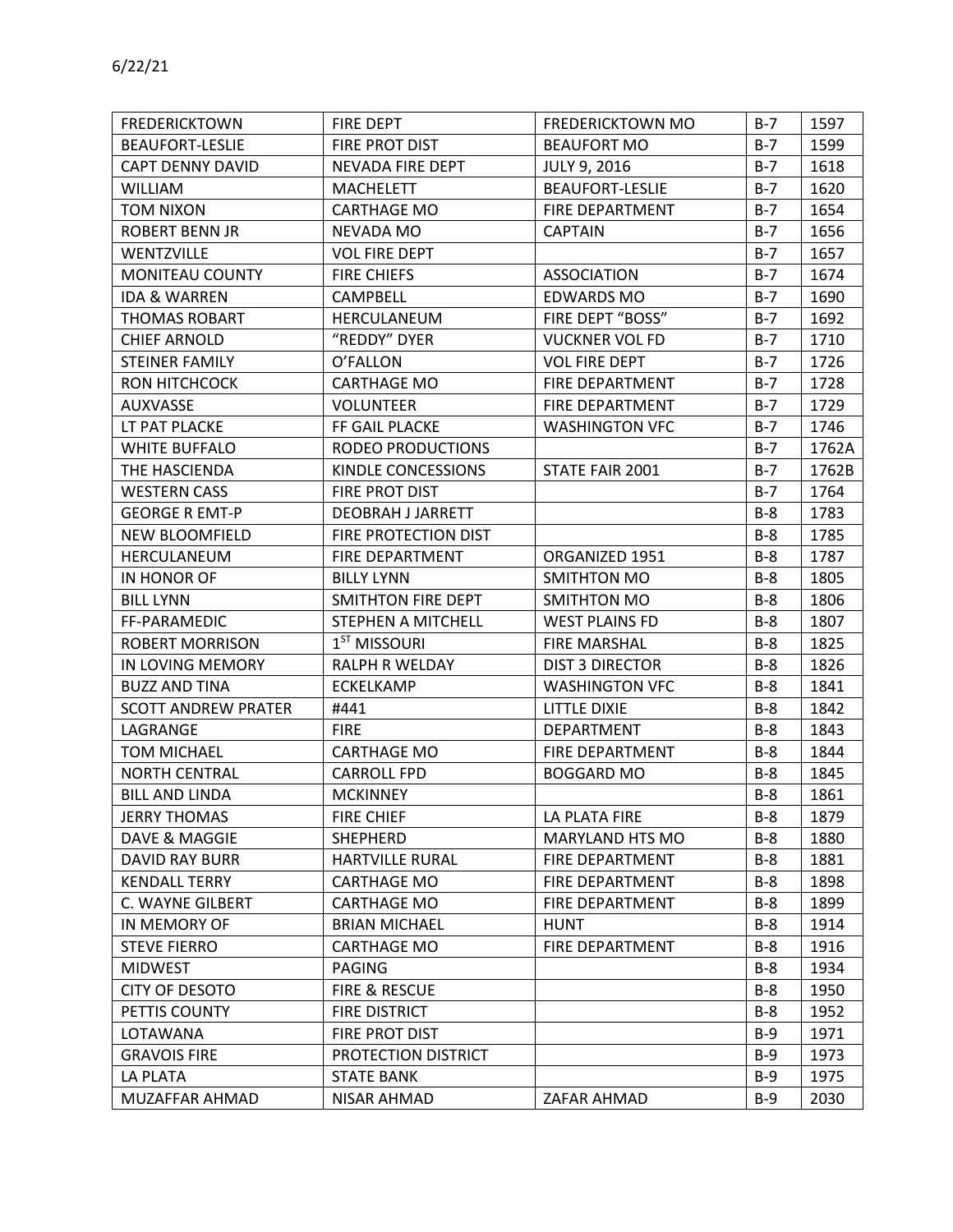6/22/21

| FREDERICKTOWN | FIRE DEPT | FREDERICKTOWN MO | B-7 | 1597 |
|---|---|---|---|---|
| BEAUFORT-LESLIE | FIRE PROT DIST | BEAUFORT MO | B-7 | 1599 |
| CAPT DENNY DAVID | NEVADA FIRE DEPT | JULY 9, 2016 | B-7 | 1618 |
| WILLIAM | MACHELETT | BEAUFORT-LESLIE | B-7 | 1620 |
| TOM NIXON | CARTHAGE MO | FIRE DEPARTMENT | B-7 | 1654 |
| ROBERT BENN JR | NEVADA MO | CAPTAIN | B-7 | 1656 |
| WENTZVILLE | VOL FIRE DEPT | | B-7 | 1657 |
| MONITEAU COUNTY | FIRE CHIEFS | ASSOCIATION | B-7 | 1674 |
| IDA & WARREN | CAMPBELL | EDWARDS MO | B-7 | 1690 |
| THOMAS ROBART | HERCULANEUM | FIRE DEPT "BOSS" | B-7 | 1692 |
| CHIEF ARNOLD | "REDDY" DYER | VUCKNER VOL FD | B-7 | 1710 |
| STEINER FAMILY | O'FALLON | VOL FIRE DEPT | B-7 | 1726 |
| RON HITCHCOCK | CARTHAGE MO | FIRE DEPARTMENT | B-7 | 1728 |
| AUXVASSE | VOLUNTEER | FIRE DEPARTMENT | B-7 | 1729 |
| LT PAT PLACKE | FF GAIL PLACKE | WASHINGTON VFC | B-7 | 1746 |
| WHITE BUFFALO | RODEO PRODUCTIONS | | B-7 | 1762A |
| THE HASCIENDA | KINDLE CONCESSIONS | STATE FAIR 2001 | B-7 | 1762B |
| WESTERN CASS | FIRE PROT DIST | | B-7 | 1764 |
| GEORGE R EMT-P | DEOBRAH J JARRETT | | B-8 | 1783 |
| NEW BLOOMFIELD | FIRE PROTECTION DIST | | B-8 | 1785 |
| HERCULANEUM | FIRE DEPARTMENT | ORGANIZED 1951 | B-8 | 1787 |
| IN HONOR OF | BILLY LYNN | SMITHTON MO | B-8 | 1805 |
| BILL LYNN | SMITHTON FIRE DEPT | SMITHTON MO | B-8 | 1806 |
| FF-PARAMEDIC | STEPHEN A MITCHELL | WEST PLAINS FD | B-8 | 1807 |
| ROBERT MORRISON | 1ST MISSOURI | FIRE MARSHAL | B-8 | 1825 |
| IN LOVING MEMORY | RALPH R WELDAY | DIST 3 DIRECTOR | B-8 | 1826 |
| BUZZ AND TINA | ECKELKAMP | WASHINGTON VFC | B-8 | 1841 |
| SCOTT ANDREW PRATER | #441 | LITTLE DIXIE | B-8 | 1842 |
| LAGRANGE | FIRE | DEPARTMENT | B-8 | 1843 |
| TOM MICHAEL | CARTHAGE MO | FIRE DEPARTMENT | B-8 | 1844 |
| NORTH CENTRAL | CARROLL FPD | BOGGARD MO | B-8 | 1845 |
| BILL AND LINDA | MCKINNEY | | B-8 | 1861 |
| JERRY THOMAS | FIRE CHIEF | LA PLATA FIRE | B-8 | 1879 |
| DAVE & MAGGIE | SHEPHERD | MARYLAND HTS MO | B-8 | 1880 |
| DAVID RAY BURR | HARTVILLE RURAL | FIRE DEPARTMENT | B-8 | 1881 |
| KENDALL TERRY | CARTHAGE MO | FIRE DEPARTMENT | B-8 | 1898 |
| C. WAYNE GILBERT | CARTHAGE MO | FIRE DEPARTMENT | B-8 | 1899 |
| IN MEMORY OF | BRIAN MICHAEL | HUNT | B-8 | 1914 |
| STEVE FIERRO | CARTHAGE MO | FIRE DEPARTMENT | B-8 | 1916 |
| MIDWEST | PAGING | | B-8 | 1934 |
| CITY OF DESOTO | FIRE & RESCUE | | B-8 | 1950 |
| PETTIS COUNTY | FIRE DISTRICT | | B-8 | 1952 |
| LOTAWANA | FIRE PROT DIST | | B-9 | 1971 |
| GRAVOIS FIRE | PROTECTION DISTRICT | | B-9 | 1973 |
| LA PLATA | STATE BANK | | B-9 | 1975 |
| MUZAFFAR AHMAD | NISAR AHMAD | ZAFAR AHMAD | B-9 | 2030 |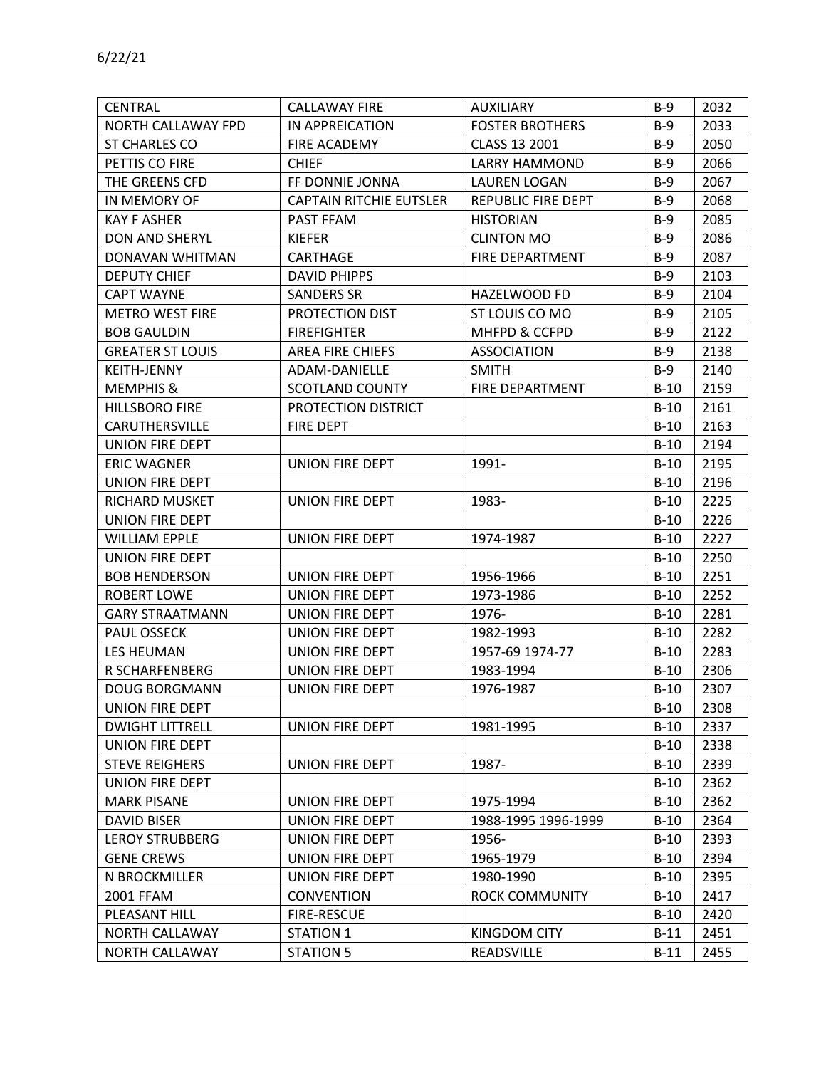6/22/21

| CENTRAL | CALLAWAY FIRE | AUXILIARY | B-9 | 2032 |
|---|---|---|---|---|
| NORTH CALLAWAY FPD | IN APPREICATION | FOSTER BROTHERS | B-9 | 2033 |
| ST CHARLES CO | FIRE ACADEMY | CLASS 13 2001 | B-9 | 2050 |
| PETTIS CO FIRE | CHIEF | LARRY HAMMOND | B-9 | 2066 |
| THE GREENS CFD | FF DONNIE JONNA | LAUREN LOGAN | B-9 | 2067 |
| IN MEMORY OF | CAPTAIN RITCHIE EUTSLER | REPUBLIC FIRE DEPT | B-9 | 2068 |
| KAY F ASHER | PAST FFAM | HISTORIAN | B-9 | 2085 |
| DON AND SHERYL | KIEFER | CLINTON MO | B-9 | 2086 |
| DONAVAN WHITMAN | CARTHAGE | FIRE DEPARTMENT | B-9 | 2087 |
| DEPUTY CHIEF | DAVID PHIPPS | | B-9 | 2103 |
| CAPT WAYNE | SANDERS SR | HAZELWOOD FD | B-9 | 2104 |
| METRO WEST FIRE | PROTECTION DIST | ST LOUIS CO MO | B-9 | 2105 |
| BOB GAULDIN | FIREFIGHTER | MHFPD & CCFPD | B-9 | 2122 |
| GREATER ST LOUIS | AREA FIRE CHIEFS | ASSOCIATION | B-9 | 2138 |
| KEITH-JENNY | ADAM-DANIELLE | SMITH | B-9 | 2140 |
| MEMPHIS & | SCOTLAND COUNTY | FIRE DEPARTMENT | B-10 | 2159 |
| HILLSBORO FIRE | PROTECTION DISTRICT | | B-10 | 2161 |
| CARUTHERSVILLE | FIRE DEPT | | B-10 | 2163 |
| UNION FIRE DEPT | | | B-10 | 2194 |
| ERIC WAGNER | UNION FIRE DEPT | 1991- | B-10 | 2195 |
| UNION FIRE DEPT | | | B-10 | 2196 |
| RICHARD MUSKET | UNION FIRE DEPT | 1983- | B-10 | 2225 |
| UNION FIRE DEPT | | | B-10 | 2226 |
| WILLIAM EPPLE | UNION FIRE DEPT | 1974-1987 | B-10 | 2227 |
| UNION FIRE DEPT | | | B-10 | 2250 |
| BOB HENDERSON | UNION FIRE DEPT | 1956-1966 | B-10 | 2251 |
| ROBERT LOWE | UNION FIRE DEPT | 1973-1986 | B-10 | 2252 |
| GARY STRAATMANN | UNION FIRE DEPT | 1976- | B-10 | 2281 |
| PAUL OSSECK | UNION FIRE DEPT | 1982-1993 | B-10 | 2282 |
| LES HEUMAN | UNION FIRE DEPT | 1957-69 1974-77 | B-10 | 2283 |
| R SCHARFENBERG | UNION FIRE DEPT | 1983-1994 | B-10 | 2306 |
| DOUG BORGMANN | UNION FIRE DEPT | 1976-1987 | B-10 | 2307 |
| UNION FIRE DEPT | | | B-10 | 2308 |
| DWIGHT LITTRELL | UNION FIRE DEPT | 1981-1995 | B-10 | 2337 |
| UNION FIRE DEPT | | | B-10 | 2338 |
| STEVE REIGHERS | UNION FIRE DEPT | 1987- | B-10 | 2339 |
| UNION FIRE DEPT | | | B-10 | 2362 |
| MARK PISANE | UNION FIRE DEPT | 1975-1994 | B-10 | 2362 |
| DAVID BISER | UNION FIRE DEPT | 1988-1995 1996-1999 | B-10 | 2364 |
| LEROY STRUBBERG | UNION FIRE DEPT | 1956- | B-10 | 2393 |
| GENE CREWS | UNION FIRE DEPT | 1965-1979 | B-10 | 2394 |
| N BROCKMILLER | UNION FIRE DEPT | 1980-1990 | B-10 | 2395 |
| 2001 FFAM | CONVENTION | ROCK COMMUNITY | B-10 | 2417 |
| PLEASANT HILL | FIRE-RESCUE | | B-10 | 2420 |
| NORTH CALLAWAY | STATION 1 | KINGDOM CITY | B-11 | 2451 |
| NORTH CALLAWAY | STATION 5 | READSVILLE | B-11 | 2455 |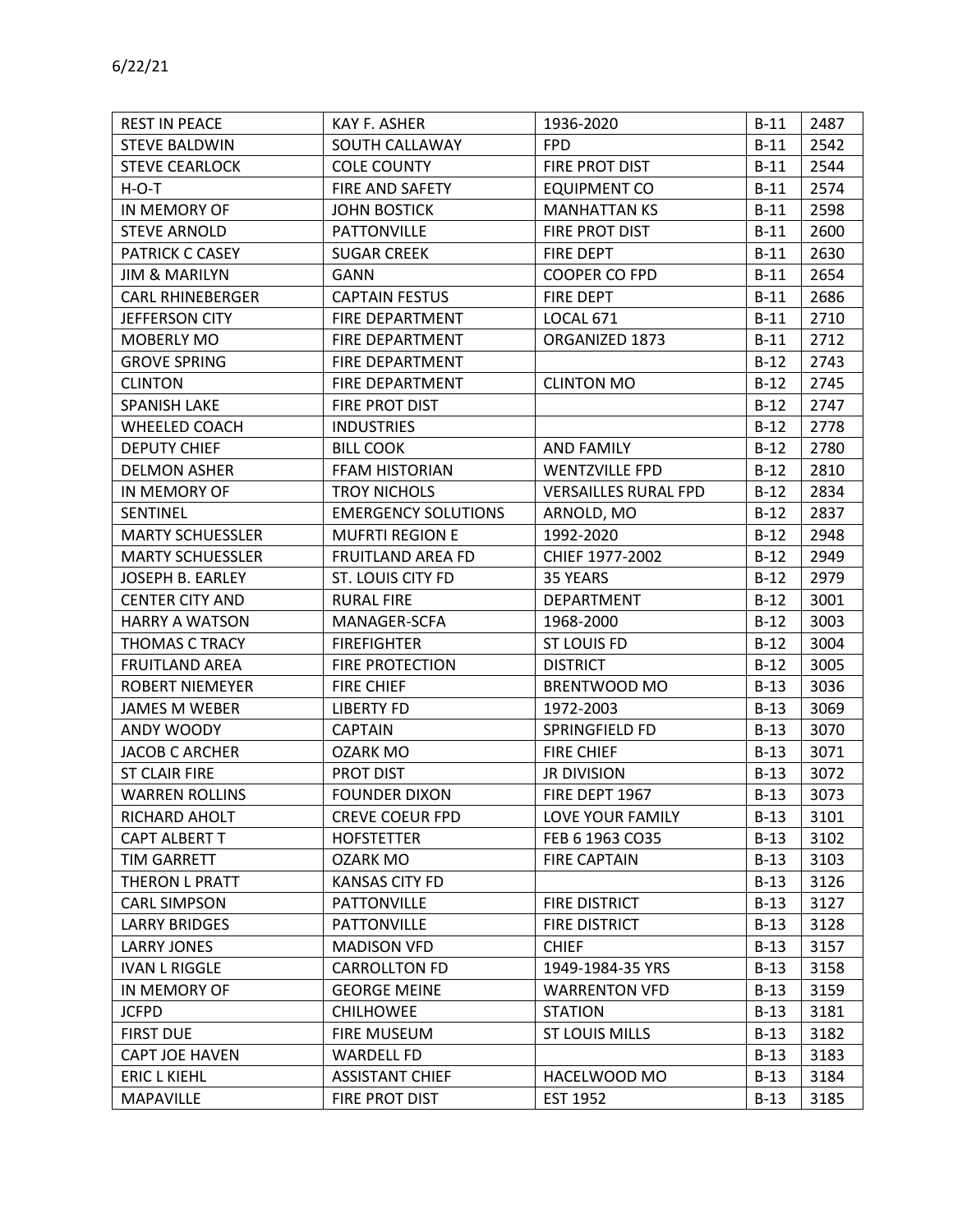6/22/21

| REST IN PEACE | KAY F. ASHER | 1936-2020 | B-11 | 2487 |
|---|---|---|---|---|
| STEVE BALDWIN | SOUTH CALLAWAY | FPD | B-11 | 2542 |
| STEVE CEARLOCK | COLE COUNTY | FIRE PROT DIST | B-11 | 2544 |
| H-O-T | FIRE AND SAFETY | EQUIPMENT CO | B-11 | 2574 |
| IN MEMORY OF | JOHN BOSTICK | MANHATTAN KS | B-11 | 2598 |
| STEVE ARNOLD | PATTONVILLE | FIRE PROT DIST | B-11 | 2600 |
| PATRICK C CASEY | SUGAR CREEK | FIRE DEPT | B-11 | 2630 |
| JIM & MARILYN | GANN | COOPER CO FPD | B-11 | 2654 |
| CARL RHINEBERGER | CAPTAIN FESTUS | FIRE DEPT | B-11 | 2686 |
| JEFFERSON CITY | FIRE DEPARTMENT | LOCAL 671 | B-11 | 2710 |
| MOBERLY MO | FIRE DEPARTMENT | ORGANIZED 1873 | B-11 | 2712 |
| GROVE SPRING | FIRE DEPARTMENT | | B-12 | 2743 |
| CLINTON | FIRE DEPARTMENT | CLINTON MO | B-12 | 2745 |
| SPANISH LAKE | FIRE PROT DIST | | B-12 | 2747 |
| WHEELED COACH | INDUSTRIES | | B-12 | 2778 |
| DEPUTY CHIEF | BILL COOK | AND FAMILY | B-12 | 2780 |
| DELMON ASHER | FFAM HISTORIAN | WENTZVILLE FPD | B-12 | 2810 |
| IN MEMORY OF | TROY NICHOLS | VERSAILLES RURAL FPD | B-12 | 2834 |
| SENTINEL | EMERGENCY SOLUTIONS | ARNOLD, MO | B-12 | 2837 |
| MARTY SCHUESSLER | MUFRTI REGION E | 1992-2020 | B-12 | 2948 |
| MARTY SCHUESSLER | FRUITLAND AREA FD | CHIEF 1977-2002 | B-12 | 2949 |
| JOSEPH B. EARLEY | ST. LOUIS CITY FD | 35 YEARS | B-12 | 2979 |
| CENTER CITY AND | RURAL FIRE | DEPARTMENT | B-12 | 3001 |
| HARRY A WATSON | MANAGER-SCFA | 1968-2000 | B-12 | 3003 |
| THOMAS C TRACY | FIREFIGHTER | ST LOUIS FD | B-12 | 3004 |
| FRUITLAND AREA | FIRE PROTECTION | DISTRICT | B-12 | 3005 |
| ROBERT NIEMEYER | FIRE CHIEF | BRENTWOOD MO | B-13 | 3036 |
| JAMES M WEBER | LIBERTY FD | 1972-2003 | B-13 | 3069 |
| ANDY WOODY | CAPTAIN | SPRINGFIELD FD | B-13 | 3070 |
| JACOB C ARCHER | OZARK MO | FIRE CHIEF | B-13 | 3071 |
| ST CLAIR FIRE | PROT DIST | JR DIVISION | B-13 | 3072 |
| WARREN ROLLINS | FOUNDER DIXON | FIRE DEPT 1967 | B-13 | 3073 |
| RICHARD AHOLT | CREVE COEUR FPD | LOVE YOUR FAMILY | B-13 | 3101 |
| CAPT ALBERT T | HOFSTETTER | FEB 6 1963 CO35 | B-13 | 3102 |
| TIM GARRETT | OZARK MO | FIRE CAPTAIN | B-13 | 3103 |
| THERON L PRATT | KANSAS CITY FD | | B-13 | 3126 |
| CARL SIMPSON | PATTONVILLE | FIRE DISTRICT | B-13 | 3127 |
| LARRY BRIDGES | PATTONVILLE | FIRE DISTRICT | B-13 | 3128 |
| LARRY JONES | MADISON VFD | CHIEF | B-13 | 3157 |
| IVAN L RIGGLE | CARROLLTON FD | 1949-1984-35 YRS | B-13 | 3158 |
| IN MEMORY OF | GEORGE MEINE | WARRENTON VFD | B-13 | 3159 |
| JCFPD | CHILHOWEE | STATION | B-13 | 3181 |
| FIRST DUE | FIRE MUSEUM | ST LOUIS MILLS | B-13 | 3182 |
| CAPT JOE HAVEN | WARDELL FD | | B-13 | 3183 |
| ERIC L KIEHL | ASSISTANT CHIEF | HACELWOOD MO | B-13 | 3184 |
| MAPAVILLE | FIRE PROT DIST | EST 1952 | B-13 | 3185 |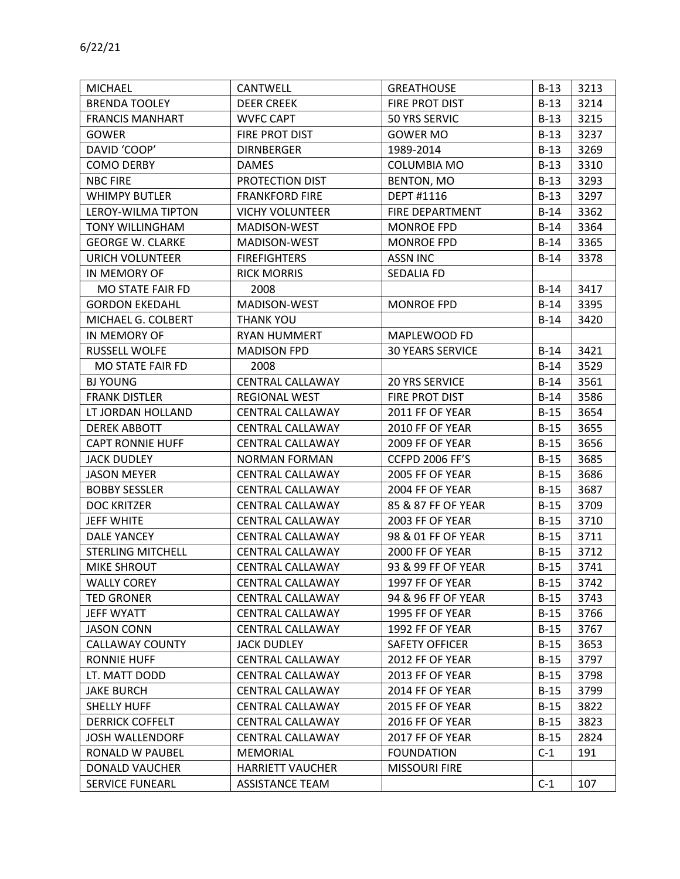6/22/21

| MICHAEL | CANTWELL | GREATHOUSE | B-13 | 3213 |
|---|---|---|---|---|
| BRENDA TOOLEY | DEER CREEK | FIRE PROT DIST | B-13 | 3214 |
| FRANCIS MANHART | WVFC CAPT | 50 YRS SERVIC | B-13 | 3215 |
| GOWER | FIRE PROT DIST | GOWER MO | B-13 | 3237 |
| DAVID 'COOP' | DIRNBERGER | 1989-2014 | B-13 | 3269 |
| COMO DERBY | DAMES | COLUMBIA MO | B-13 | 3310 |
| NBC FIRE | PROTECTION DIST | BENTON, MO | B-13 | 3293 |
| WHIMPY BUTLER | FRANKFORD FIRE | DEPT #1116 | B-13 | 3297 |
| LEROY-WILMA TIPTON | VICHY VOLUNTEER | FIRE DEPARTMENT | B-14 | 3362 |
| TONY WILLINGHAM | MADISON-WEST | MONROE FPD | B-14 | 3364 |
| GEORGE W. CLARKE | MADISON-WEST | MONROE FPD | B-14 | 3365 |
| URICH VOLUNTEER | FIREFIGHTERS | ASSN INC | B-14 | 3378 |
| IN MEMORY OF | RICK MORRIS | SEDALIA FD | | |
| MO STATE FAIR FD | 2008 | | B-14 | 3417 |
| GORDON EKEDAHL | MADISON-WEST | MONROE FPD | B-14 | 3395 |
| MICHAEL G. COLBERT | THANK YOU | | B-14 | 3420 |
| IN MEMORY OF | RYAN HUMMERT | MAPLEWOOD FD | | |
| RUSSELL WOLFE | MADISON FPD | 30 YEARS SERVICE | B-14 | 3421 |
| MO STATE FAIR FD | 2008 | | B-14 | 3529 |
| BJ YOUNG | CENTRAL CALLAWAY | 20 YRS SERVICE | B-14 | 3561 |
| FRANK DISTLER | REGIONAL WEST | FIRE PROT DIST | B-14 | 3586 |
| LT JORDAN HOLLAND | CENTRAL CALLAWAY | 2011 FF OF YEAR | B-15 | 3654 |
| DEREK ABBOTT | CENTRAL CALLAWAY | 2010 FF OF YEAR | B-15 | 3655 |
| CAPT RONNIE HUFF | CENTRAL CALLAWAY | 2009 FF OF YEAR | B-15 | 3656 |
| JACK DUDLEY | NORMAN FORMAN | CCFPD 2006 FF'S | B-15 | 3685 |
| JASON MEYER | CENTRAL CALLAWAY | 2005 FF OF YEAR | B-15 | 3686 |
| BOBBY SESSLER | CENTRAL CALLAWAY | 2004 FF OF YEAR | B-15 | 3687 |
| DOC KRITZER | CENTRAL CALLAWAY | 85 & 87 FF OF YEAR | B-15 | 3709 |
| JEFF WHITE | CENTRAL CALLAWAY | 2003 FF OF YEAR | B-15 | 3710 |
| DALE YANCEY | CENTRAL CALLAWAY | 98 & 01 FF OF YEAR | B-15 | 3711 |
| STERLING MITCHELL | CENTRAL CALLAWAY | 2000 FF OF YEAR | B-15 | 3712 |
| MIKE SHROUT | CENTRAL CALLAWAY | 93 & 99 FF OF YEAR | B-15 | 3741 |
| WALLY COREY | CENTRAL CALLAWAY | 1997 FF OF YEAR | B-15 | 3742 |
| TED GRONER | CENTRAL CALLAWAY | 94 & 96 FF OF YEAR | B-15 | 3743 |
| JEFF WYATT | CENTRAL CALLAWAY | 1995 FF OF YEAR | B-15 | 3766 |
| JASON CONN | CENTRAL CALLAWAY | 1992 FF OF YEAR | B-15 | 3767 |
| CALLAWAY COUNTY | JACK DUDLEY | SAFETY OFFICER | B-15 | 3653 |
| RONNIE HUFF | CENTRAL CALLAWAY | 2012 FF OF YEAR | B-15 | 3797 |
| LT. MATT DODD | CENTRAL CALLAWAY | 2013 FF OF YEAR | B-15 | 3798 |
| JAKE BURCH | CENTRAL CALLAWAY | 2014 FF OF YEAR | B-15 | 3799 |
| SHELLY HUFF | CENTRAL CALLAWAY | 2015 FF OF YEAR | B-15 | 3822 |
| DERRICK COFFELT | CENTRAL CALLAWAY | 2016 FF OF YEAR | B-15 | 3823 |
| JOSH WALLENDORF | CENTRAL CALLAWAY | 2017 FF OF YEAR | B-15 | 2824 |
| RONALD W PAUBEL | MEMORIAL | FOUNDATION | C-1 | 191 |
| DONALD VAUCHER | HARRIETT VAUCHER | MISSOURI FIRE | | |
| SERVICE FUNEARL | ASSISTANCE TEAM | | C-1 | 107 |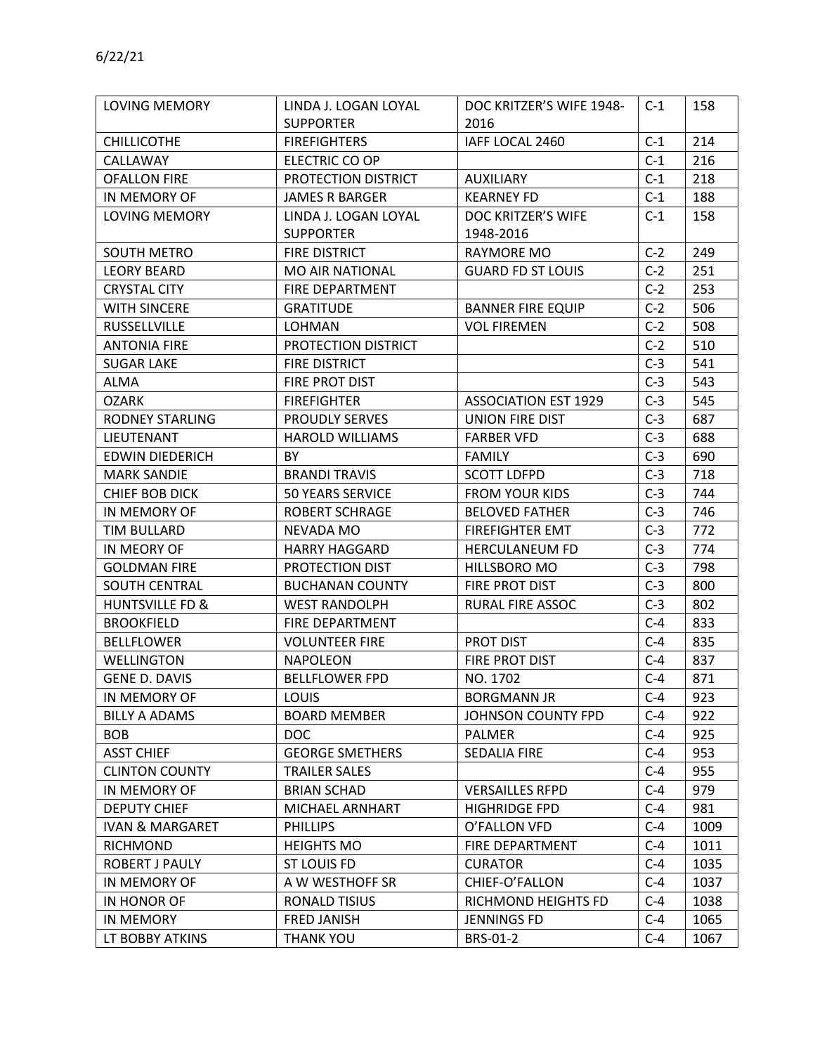6/22/21

| LOVING MEMORY | LINDA J. LOGAN LOYAL SUPPORTER | DOC KRITZER'S WIFE 1948-2016 | C-1 | 158 |
|---|---|---|---|---|
| CHILLICOTHE | FIREFIGHTERS | IAFF LOCAL 2460 | C-1 | 214 |
| CALLAWAY | ELECTRIC CO OP | | C-1 | 216 |
| OFALLON FIRE | PROTECTION DISTRICT | AUXILIARY | C-1 | 218 |
| IN MEMORY OF | JAMES R BARGER | KEARNEY FD | C-1 | 188 |
| LOVING MEMORY | LINDA J. LOGAN LOYAL SUPPORTER | DOC KRITZER'S WIFE 1948-2016 | C-1 | 158 |
| SOUTH METRO | FIRE DISTRICT | RAYMORE MO | C-2 | 249 |
| LEORY BEARD | MO AIR NATIONAL | GUARD FD ST LOUIS | C-2 | 251 |
| CRYSTAL CITY | FIRE DEPARTMENT | | C-2 | 253 |
| WITH SINCERE | GRATITUDE | BANNER FIRE EQUIP | C-2 | 506 |
| RUSSELLVILLE | LOHMAN | VOL FIREMEN | C-2 | 508 |
| ANTONIA FIRE | PROTECTION DISTRICT | | C-2 | 510 |
| SUGAR LAKE | FIRE DISTRICT | | C-3 | 541 |
| ALMA | FIRE PROT DIST | | C-3 | 543 |
| OZARK | FIREFIGHTER | ASSOCIATION EST 1929 | C-3 | 545 |
| RODNEY STARLING | PROUDLY SERVES | UNION FIRE DIST | C-3 | 687 |
| LIEUTENANT | HAROLD WILLIAMS | FARBER VFD | C-3 | 688 |
| EDWIN DIEDERICH | BY | FAMILY | C-3 | 690 |
| MARK SANDIE | BRANDI TRAVIS | SCOTT LDFPD | C-3 | 718 |
| CHIEF BOB DICK | 50 YEARS SERVICE | FROM YOUR KIDS | C-3 | 744 |
| IN MEMORY OF | ROBERT SCHRAGE | BELOVED FATHER | C-3 | 746 |
| TIM BULLARD | NEVADA MO | FIREFIGHTER EMT | C-3 | 772 |
| IN MEORY OF | HARRY HAGGARD | HERCULANEUM FD | C-3 | 774 |
| GOLDMAN FIRE | PROTECTION DIST | HILLSBORO MO | C-3 | 798 |
| SOUTH CENTRAL | BUCHANAN COUNTY | FIRE PROT DIST | C-3 | 800 |
| HUNTSVILLE FD & | WEST RANDOLPH | RURAL FIRE ASSOC | C-3 | 802 |
| BROOKFIELD | FIRE DEPARTMENT | | C-4 | 833 |
| BELLFLOWER | VOLUNTEER FIRE | PROT DIST | C-4 | 835 |
| WELLINGTON | NAPOLEON | FIRE PROT DIST | C-4 | 837 |
| GENE D. DAVIS | BELLFLOWER FPD | NO. 1702 | C-4 | 871 |
| IN MEMORY OF | LOUIS | BORGMANN JR | C-4 | 923 |
| BILLY A ADAMS | BOARD MEMBER | JOHNSON COUNTY FPD | C-4 | 922 |
| BOB | DOC | PALMER | C-4 | 925 |
| ASST CHIEF | GEORGE SMETHERS | SEDALIA FIRE | C-4 | 953 |
| CLINTON COUNTY | TRAILER SALES | | C-4 | 955 |
| IN MEMORY OF | BRIAN SCHAD | VERSAILLES RFPD | C-4 | 979 |
| DEPUTY CHIEF | MICHAEL ARNHART | HIGHRIDGE FPD | C-4 | 981 |
| IVAN & MARGARET | PHILLIPS | O'FALLON VFD | C-4 | 1009 |
| RICHMOND | HEIGHTS MO | FIRE DEPARTMENT | C-4 | 1011 |
| ROBERT J PAULY | ST LOUIS FD | CURATOR | C-4 | 1035 |
| IN MEMORY OF | A W WESTHOFF SR | CHIEF-O'FALLON | C-4 | 1037 |
| IN HONOR OF | RONALD TISIUS | RICHMOND HEIGHTS FD | C-4 | 1038 |
| IN MEMORY | FRED JANISH | JENNINGS FD | C-4 | 1065 |
| LT BOBBY ATKINS | THANK YOU | BRS-01-2 | C-4 | 1067 |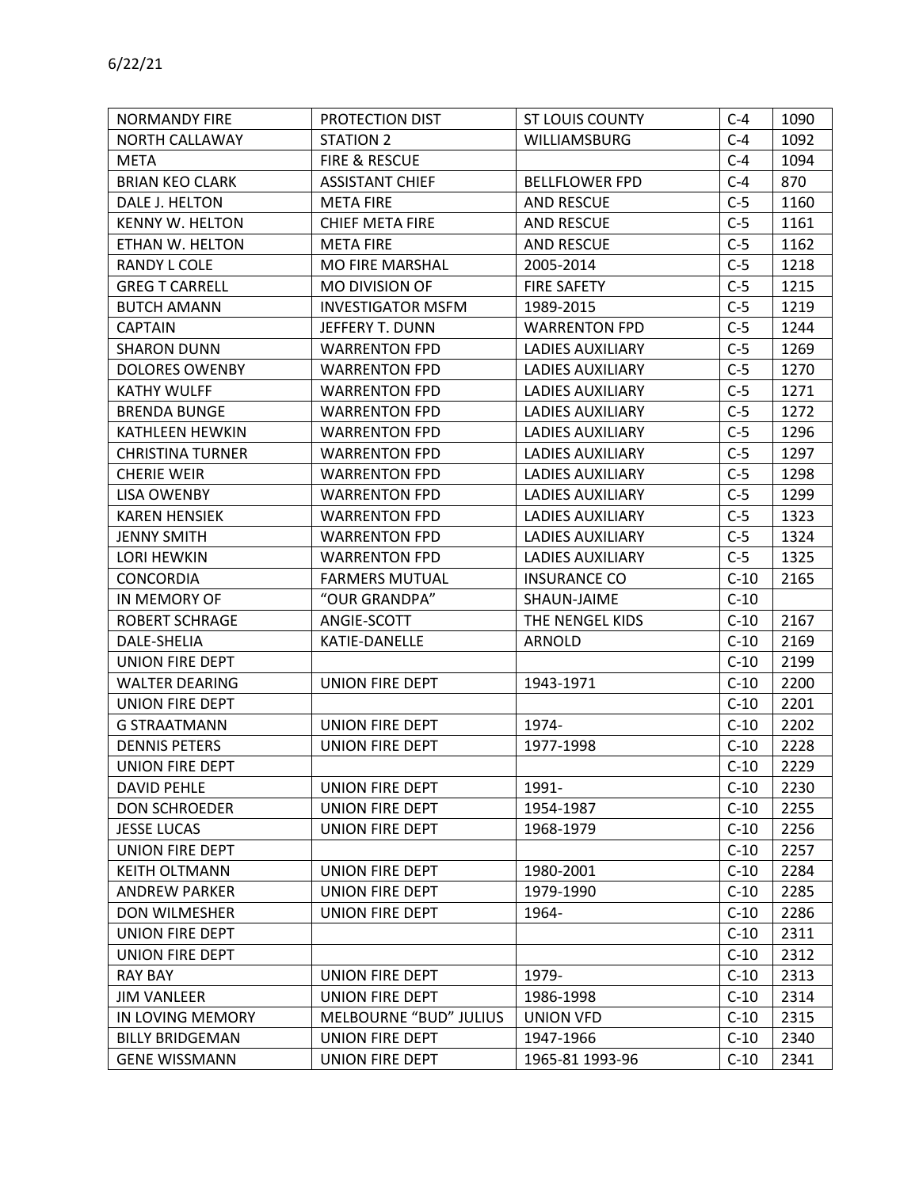6/22/21

| | | | | |
|---|---|---|---|---|
| NORMANDY FIRE | PROTECTION DIST | ST LOUIS COUNTY | C-4 | 1090 |
| NORTH CALLAWAY | STATION 2 | WILLIAMSBURG | C-4 | 1092 |
| META | FIRE & RESCUE | | C-4 | 1094 |
| BRIAN KEO CLARK | ASSISTANT CHIEF | BELLFLOWER FPD | C-4 | 870 |
| DALE J. HELTON | META FIRE | AND RESCUE | C-5 | 1160 |
| KENNY W. HELTON | CHIEF META FIRE | AND RESCUE | C-5 | 1161 |
| ETHAN W. HELTON | META FIRE | AND RESCUE | C-5 | 1162 |
| RANDY L COLE | MO FIRE MARSHAL | 2005-2014 | C-5 | 1218 |
| GREG T CARRELL | MO DIVISION OF | FIRE SAFETY | C-5 | 1215 |
| BUTCH AMANN | INVESTIGATOR MSFM | 1989-2015 | C-5 | 1219 |
| CAPTAIN | JEFFERY T. DUNN | WARRENTON FPD | C-5 | 1244 |
| SHARON DUNN | WARRENTON FPD | LADIES AUXILIARY | C-5 | 1269 |
| DOLORES OWENBY | WARRENTON FPD | LADIES AUXILIARY | C-5 | 1270 |
| KATHY WULFF | WARRENTON FPD | LADIES AUXILIARY | C-5 | 1271 |
| BRENDA BUNGE | WARRENTON FPD | LADIES AUXILIARY | C-5 | 1272 |
| KATHLEEN HEWKIN | WARRENTON FPD | LADIES AUXILIARY | C-5 | 1296 |
| CHRISTINA TURNER | WARRENTON FPD | LADIES AUXILIARY | C-5 | 1297 |
| CHERIE WEIR | WARRENTON FPD | LADIES AUXILIARY | C-5 | 1298 |
| LISA OWENBY | WARRENTON FPD | LADIES AUXILIARY | C-5 | 1299 |
| KAREN HENSIEK | WARRENTON FPD | LADIES AUXILIARY | C-5 | 1323 |
| JENNY SMITH | WARRENTON FPD | LADIES AUXILIARY | C-5 | 1324 |
| LORI HEWKIN | WARRENTON FPD | LADIES AUXILIARY | C-5 | 1325 |
| CONCORDIA | FARMERS MUTUAL | INSURANCE CO | C-10 | 2165 |
| IN MEMORY OF | "OUR GRANDPA" | SHAUN-JAIME | C-10 | |
| ROBERT SCHRAGE | ANGIE-SCOTT | THE NENGEL KIDS | C-10 | 2167 |
| DALE-SHELIA | KATIE-DANELLE | ARNOLD | C-10 | 2169 |
| UNION FIRE DEPT | | | C-10 | 2199 |
| WALTER DEARING | UNION FIRE DEPT | 1943-1971 | C-10 | 2200 |
| UNION FIRE DEPT | | | C-10 | 2201 |
| G STRAATMANN | UNION FIRE DEPT | 1974- | C-10 | 2202 |
| DENNIS PETERS | UNION FIRE DEPT | 1977-1998 | C-10 | 2228 |
| UNION FIRE DEPT | | | C-10 | 2229 |
| DAVID PEHLE | UNION FIRE DEPT | 1991- | C-10 | 2230 |
| DON SCHROEDER | UNION FIRE DEPT | 1954-1987 | C-10 | 2255 |
| JESSE LUCAS | UNION FIRE DEPT | 1968-1979 | C-10 | 2256 |
| UNION FIRE DEPT | | | C-10 | 2257 |
| KEITH OLTMANN | UNION FIRE DEPT | 1980-2001 | C-10 | 2284 |
| ANDREW PARKER | UNION FIRE DEPT | 1979-1990 | C-10 | 2285 |
| DON WILMESHER | UNION FIRE DEPT | 1964- | C-10 | 2286 |
| UNION FIRE DEPT | | | C-10 | 2311 |
| UNION FIRE DEPT | | | C-10 | 2312 |
| RAY BAY | UNION FIRE DEPT | 1979- | C-10 | 2313 |
| JIM VANLEER | UNION FIRE DEPT | 1986-1998 | C-10 | 2314 |
| IN LOVING MEMORY | MELBOURNE "BUD" JULIUS | UNION VFD | C-10 | 2315 |
| BILLY BRIDGEMAN | UNION FIRE DEPT | 1947-1966 | C-10 | 2340 |
| GENE WISSMANN | UNION FIRE DEPT | 1965-81 1993-96 | C-10 | 2341 |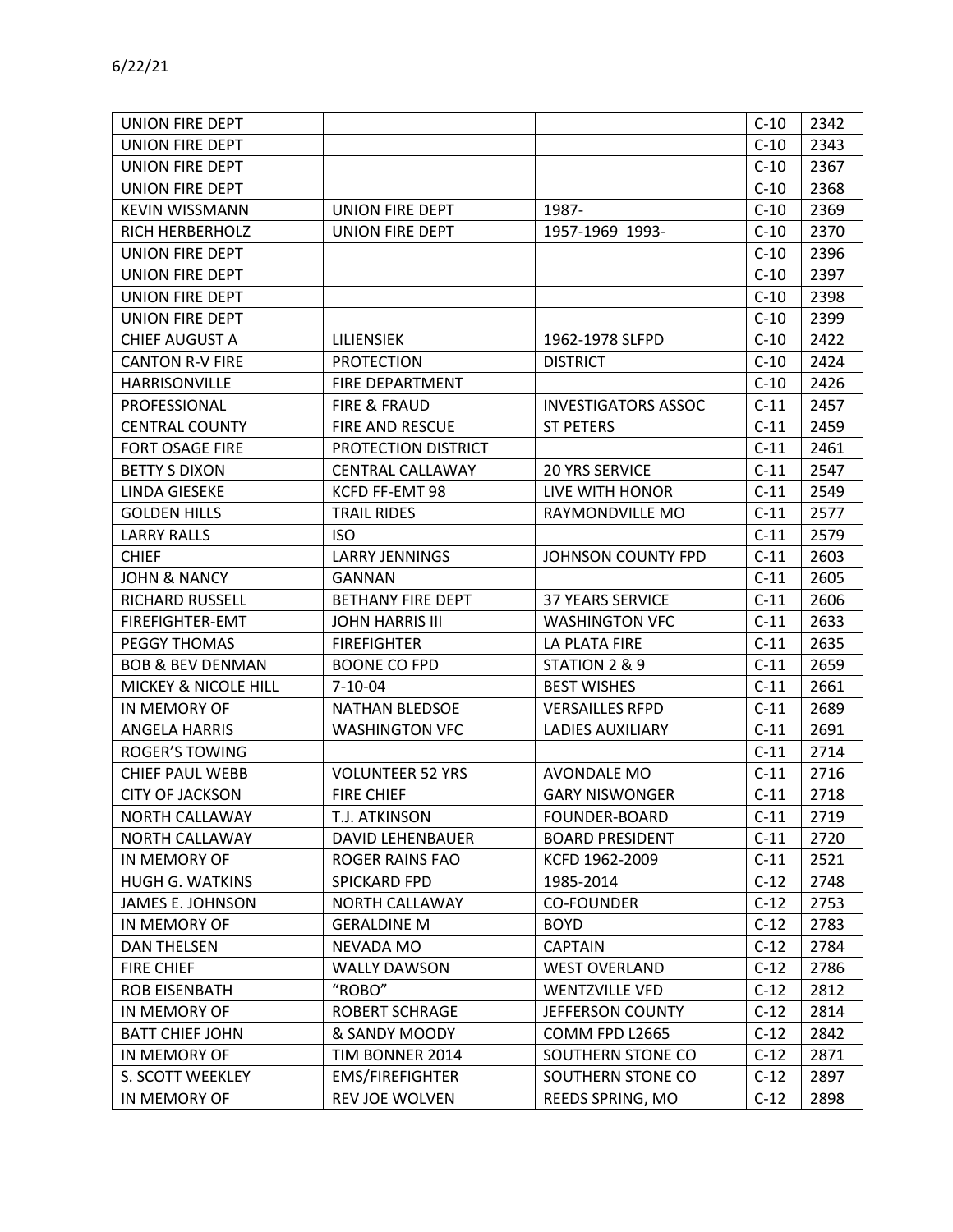6/22/21

| UNION FIRE DEPT | | | C-10 | 2342 |
|---|---|---|---|---|
| UNION FIRE DEPT | | | C-10 | 2343 |
| UNION FIRE DEPT | | | C-10 | 2367 |
| UNION FIRE DEPT | | | C-10 | 2368 |
| KEVIN WISSMANN | UNION FIRE DEPT | 1987- | C-10 | 2369 |
| RICH HERBERHOLZ | UNION FIRE DEPT | 1957-1969 1993- | C-10 | 2370 |
| UNION FIRE DEPT | | | C-10 | 2396 |
| UNION FIRE DEPT | | | C-10 | 2397 |
| UNION FIRE DEPT | | | C-10 | 2398 |
| UNION FIRE DEPT | | | C-10 | 2399 |
| CHIEF AUGUST A | LILIENSIEK | 1962-1978 SLFPD | C-10 | 2422 |
| CANTON R-V FIRE | PROTECTION | DISTRICT | C-10 | 2424 |
| HARRISONVILLE | FIRE DEPARTMENT | | C-10 | 2426 |
| PROFESSIONAL | FIRE & FRAUD | INVESTIGATORS ASSOC | C-11 | 2457 |
| CENTRAL COUNTY | FIRE AND RESCUE | ST PETERS | C-11 | 2459 |
| FORT OSAGE FIRE | PROTECTION DISTRICT | | C-11 | 2461 |
| BETTY S DIXON | CENTRAL CALLAWAY | 20 YRS SERVICE | C-11 | 2547 |
| LINDA GIESEKE | KCFD FF-EMT 98 | LIVE WITH HONOR | C-11 | 2549 |
| GOLDEN HILLS | TRAIL RIDES | RAYMONDVILLE MO | C-11 | 2577 |
| LARRY RALLS | ISO | | C-11 | 2579 |
| CHIEF | LARRY JENNINGS | JOHNSON COUNTY FPD | C-11 | 2603 |
| JOHN & NANCY | GANNAN | | C-11 | 2605 |
| RICHARD RUSSELL | BETHANY FIRE DEPT | 37 YEARS SERVICE | C-11 | 2606 |
| FIREFIGHTER-EMT | JOHN HARRIS III | WASHINGTON VFC | C-11 | 2633 |
| PEGGY THOMAS | FIREFIGHTER | LA PLATA FIRE | C-11 | 2635 |
| BOB & BEV DENMAN | BOONE CO FPD | STATION 2 & 9 | C-11 | 2659 |
| MICKEY & NICOLE HILL | 7-10-04 | BEST WISHES | C-11 | 2661 |
| IN MEMORY OF | NATHAN BLEDSOE | VERSAILLES RFPD | C-11 | 2689 |
| ANGELA HARRIS | WASHINGTON VFC | LADIES AUXILIARY | C-11 | 2691 |
| ROGER'S TOWING | | | C-11 | 2714 |
| CHIEF PAUL WEBB | VOLUNTEER 52 YRS | AVONDALE MO | C-11 | 2716 |
| CITY OF JACKSON | FIRE CHIEF | GARY NISWONGER | C-11 | 2718 |
| NORTH CALLAWAY | T.J. ATKINSON | FOUNDER-BOARD | C-11 | 2719 |
| NORTH CALLAWAY | DAVID LEHENBAUER | BOARD PRESIDENT | C-11 | 2720 |
| IN MEMORY OF | ROGER RAINS FAO | KCFD 1962-2009 | C-11 | 2521 |
| HUGH G. WATKINS | SPICKARD FPD | 1985-2014 | C-12 | 2748 |
| JAMES E. JOHNSON | NORTH CALLAWAY | CO-FOUNDER | C-12 | 2753 |
| IN MEMORY OF | GERALDINE M | BOYD | C-12 | 2783 |
| DAN THELSEN | NEVADA MO | CAPTAIN | C-12 | 2784 |
| FIRE CHIEF | WALLY DAWSON | WEST OVERLAND | C-12 | 2786 |
| ROB EISENBATH | "ROBO" | WENTZVILLE VFD | C-12 | 2812 |
| IN MEMORY OF | ROBERT SCHRAGE | JEFFERSON COUNTY | C-12 | 2814 |
| BATT CHIEF JOHN | & SANDY MOODY | COMM FPD L2665 | C-12 | 2842 |
| IN MEMORY OF | TIM BONNER 2014 | SOUTHERN STONE CO | C-12 | 2871 |
| S. SCOTT WEEKLEY | EMS/FIREFIGHTER | SOUTHERN STONE CO | C-12 | 2897 |
| IN MEMORY OF | REV JOE WOLVEN | REEDS SPRING, MO | C-12 | 2898 |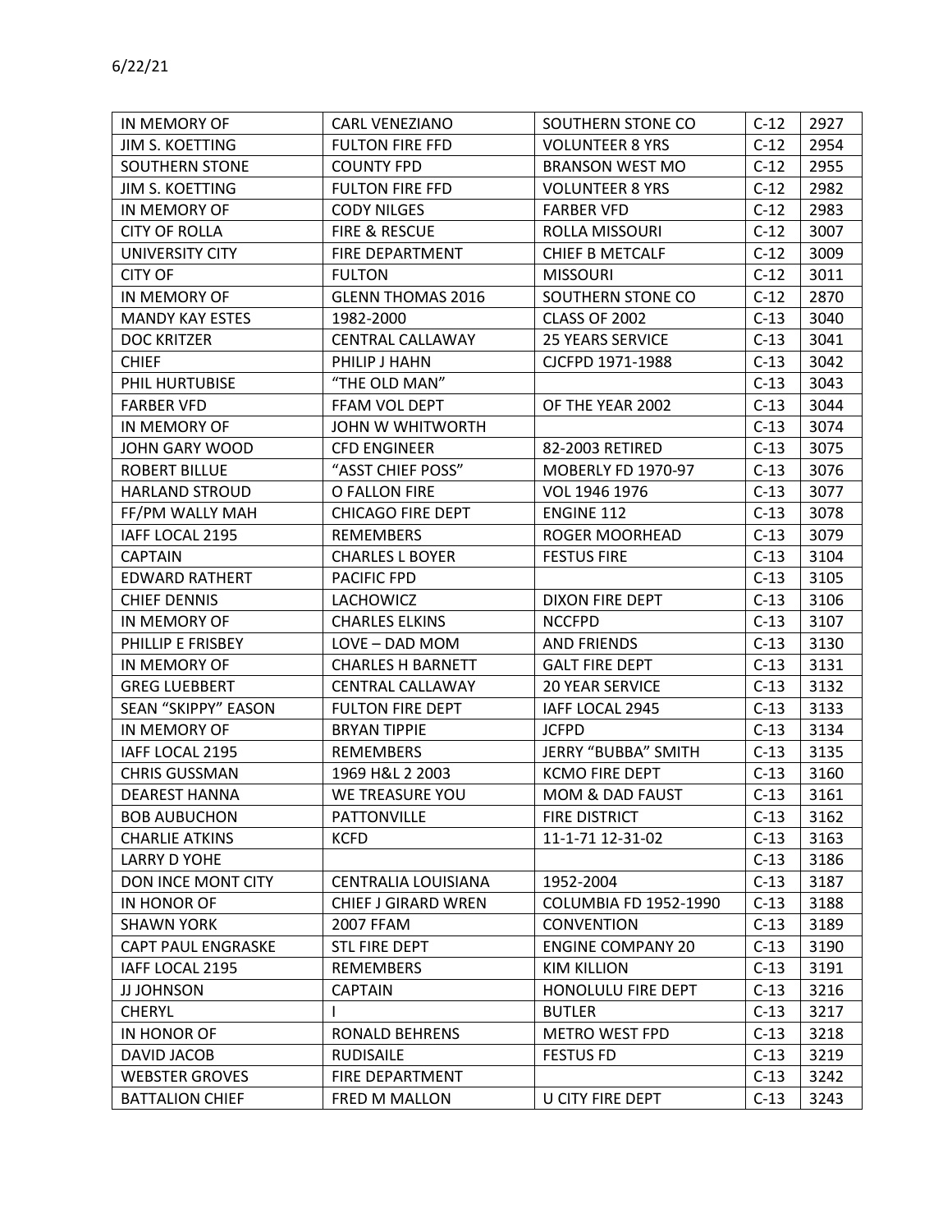6/22/21

| IN MEMORY OF | CARL VENEZIANO | SOUTHERN STONE CO | C-12 | 2927 |
|---|---|---|---|---|
| JIM S. KOETTING | FULTON FIRE FFD | VOLUNTEER 8 YRS | C-12 | 2954 |
| SOUTHERN STONE | COUNTY FPD | BRANSON WEST MO | C-12 | 2955 |
| JIM S. KOETTING | FULTON FIRE FFD | VOLUNTEER 8 YRS | C-12 | 2982 |
| IN MEMORY OF | CODY NILGES | FARBER VFD | C-12 | 2983 |
| CITY OF ROLLA | FIRE & RESCUE | ROLLA MISSOURI | C-12 | 3007 |
| UNIVERSITY CITY | FIRE DEPARTMENT | CHIEF B METCALF | C-12 | 3009 |
| CITY OF | FULTON | MISSOURI | C-12 | 3011 |
| IN MEMORY OF | GLENN THOMAS 2016 | SOUTHERN STONE CO | C-12 | 2870 |
| MANDY KAY ESTES | 1982-2000 | CLASS OF 2002 | C-13 | 3040 |
| DOC KRITZER | CENTRAL CALLAWAY | 25 YEARS SERVICE | C-13 | 3041 |
| CHIEF | PHILIP J HAHN | CJCFPD 1971-1988 | C-13 | 3042 |
| PHIL HURTUBISE | "THE OLD MAN" | | C-13 | 3043 |
| FARBER VFD | FFAM VOL DEPT | OF THE YEAR 2002 | C-13 | 3044 |
| IN MEMORY OF | JOHN W WHITWORTH | | C-13 | 3074 |
| JOHN GARY WOOD | CFD ENGINEER | 82-2003 RETIRED | C-13 | 3075 |
| ROBERT BILLUE | "ASST CHIEF POSS" | MOBERLY FD 1970-97 | C-13 | 3076 |
| HARLAND STROUD | O FALLON FIRE | VOL 1946 1976 | C-13 | 3077 |
| FF/PM WALLY MAH | CHICAGO FIRE DEPT | ENGINE 112 | C-13 | 3078 |
| IAFF LOCAL 2195 | REMEMBERS | ROGER MOORHEAD | C-13 | 3079 |
| CAPTAIN | CHARLES L BOYER | FESTUS FIRE | C-13 | 3104 |
| EDWARD RATHERT | PACIFIC FPD | | C-13 | 3105 |
| CHIEF DENNIS | LACHOWICZ | DIXON FIRE DEPT | C-13 | 3106 |
| IN MEMORY OF | CHARLES ELKINS | NCCFPD | C-13 | 3107 |
| PHILLIP E FRISBEY | LOVE – DAD MOM | AND FRIENDS | C-13 | 3130 |
| IN MEMORY OF | CHARLES H BARNETT | GALT FIRE DEPT | C-13 | 3131 |
| GREG LUEBBERT | CENTRAL CALLAWAY | 20 YEAR SERVICE | C-13 | 3132 |
| SEAN "SKIPPY" EASON | FULTON FIRE DEPT | IAFF LOCAL 2945 | C-13 | 3133 |
| IN MEMORY OF | BRYAN TIPPIE | JCFPD | C-13 | 3134 |
| IAFF LOCAL 2195 | REMEMBERS | JERRY "BUBBA" SMITH | C-13 | 3135 |
| CHRIS GUSSMAN | 1969 H&L 2 2003 | KCMO FIRE DEPT | C-13 | 3160 |
| DEAREST HANNA | WE TREASURE YOU | MOM & DAD FAUST | C-13 | 3161 |
| BOB AUBUCHON | PATTONVILLE | FIRE DISTRICT | C-13 | 3162 |
| CHARLIE ATKINS | KCFD | 11-1-71 12-31-02 | C-13 | 3163 |
| LARRY D YOHE | | | C-13 | 3186 |
| DON INCE MONT CITY | CENTRALIA LOUISIANA | 1952-2004 | C-13 | 3187 |
| IN HONOR OF | CHIEF J GIRARD WREN | COLUMBIA FD 1952-1990 | C-13 | 3188 |
| SHAWN YORK | 2007 FFAM | CONVENTION | C-13 | 3189 |
| CAPT PAUL ENGRASKE | STL FIRE DEPT | ENGINE COMPANY 20 | C-13 | 3190 |
| IAFF LOCAL 2195 | REMEMBERS | KIM KILLION | C-13 | 3191 |
| JJ JOHNSON | CAPTAIN | HONOLULU FIRE DEPT | C-13 | 3216 |
| CHERYL | I | BUTLER | C-13 | 3217 |
| IN HONOR OF | RONALD BEHRENS | METRO WEST FPD | C-13 | 3218 |
| DAVID JACOB | RUDISAILE | FESTUS FD | C-13 | 3219 |
| WEBSTER GROVES | FIRE DEPARTMENT | | C-13 | 3242 |
| BATTALION CHIEF | FRED M MALLON | U CITY FIRE DEPT | C-13 | 3243 |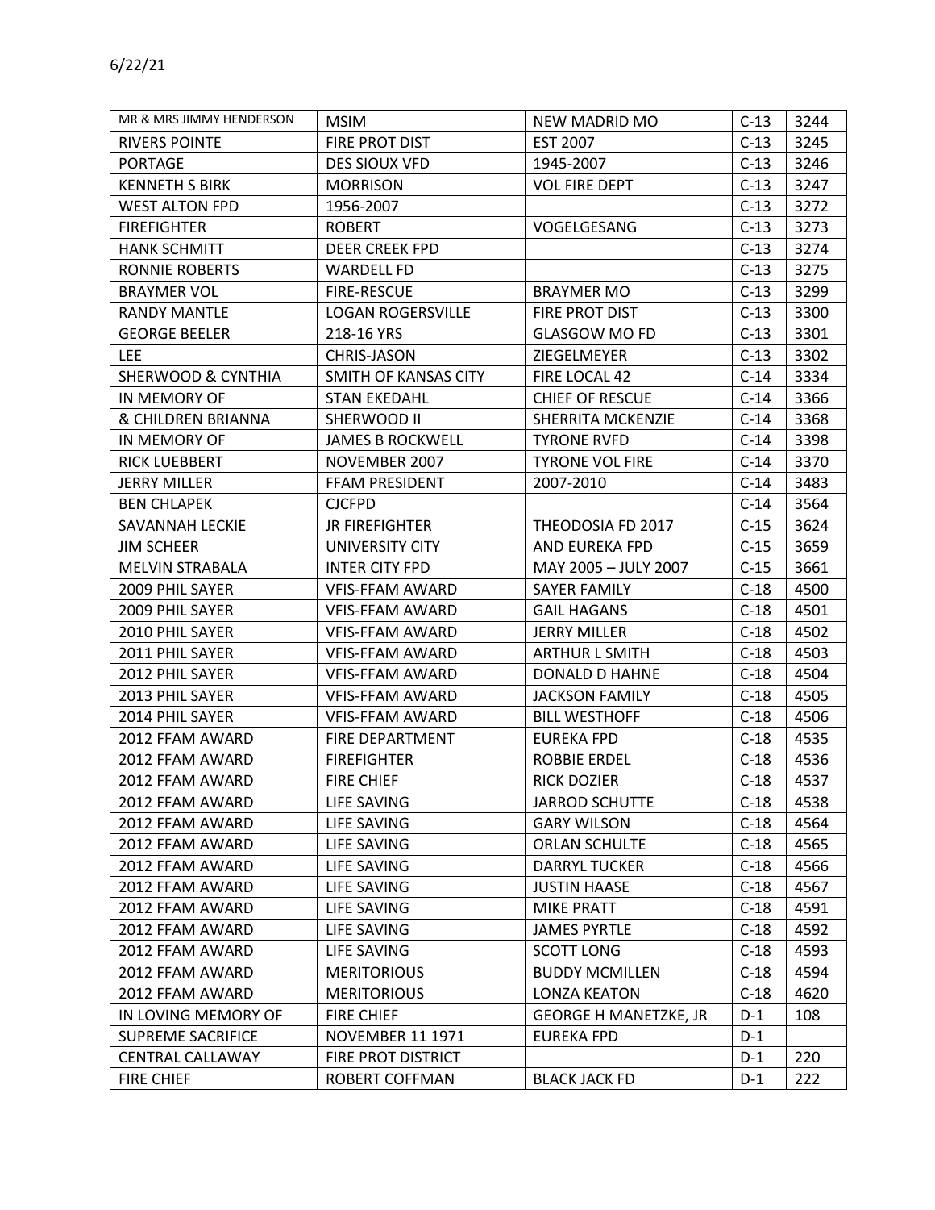6/22/21

| | | | | |
|---|---|---|---|---|
| MR & MRS JIMMY HENDERSON | MSIM | NEW MADRID MO | C-13 | 3244 |
| RIVERS POINTE | FIRE PROT DIST | EST 2007 | C-13 | 3245 |
| PORTAGE | DES SIOUX VFD | 1945-2007 | C-13 | 3246 |
| KENNETH S BIRK | MORRISON | VOL FIRE DEPT | C-13 | 3247 |
| WEST ALTON FPD | 1956-2007 | | C-13 | 3272 |
| FIREFIGHTER | ROBERT | VOGELGESANG | C-13 | 3273 |
| HANK SCHMITT | DEER CREEK FPD | | C-13 | 3274 |
| RONNIE ROBERTS | WARDELL FD | | C-13 | 3275 |
| BRAYMER VOL | FIRE-RESCUE | BRAYMER MO | C-13 | 3299 |
| RANDY MANTLE | LOGAN ROGERSVILLE | FIRE PROT DIST | C-13 | 3300 |
| GEORGE BEELER | 218-16 YRS | GLASGOW MO FD | C-13 | 3301 |
| LEE | CHRIS-JASON | ZIEGELMEYER | C-13 | 3302 |
| SHERWOOD & CYNTHIA | SMITH OF KANSAS CITY | FIRE LOCAL 42 | C-14 | 3334 |
| IN MEMORY OF | STAN EKEDAHL | CHIEF OF RESCUE | C-14 | 3366 |
| & CHILDREN BRIANNA | SHERWOOD II | SHERRITA MCKENZIE | C-14 | 3368 |
| IN MEMORY OF | JAMES B ROCKWELL | TYRONE RVFD | C-14 | 3398 |
| RICK LUEBBERT | NOVEMBER 2007 | TYRONE VOL FIRE | C-14 | 3370 |
| JERRY MILLER | FFAM PRESIDENT | 2007-2010 | C-14 | 3483 |
| BEN CHLAPEK | CJCFPD | | C-14 | 3564 |
| SAVANNAH LECKIE | JR FIREFIGHTER | THEODOSIA FD 2017 | C-15 | 3624 |
| JIM SCHEER | UNIVERSITY CITY | AND EUREKA FPD | C-15 | 3659 |
| MELVIN STRABALA | INTER CITY FPD | MAY 2005 – JULY 2007 | C-15 | 3661 |
| 2009 PHIL SAYER | VFIS-FFAM AWARD | SAYER FAMILY | C-18 | 4500 |
| 2009 PHIL SAYER | VFIS-FFAM AWARD | GAIL HAGANS | C-18 | 4501 |
| 2010 PHIL SAYER | VFIS-FFAM AWARD | JERRY MILLER | C-18 | 4502 |
| 2011 PHIL SAYER | VFIS-FFAM AWARD | ARTHUR L SMITH | C-18 | 4503 |
| 2012 PHIL SAYER | VFIS-FFAM AWARD | DONALD D HAHNE | C-18 | 4504 |
| 2013 PHIL SAYER | VFIS-FFAM AWARD | JACKSON FAMILY | C-18 | 4505 |
| 2014 PHIL SAYER | VFIS-FFAM AWARD | BILL WESTHOFF | C-18 | 4506 |
| 2012 FFAM AWARD | FIRE DEPARTMENT | EUREKA FPD | C-18 | 4535 |
| 2012 FFAM AWARD | FIREFIGHTER | ROBBIE ERDEL | C-18 | 4536 |
| 2012 FFAM AWARD | FIRE CHIEF | RICK DOZIER | C-18 | 4537 |
| 2012 FFAM AWARD | LIFE SAVING | JARROD SCHUTTE | C-18 | 4538 |
| 2012 FFAM AWARD | LIFE SAVING | GARY WILSON | C-18 | 4564 |
| 2012 FFAM AWARD | LIFE SAVING | ORLAN SCHULTE | C-18 | 4565 |
| 2012 FFAM AWARD | LIFE SAVING | DARRYL TUCKER | C-18 | 4566 |
| 2012 FFAM AWARD | LIFE SAVING | JUSTIN HAASE | C-18 | 4567 |
| 2012 FFAM AWARD | LIFE SAVING | MIKE PRATT | C-18 | 4591 |
| 2012 FFAM AWARD | LIFE SAVING | JAMES PYRTLE | C-18 | 4592 |
| 2012 FFAM AWARD | LIFE SAVING | SCOTT LONG | C-18 | 4593 |
| 2012 FFAM AWARD | MERITORIOUS | BUDDY MCMILLEN | C-18 | 4594 |
| 2012 FFAM AWARD | MERITORIOUS | LONZA KEATON | C-18 | 4620 |
| IN LOVING MEMORY OF | FIRE CHIEF | GEORGE H MANETZKE, JR | D-1 | 108 |
| SUPREME SACRIFICE | NOVEMBER 11 1971 | EUREKA FPD | D-1 | |
| CENTRAL CALLAWAY | FIRE PROT DISTRICT | | D-1 | 220 |
| FIRE CHIEF | ROBERT COFFMAN | BLACK JACK FD | D-1 | 222 |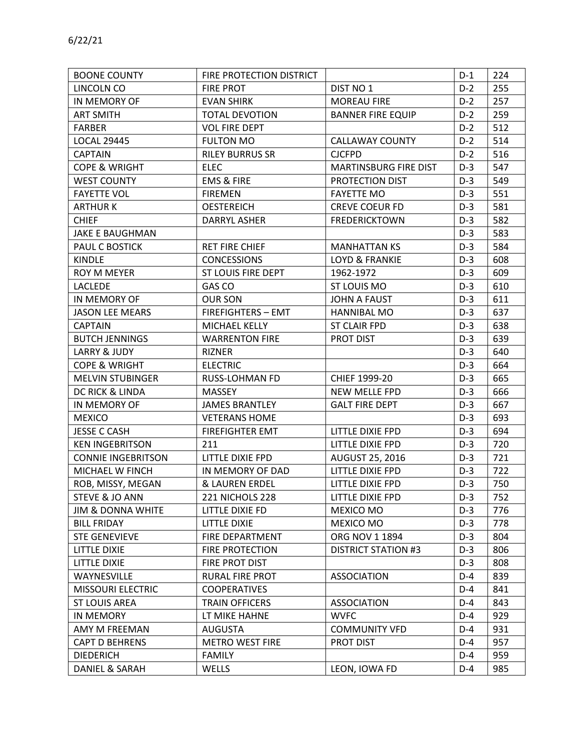6/22/21

| BOONE COUNTY | FIRE PROTECTION DISTRICT | | D-1 | 224 |
|---|---|---|---|---|
| LINCOLN CO | FIRE PROT | DIST NO 1 | D-2 | 255 |
| IN MEMORY OF | EVAN SHIRK | MOREAU FIRE | D-2 | 257 |
| ART SMITH | TOTAL DEVOTION | BANNER FIRE EQUIP | D-2 | 259 |
| FARBER | VOL FIRE DEPT | | D-2 | 512 |
| LOCAL 29445 | FULTON MO | CALLAWAY COUNTY | D-2 | 514 |
| CAPTAIN | RILEY BURRUS SR | CJCFPD | D-2 | 516 |
| COPE & WRIGHT | ELEC | MARTINSBURG FIRE DIST | D-3 | 547 |
| WEST COUNTY | EMS & FIRE | PROTECTION DIST | D-3 | 549 |
| FAYETTE VOL | FIREMEN | FAYETTE MO | D-3 | 551 |
| ARTHUR K | OESTEREICH | CREVE COEUR FD | D-3 | 581 |
| CHIEF | DARRYL ASHER | FREDERICKTOWN | D-3 | 582 |
| JAKE E BAUGHMAN | | | D-3 | 583 |
| PAUL C BOSTICK | RET FIRE CHIEF | MANHATTAN KS | D-3 | 584 |
| KINDLE | CONCESSIONS | LOYD & FRANKIE | D-3 | 608 |
| ROY M MEYER | ST LOUIS FIRE DEPT | 1962-1972 | D-3 | 609 |
| LACLEDE | GAS CO | ST LOUIS MO | D-3 | 610 |
| IN MEMORY OF | OUR SON | JOHN A FAUST | D-3 | 611 |
| JASON LEE MEARS | FIREFIGHTERS – EMT | HANNIBAL MO | D-3 | 637 |
| CAPTAIN | MICHAEL KELLY | ST CLAIR FPD | D-3 | 638 |
| BUTCH JENNINGS | WARRENTON FIRE | PROT DIST | D-3 | 639 |
| LARRY & JUDY | RIZNER | | D-3 | 640 |
| COPE & WRIGHT | ELECTRIC | | D-3 | 664 |
| MELVIN STUBINGER | RUSS-LOHMAN FD | CHIEF 1999-20 | D-3 | 665 |
| DC RICK & LINDA | MASSEY | NEW MELLE FPD | D-3 | 666 |
| IN MEMORY OF | JAMES BRANTLEY | GALT FIRE DEPT | D-3 | 667 |
| MEXICO | VETERANS HOME | | D-3 | 693 |
| JESSE C CASH | FIREFIGHTER EMT | LITTLE DIXIE FPD | D-3 | 694 |
| KEN INGEBRITSON | 211 | LITTLE DIXIE FPD | D-3 | 720 |
| CONNIE INGEBRITSON | LITTLE DIXIE FPD | AUGUST 25, 2016 | D-3 | 721 |
| MICHAEL W FINCH | IN MEMORY OF DAD | LITTLE DIXIE FPD | D-3 | 722 |
| ROB, MISSY, MEGAN | & LAUREN ERDEL | LITTLE DIXIE FPD | D-3 | 750 |
| STEVE & JO ANN | 221 NICHOLS 228 | LITTLE DIXIE FPD | D-3 | 752 |
| JIM & DONNA WHITE | LITTLE DIXIE FD | MEXICO MO | D-3 | 776 |
| BILL FRIDAY | LITTLE DIXIE | MEXICO MO | D-3 | 778 |
| STE GENEVIEVE | FIRE DEPARTMENT | ORG NOV 1 1894 | D-3 | 804 |
| LITTLE DIXIE | FIRE PROTECTION | DISTRICT STATION #3 | D-3 | 806 |
| LITTLE DIXIE | FIRE PROT DIST | | D-3 | 808 |
| WAYNESVILLE | RURAL FIRE PROT | ASSOCIATION | D-4 | 839 |
| MISSOURI ELECTRIC | COOPERATIVES | | D-4 | 841 |
| ST LOUIS AREA | TRAIN OFFICERS | ASSOCIATION | D-4 | 843 |
| IN MEMORY | LT MIKE HAHNE | WVFC | D-4 | 929 |
| AMY M FREEMAN | AUGUSTA | COMMUNITY VFD | D-4 | 931 |
| CAPT D BEHRENS | METRO WEST FIRE | PROT DIST | D-4 | 957 |
| DIEDERICH | FAMILY | | D-4 | 959 |
| DANIEL & SARAH | WELLS | LEON, IOWA FD | D-4 | 985 |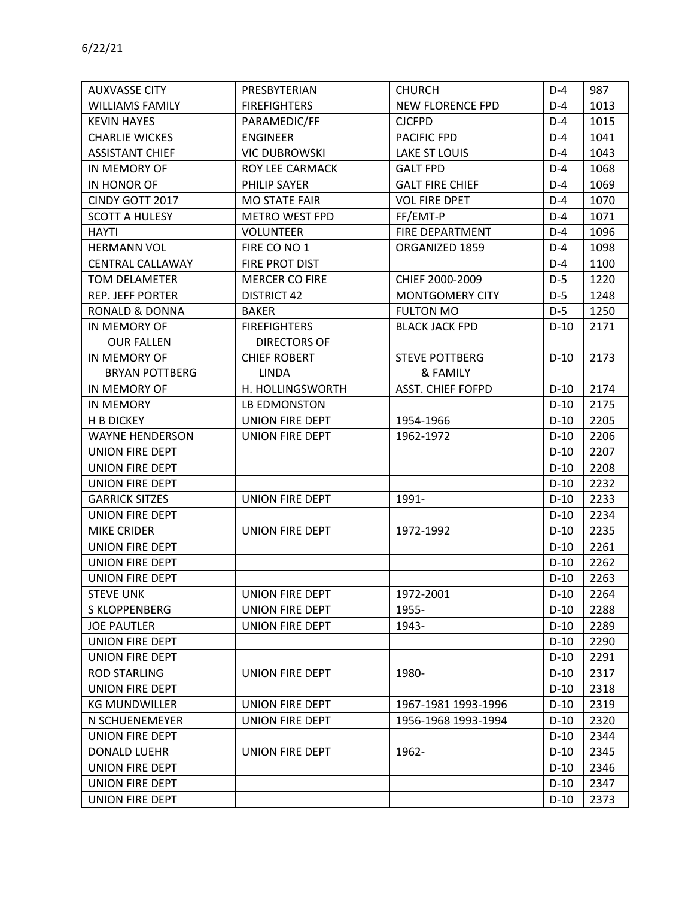6/22/21

| | | | | |
|---|---|---|---|---|
| AUXVASSE CITY | PRESBYTERIAN | CHURCH | D-4 | 987 |
| WILLIAMS FAMILY | FIREFIGHTERS | NEW FLORENCE FPD | D-4 | 1013 |
| KEVIN HAYES | PARAMEDIC/FF | CJCFPD | D-4 | 1015 |
| CHARLIE WICKES | ENGINEER | PACIFIC FPD | D-4 | 1041 |
| ASSISTANT CHIEF | VIC DUBROWSKI | LAKE ST LOUIS | D-4 | 1043 |
| IN MEMORY OF | ROY LEE CARMACK | GALT FPD | D-4 | 1068 |
| IN HONOR OF | PHILIP SAYER | GALT FIRE CHIEF | D-4 | 1069 |
| CINDY GOTT 2017 | MO STATE FAIR | VOL FIRE DPET | D-4 | 1070 |
| SCOTT A HULESY | METRO WEST FPD | FF/EMT-P | D-4 | 1071 |
| HAYTI | VOLUNTEER | FIRE DEPARTMENT | D-4 | 1096 |
| HERMANN VOL | FIRE CO NO 1 | ORGANIZED 1859 | D-4 | 1098 |
| CENTRAL CALLAWAY | FIRE PROT DIST | | D-4 | 1100 |
| TOM DELAMETER | MERCER CO FIRE | CHIEF 2000-2009 | D-5 | 1220 |
| REP. JEFF PORTER | DISTRICT 42 | MONTGOMERY CITY | D-5 | 1248 |
| RONALD & DONNA | BAKER | FULTON MO | D-5 | 1250 |
| IN MEMORY OF OUR FALLEN | FIREFIGHTERS DIRECTORS OF | BLACK JACK FPD | D-10 | 2171 |
| IN MEMORY OF BRYAN POTTBERG | CHIEF ROBERT LINDA | STEVE POTTBERG & FAMILY | D-10 | 2173 |
| IN MEMORY OF | H. HOLLINGSWORTH | ASST. CHIEF FOFPD | D-10 | 2174 |
| IN MEMORY | LB EDMONSTON | | D-10 | 2175 |
| H B DICKEY | UNION FIRE DEPT | 1954-1966 | D-10 | 2205 |
| WAYNE HENDERSON | UNION FIRE DEPT | 1962-1972 | D-10 | 2206 |
| UNION FIRE DEPT | | | D-10 | 2207 |
| UNION FIRE DEPT | | | D-10 | 2208 |
| UNION FIRE DEPT | | | D-10 | 2232 |
| GARRICK SITZES | UNION FIRE DEPT | 1991- | D-10 | 2233 |
| UNION FIRE DEPT | | | D-10 | 2234 |
| MIKE CRIDER | UNION FIRE DEPT | 1972-1992 | D-10 | 2235 |
| UNION FIRE DEPT | | | D-10 | 2261 |
| UNION FIRE DEPT | | | D-10 | 2262 |
| UNION FIRE DEPT | | | D-10 | 2263 |
| STEVE UNK | UNION FIRE DEPT | 1972-2001 | D-10 | 2264 |
| S KLOPPENBERG | UNION FIRE DEPT | 1955- | D-10 | 2288 |
| JOE PAUTLER | UNION FIRE DEPT | 1943- | D-10 | 2289 |
| UNION FIRE DEPT | | | D-10 | 2290 |
| UNION FIRE DEPT | | | D-10 | 2291 |
| ROD STARLING | UNION FIRE DEPT | 1980- | D-10 | 2317 |
| UNION FIRE DEPT | | | D-10 | 2318 |
| KG MUNDWILLER | UNION FIRE DEPT | 1967-1981 1993-1996 | D-10 | 2319 |
| N SCHUENEMEYER | UNION FIRE DEPT | 1956-1968 1993-1994 | D-10 | 2320 |
| UNION FIRE DEPT | | | D-10 | 2344 |
| DONALD LUEHR | UNION FIRE DEPT | 1962- | D-10 | 2345 |
| UNION FIRE DEPT | | | D-10 | 2346 |
| UNION FIRE DEPT | | | D-10 | 2347 |
| UNION FIRE DEPT | | | D-10 | 2373 |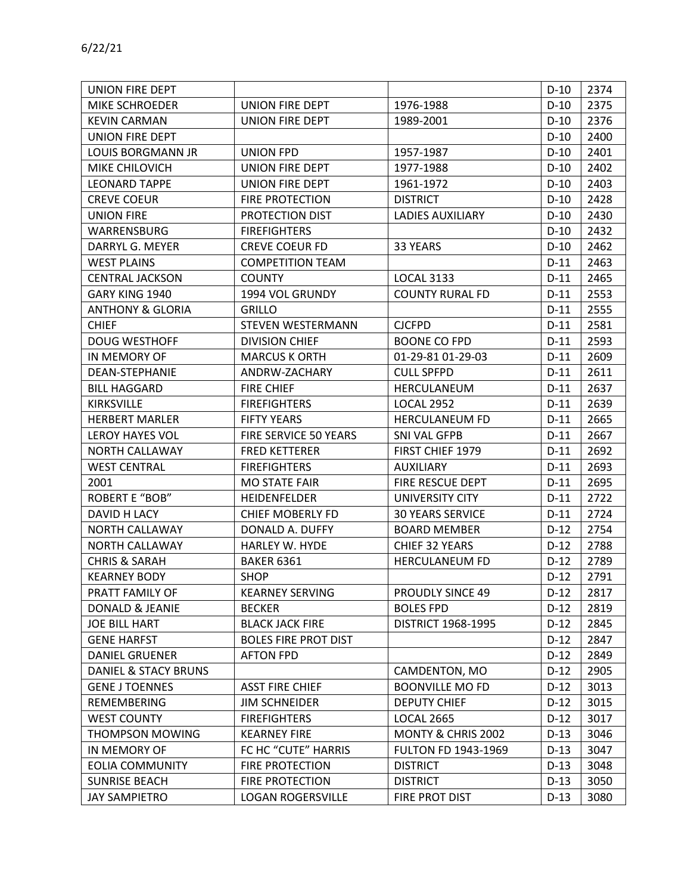6/22/21

| UNION FIRE DEPT | | | D-10 | 2374 |
|---|---|---|---|---|
| MIKE SCHROEDER | UNION FIRE DEPT | 1976-1988 | D-10 | 2375 |
| KEVIN CARMAN | UNION FIRE DEPT | 1989-2001 | D-10 | 2376 |
| UNION FIRE DEPT | | | D-10 | 2400 |
| LOUIS BORGMANN JR | UNION FPD | 1957-1987 | D-10 | 2401 |
| MIKE CHILOVICH | UNION FIRE DEPT | 1977-1988 | D-10 | 2402 |
| LEONARD TAPPE | UNION FIRE DEPT | 1961-1972 | D-10 | 2403 |
| CREVE COEUR | FIRE PROTECTION | DISTRICT | D-10 | 2428 |
| UNION FIRE | PROTECTION DIST | LADIES AUXILIARY | D-10 | 2430 |
| WARRENSBURG | FIREFIGHTERS | | D-10 | 2432 |
| DARRYL G. MEYER | CREVE COEUR FD | 33 YEARS | D-10 | 2462 |
| WEST PLAINS | COMPETITION TEAM | | D-11 | 2463 |
| CENTRAL JACKSON | COUNTY | LOCAL 3133 | D-11 | 2465 |
| GARY KING 1940 | 1994 VOL GRUNDY | COUNTY RURAL FD | D-11 | 2553 |
| ANTHONY & GLORIA | GRILLO | | D-11 | 2555 |
| CHIEF | STEVEN WESTERMANN | CJCFPD | D-11 | 2581 |
| DOUG WESTHOFF | DIVISION CHIEF | BOONE CO FPD | D-11 | 2593 |
| IN MEMORY OF | MARCUS K ORTH | 01-29-81 01-29-03 | D-11 | 2609 |
| DEAN-STEPHANIE | ANDRW-ZACHARY | CULL SPFPD | D-11 | 2611 |
| BILL HAGGARD | FIRE CHIEF | HERCULANEUM | D-11 | 2637 |
| KIRKSVILLE | FIREFIGHTERS | LOCAL 2952 | D-11 | 2639 |
| HERBERT MARLER | FIFTY YEARS | HERCULANEUM FD | D-11 | 2665 |
| LEROY HAYES VOL | FIRE SERVICE 50 YEARS | SNI VAL GFPB | D-11 | 2667 |
| NORTH CALLAWAY | FRED KETTERER | FIRST CHIEF 1979 | D-11 | 2692 |
| WEST CENTRAL | FIREFIGHTERS | AUXILIARY | D-11 | 2693 |
| 2001 | MO STATE FAIR | FIRE RESCUE DEPT | D-11 | 2695 |
| ROBERT E "BOB" | HEIDENFELDER | UNIVERSITY CITY | D-11 | 2722 |
| DAVID H LACY | CHIEF MOBERLY FD | 30 YEARS SERVICE | D-11 | 2724 |
| NORTH CALLAWAY | DONALD A. DUFFY | BOARD MEMBER | D-12 | 2754 |
| NORTH CALLAWAY | HARLEY W. HYDE | CHIEF 32 YEARS | D-12 | 2788 |
| CHRIS & SARAH | BAKER 6361 | HERCULANEUM FD | D-12 | 2789 |
| KEARNEY BODY | SHOP | | D-12 | 2791 |
| PRATT FAMILY OF | KEARNEY SERVING | PROUDLY SINCE 49 | D-12 | 2817 |
| DONALD & JEANIE | BECKER | BOLES FPD | D-12 | 2819 |
| JOE BILL HART | BLACK JACK FIRE | DISTRICT 1968-1995 | D-12 | 2845 |
| GENE HARFST | BOLES FIRE PROT DIST | | D-12 | 2847 |
| DANIEL GRUENER | AFTON FPD | | D-12 | 2849 |
| DANIEL & STACY BRUNS | | CAMDENTON, MO | D-12 | 2905 |
| GENE J TOENNES | ASST FIRE CHIEF | BOONVILLE MO FD | D-12 | 3013 |
| REMEMBERING | JIM SCHNEIDER | DEPUTY CHIEF | D-12 | 3015 |
| WEST COUNTY | FIREFIGHTERS | LOCAL 2665 | D-12 | 3017 |
| THOMPSON MOWING | KEARNEY FIRE | MONTY & CHRIS 2002 | D-13 | 3046 |
| IN MEMORY OF | FC HC "CUTE" HARRIS | FULTON FD 1943-1969 | D-13 | 3047 |
| EOLIA COMMUNITY | FIRE PROTECTION | DISTRICT | D-13 | 3048 |
| SUNRISE BEACH | FIRE PROTECTION | DISTRICT | D-13 | 3050 |
| JAY SAMPIETRO | LOGAN ROGERSVILLE | FIRE PROT DIST | D-13 | 3080 |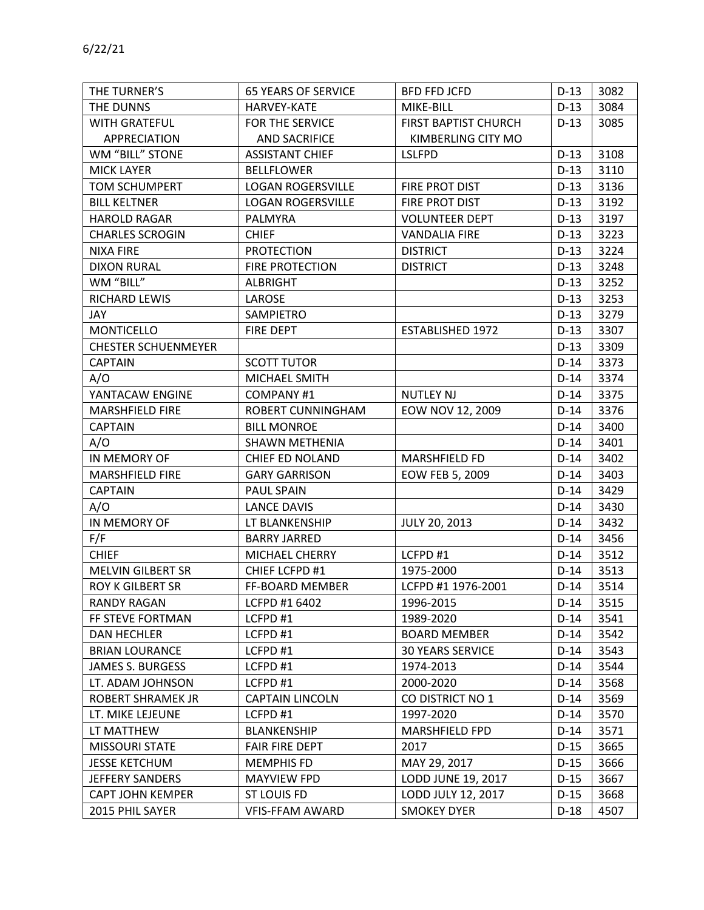6/22/21

| | | | | |
|---|---|---|---|---|
| THE TURNER'S | 65 YEARS OF SERVICE | BFD FFD JCFD | D-13 | 3082 |
| THE DUNNS | HARVEY-KATE | MIKE-BILL | D-13 | 3084 |
| WITH GRATEFUL APPRECIATION | FOR THE SERVICE AND SACRIFICE | FIRST BAPTIST CHURCH KIMBERLING CITY MO | D-13 | 3085 |
| WM "BILL" STONE | ASSISTANT CHIEF | LSLFPD | D-13 | 3108 |
| MICK LAYER | BELLFLOWER | | D-13 | 3110 |
| TOM SCHUMPERT | LOGAN ROGERSVILLE | FIRE PROT DIST | D-13 | 3136 |
| BILL KELTNER | LOGAN ROGERSVILLE | FIRE PROT DIST | D-13 | 3192 |
| HAROLD RAGAR | PALMYRA | VOLUNTEER DEPT | D-13 | 3197 |
| CHARLES SCROGIN | CHIEF | VANDALIA FIRE | D-13 | 3223 |
| NIXA FIRE | PROTECTION | DISTRICT | D-13 | 3224 |
| DIXON RURAL | FIRE PROTECTION | DISTRICT | D-13 | 3248 |
| WM "BILL" | ALBRIGHT | | D-13 | 3252 |
| RICHARD LEWIS | LAROSE | | D-13 | 3253 |
| JAY | SAMPIETRO | | D-13 | 3279 |
| MONTICELLO | FIRE DEPT | ESTABLISHED 1972 | D-13 | 3307 |
| CHESTER SCHUENMEYER | | | D-13 | 3309 |
| CAPTAIN | SCOTT TUTOR | | D-14 | 3373 |
| A/O | MICHAEL SMITH | | D-14 | 3374 |
| YANTACAW ENGINE | COMPANY #1 | NUTLEY NJ | D-14 | 3375 |
| MARSHFIELD FIRE | ROBERT CUNNINGHAM | EOW NOV 12, 2009 | D-14 | 3376 |
| CAPTAIN | BILL MONROE | | D-14 | 3400 |
| A/O | SHAWN METHENIA | | D-14 | 3401 |
| IN MEMORY OF | CHIEF ED NOLAND | MARSHFIELD FD | D-14 | 3402 |
| MARSHFIELD FIRE | GARY GARRISON | EOW FEB 5, 2009 | D-14 | 3403 |
| CAPTAIN | PAUL SPAIN | | D-14 | 3429 |
| A/O | LANCE DAVIS | | D-14 | 3430 |
| IN MEMORY OF | LT BLANKENSHIP | JULY 20, 2013 | D-14 | 3432 |
| F/F | BARRY JARRED | | D-14 | 3456 |
| CHIEF | MICHAEL CHERRY | LCFPD #1 | D-14 | 3512 |
| MELVIN GILBERT SR | CHIEF LCFPD #1 | 1975-2000 | D-14 | 3513 |
| ROY K GILBERT SR | FF-BOARD MEMBER | LCFPD #1 1976-2001 | D-14 | 3514 |
| RANDY RAGAN | LCFPD #1 6402 | 1996-2015 | D-14 | 3515 |
| FF STEVE FORTMAN | LCFPD #1 | 1989-2020 | D-14 | 3541 |
| DAN HECHLER | LCFPD #1 | BOARD MEMBER | D-14 | 3542 |
| BRIAN LOURANCE | LCFPD #1 | 30 YEARS SERVICE | D-14 | 3543 |
| JAMES S. BURGESS | LCFPD #1 | 1974-2013 | D-14 | 3544 |
| LT. ADAM JOHNSON | LCFPD #1 | 2000-2020 | D-14 | 3568 |
| ROBERT SHRAMEK JR | CAPTAIN LINCOLN | CO DISTRICT NO 1 | D-14 | 3569 |
| LT. MIKE LEJEUNE | LCFPD #1 | 1997-2020 | D-14 | 3570 |
| LT MATTHEW | BLANKENSHIP | MARSHFIELD FPD | D-14 | 3571 |
| MISSOURI STATE | FAIR FIRE DEPT | 2017 | D-15 | 3665 |
| JESSE KETCHUM | MEMPHIS FD | MAY 29, 2017 | D-15 | 3666 |
| JEFFERY SANDERS | MAYVIEW FPD | LODD JUNE 19, 2017 | D-15 | 3667 |
| CAPT JOHN KEMPER | ST LOUIS FD | LODD JULY 12, 2017 | D-15 | 3668 |
| 2015 PHIL SAYER | VFIS-FFAM AWARD | SMOKEY DYER | D-18 | 4507 |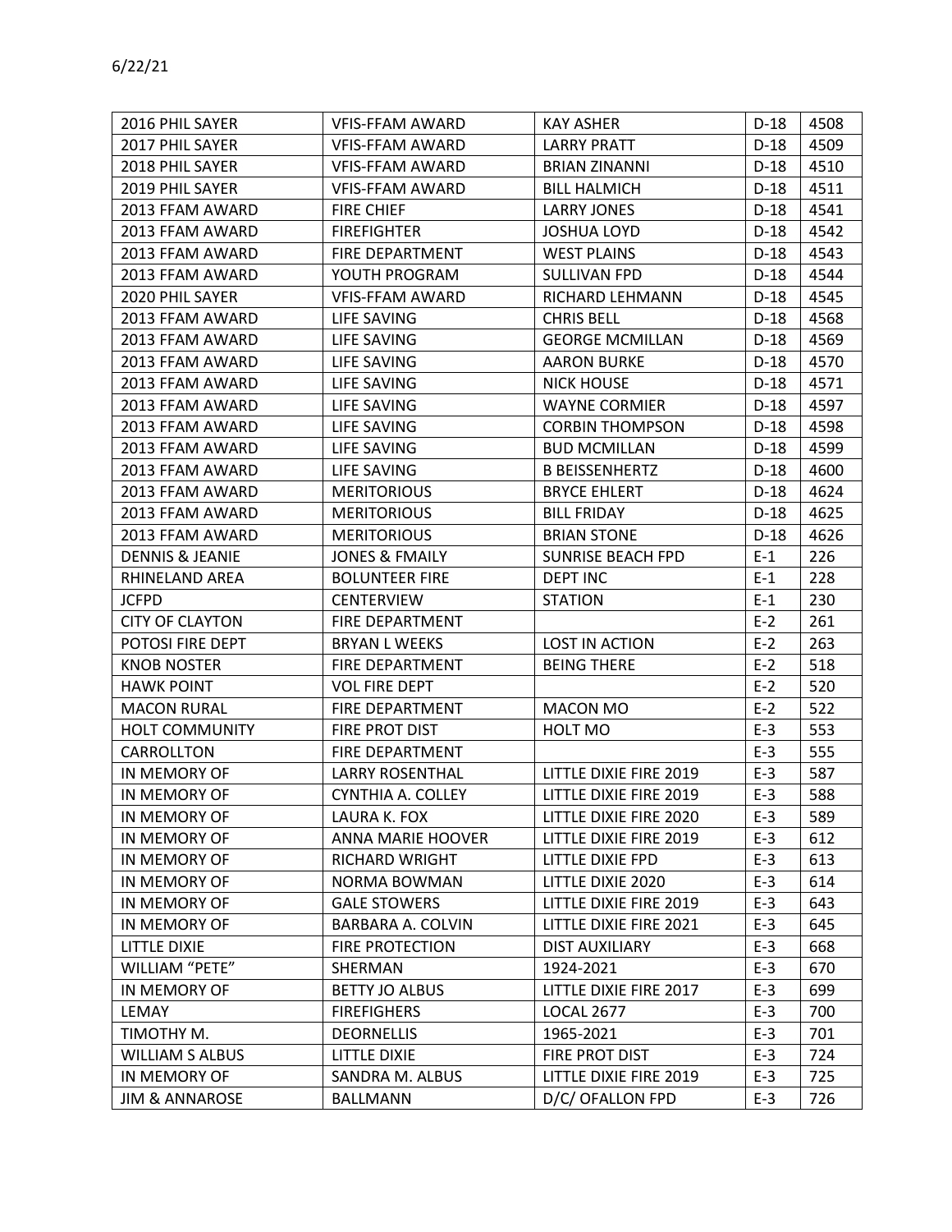6/22/21

| 2016 PHIL SAYER | VFIS-FFAM AWARD | KAY ASHER | D-18 | 4508 |
|---|---|---|---|---|
| 2017 PHIL SAYER | VFIS-FFAM AWARD | LARRY PRATT | D-18 | 4509 |
| 2018 PHIL SAYER | VFIS-FFAM AWARD | BRIAN ZINANNI | D-18 | 4510 |
| 2019 PHIL SAYER | VFIS-FFAM AWARD | BILL HALMICH | D-18 | 4511 |
| 2013 FFAM AWARD | FIRE CHIEF | LARRY JONES | D-18 | 4541 |
| 2013 FFAM AWARD | FIREFIGHTER | JOSHUA LOYD | D-18 | 4542 |
| 2013 FFAM AWARD | FIRE DEPARTMENT | WEST PLAINS | D-18 | 4543 |
| 2013 FFAM AWARD | YOUTH PROGRAM | SULLIVAN FPD | D-18 | 4544 |
| 2020 PHIL SAYER | VFIS-FFAM AWARD | RICHARD LEHMANN | D-18 | 4545 |
| 2013 FFAM AWARD | LIFE SAVING | CHRIS BELL | D-18 | 4568 |
| 2013 FFAM AWARD | LIFE SAVING | GEORGE MCMILLAN | D-18 | 4569 |
| 2013 FFAM AWARD | LIFE SAVING | AARON BURKE | D-18 | 4570 |
| 2013 FFAM AWARD | LIFE SAVING | NICK HOUSE | D-18 | 4571 |
| 2013 FFAM AWARD | LIFE SAVING | WAYNE CORMIER | D-18 | 4597 |
| 2013 FFAM AWARD | LIFE SAVING | CORBIN THOMPSON | D-18 | 4598 |
| 2013 FFAM AWARD | LIFE SAVING | BUD MCMILLAN | D-18 | 4599 |
| 2013 FFAM AWARD | LIFE SAVING | B BEISSENHERTZ | D-18 | 4600 |
| 2013 FFAM AWARD | MERITORIOUS | BRYCE EHLERT | D-18 | 4624 |
| 2013 FFAM AWARD | MERITORIOUS | BILL FRIDAY | D-18 | 4625 |
| 2013 FFAM AWARD | MERITORIOUS | BRIAN STONE | D-18 | 4626 |
| DENNIS & JEANIE | JONES & FMAILY | SUNRISE BEACH FPD | E-1 | 226 |
| RHINELAND AREA | BOLUNTEER FIRE | DEPT INC | E-1 | 228 |
| JCFPD | CENTERVIEW | STATION | E-1 | 230 |
| CITY OF CLAYTON | FIRE DEPARTMENT | | E-2 | 261 |
| POTOSI FIRE DEPT | BRYAN L WEEKS | LOST IN ACTION | E-2 | 263 |
| KNOB NOSTER | FIRE DEPARTMENT | BEING THERE | E-2 | 518 |
| HAWK POINT | VOL FIRE DEPT | | E-2 | 520 |
| MACON RURAL | FIRE DEPARTMENT | MACON MO | E-2 | 522 |
| HOLT COMMUNITY | FIRE PROT DIST | HOLT MO | E-3 | 553 |
| CARROLLTON | FIRE DEPARTMENT | | E-3 | 555 |
| IN MEMORY OF | LARRY ROSENTHAL | LITTLE DIXIE FIRE 2019 | E-3 | 587 |
| IN MEMORY OF | CYNTHIA A. COLLEY | LITTLE DIXIE FIRE 2019 | E-3 | 588 |
| IN MEMORY OF | LAURA K. FOX | LITTLE DIXIE FIRE 2020 | E-3 | 589 |
| IN MEMORY OF | ANNA MARIE HOOVER | LITTLE DIXIE FIRE 2019 | E-3 | 612 |
| IN MEMORY OF | RICHARD WRIGHT | LITTLE DIXIE FPD | E-3 | 613 |
| IN MEMORY OF | NORMA BOWMAN | LITTLE DIXIE 2020 | E-3 | 614 |
| IN MEMORY OF | GALE STOWERS | LITTLE DIXIE FIRE 2019 | E-3 | 643 |
| IN MEMORY OF | BARBARA A. COLVIN | LITTLE DIXIE FIRE 2021 | E-3 | 645 |
| LITTLE DIXIE | FIRE PROTECTION | DIST AUXILIARY | E-3 | 668 |
| WILLIAM "PETE" | SHERMAN | 1924-2021 | E-3 | 670 |
| IN MEMORY OF | BETTY JO ALBUS | LITTLE DIXIE FIRE 2017 | E-3 | 699 |
| LEMAY | FIREFIGHERS | LOCAL 2677 | E-3 | 700 |
| TIMOTHY M. | DEORNELLIS | 1965-2021 | E-3 | 701 |
| WILLIAM S ALBUS | LITTLE DIXIE | FIRE PROT DIST | E-3 | 724 |
| IN MEMORY OF | SANDRA M. ALBUS | LITTLE DIXIE FIRE 2019 | E-3 | 725 |
| JIM & ANNAROSE | BALLMANN | D/C/ OFALLON FPD | E-3 | 726 |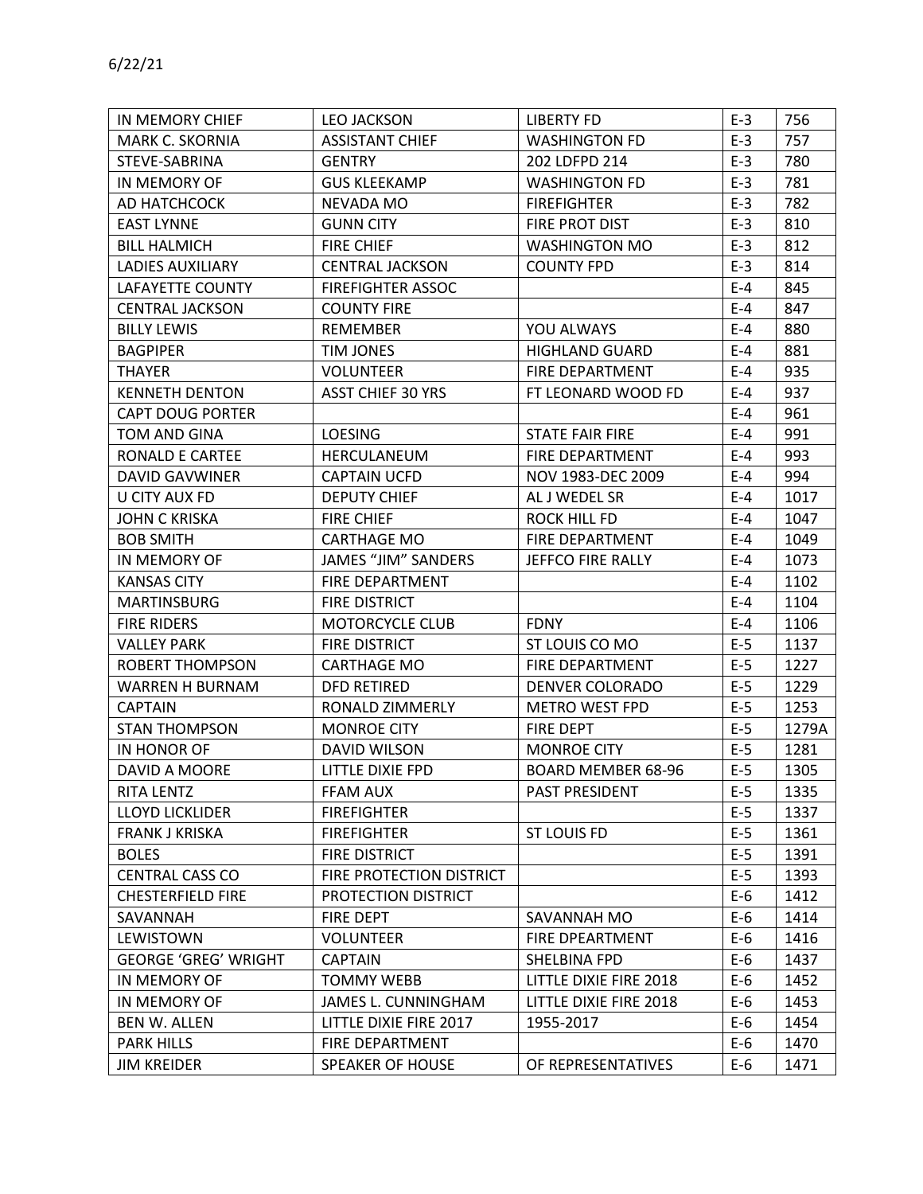6/22/21

| IN MEMORY CHIEF | LEO JACKSON | LIBERTY FD | E-3 | 756 |
|---|---|---|---|---|
| MARK C. SKORNIA | ASSISTANT CHIEF | WASHINGTON FD | E-3 | 757 |
| STEVE-SABRINA | GENTRY | 202 LDFPD 214 | E-3 | 780 |
| IN MEMORY OF | GUS KLEEKAMP | WASHINGTON FD | E-3 | 781 |
| AD HATCHCOCK | NEVADA MO | FIREFIGHTER | E-3 | 782 |
| EAST LYNNE | GUNN CITY | FIRE PROT DIST | E-3 | 810 |
| BILL HALMICH | FIRE CHIEF | WASHINGTON MO | E-3 | 812 |
| LADIES AUXILIARY | CENTRAL JACKSON | COUNTY FPD | E-3 | 814 |
| LAFAYETTE COUNTY | FIREFIGHTER ASSOC | | E-4 | 845 |
| CENTRAL JACKSON | COUNTY FIRE | | E-4 | 847 |
| BILLY LEWIS | REMEMBER | YOU ALWAYS | E-4 | 880 |
| BAGPIPER | TIM JONES | HIGHLAND GUARD | E-4 | 881 |
| THAYER | VOLUNTEER | FIRE DEPARTMENT | E-4 | 935 |
| KENNETH DENTON | ASST CHIEF 30 YRS | FT LEONARD WOOD FD | E-4 | 937 |
| CAPT DOUG PORTER | | | E-4 | 961 |
| TOM AND GINA | LOESING | STATE FAIR FIRE | E-4 | 991 |
| RONALD E CARTEE | HERCULANEUM | FIRE DEPARTMENT | E-4 | 993 |
| DAVID GAVWINER | CAPTAIN UCFD | NOV 1983-DEC 2009 | E-4 | 994 |
| U CITY AUX FD | DEPUTY CHIEF | AL J WEDEL SR | E-4 | 1017 |
| JOHN C KRISKA | FIRE CHIEF | ROCK HILL FD | E-4 | 1047 |
| BOB SMITH | CARTHAGE MO | FIRE DEPARTMENT | E-4 | 1049 |
| IN MEMORY OF | JAMES "JIM" SANDERS | JEFFCO FIRE RALLY | E-4 | 1073 |
| KANSAS CITY | FIRE DEPARTMENT | | E-4 | 1102 |
| MARTINSBURG | FIRE DISTRICT | | E-4 | 1104 |
| FIRE RIDERS | MOTORCYCLE CLUB | FDNY | E-4 | 1106 |
| VALLEY PARK | FIRE DISTRICT | ST LOUIS CO MO | E-5 | 1137 |
| ROBERT THOMPSON | CARTHAGE MO | FIRE DEPARTMENT | E-5 | 1227 |
| WARREN H BURNAM | DFD RETIRED | DENVER COLORADO | E-5 | 1229 |
| CAPTAIN | RONALD ZIMMERLY | METRO WEST FPD | E-5 | 1253 |
| STAN THOMPSON | MONROE CITY | FIRE DEPT | E-5 | 1279A |
| IN HONOR OF | DAVID WILSON | MONROE CITY | E-5 | 1281 |
| DAVID A MOORE | LITTLE DIXIE FPD | BOARD MEMBER 68-96 | E-5 | 1305 |
| RITA LENTZ | FFAM AUX | PAST PRESIDENT | E-5 | 1335 |
| LLOYD LICKLIDER | FIREFIGHTER | | E-5 | 1337 |
| FRANK J KRISKA | FIREFIGHTER | ST LOUIS FD | E-5 | 1361 |
| BOLES | FIRE DISTRICT | | E-5 | 1391 |
| CENTRAL CASS CO | FIRE PROTECTION DISTRICT | | E-5 | 1393 |
| CHESTERFIELD FIRE | PROTECTION DISTRICT | | E-6 | 1412 |
| SAVANNAH | FIRE DEPT | SAVANNAH MO | E-6 | 1414 |
| LEWISTOWN | VOLUNTEER | FIRE DPEARTMENT | E-6 | 1416 |
| GEORGE 'GREG' WRIGHT | CAPTAIN | SHELBINA FPD | E-6 | 1437 |
| IN MEMORY OF | TOMMY WEBB | LITTLE DIXIE FIRE 2018 | E-6 | 1452 |
| IN MEMORY OF | JAMES L. CUNNINGHAM | LITTLE DIXIE FIRE 2018 | E-6 | 1453 |
| BEN W. ALLEN | LITTLE DIXIE FIRE 2017 | 1955-2017 | E-6 | 1454 |
| PARK HILLS | FIRE DEPARTMENT | | E-6 | 1470 |
| JIM KREIDER | SPEAKER OF HOUSE | OF REPRESENTATIVES | E-6 | 1471 |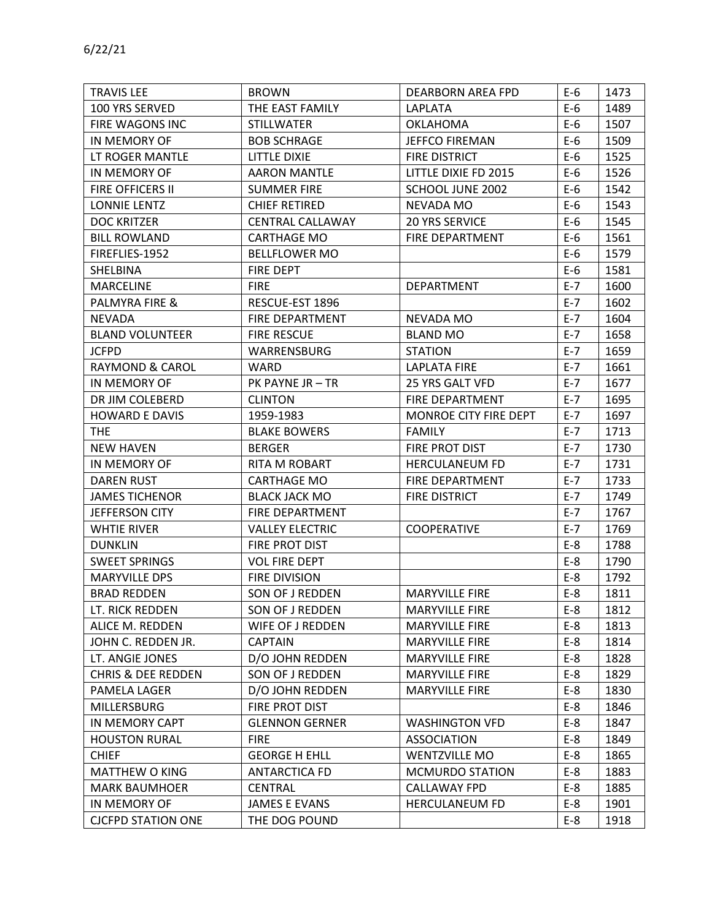6/22/21

| | | | | |
|---|---|---|---|---|
| TRAVIS LEE | BROWN | DEARBORN AREA FPD | E-6 | 1473 |
| 100 YRS SERVED | THE EAST FAMILY | LAPLATA | E-6 | 1489 |
| FIRE WAGONS INC | STILLWATER | OKLAHOMA | E-6 | 1507 |
| IN MEMORY OF | BOB SCHRAGE | JEFFCO FIREMAN | E-6 | 1509 |
| LT ROGER MANTLE | LITTLE DIXIE | FIRE DISTRICT | E-6 | 1525 |
| IN MEMORY OF | AARON MANTLE | LITTLE DIXIE FD 2015 | E-6 | 1526 |
| FIRE OFFICERS II | SUMMER FIRE | SCHOOL JUNE 2002 | E-6 | 1542 |
| LONNIE LENTZ | CHIEF RETIRED | NEVADA MO | E-6 | 1543 |
| DOC KRITZER | CENTRAL CALLAWAY | 20 YRS SERVICE | E-6 | 1545 |
| BILL ROWLAND | CARTHAGE MO | FIRE DEPARTMENT | E-6 | 1561 |
| FIREFLIES-1952 | BELLFLOWER MO | | E-6 | 1579 |
| SHELBINA | FIRE DEPT | | E-6 | 1581 |
| MARCELINE | FIRE | DEPARTMENT | E-7 | 1600 |
| PALMYRA FIRE & | RESCUE-EST 1896 | | E-7 | 1602 |
| NEVADA | FIRE DEPARTMENT | NEVADA MO | E-7 | 1604 |
| BLAND VOLUNTEER | FIRE RESCUE | BLAND MO | E-7 | 1658 |
| JCFPD | WARRENSBURG | STATION | E-7 | 1659 |
| RAYMOND & CAROL | WARD | LAPLATA FIRE | E-7 | 1661 |
| IN MEMORY OF | PK PAYNE JR – TR | 25 YRS GALT VFD | E-7 | 1677 |
| DR JIM COLEBERD | CLINTON | FIRE DEPARTMENT | E-7 | 1695 |
| HOWARD E DAVIS | 1959-1983 | MONROE CITY FIRE DEPT | E-7 | 1697 |
| THE | BLAKE BOWERS | FAMILY | E-7 | 1713 |
| NEW HAVEN | BERGER | FIRE PROT DIST | E-7 | 1730 |
| IN MEMORY OF | RITA M ROBART | HERCULANEUM FD | E-7 | 1731 |
| DAREN RUST | CARTHAGE MO | FIRE DEPARTMENT | E-7 | 1733 |
| JAMES TICHENOR | BLACK JACK MO | FIRE DISTRICT | E-7 | 1749 |
| JEFFERSON CITY | FIRE DEPARTMENT | | E-7 | 1767 |
| WHTIE RIVER | VALLEY ELECTRIC | COOPERATIVE | E-7 | 1769 |
| DUNKLIN | FIRE PROT DIST | | E-8 | 1788 |
| SWEET SPRINGS | VOL FIRE DEPT | | E-8 | 1790 |
| MARYVILLE DPS | FIRE DIVISION | | E-8 | 1792 |
| BRAD REDDEN | SON OF J REDDEN | MARYVILLE FIRE | E-8 | 1811 |
| LT. RICK REDDEN | SON OF J REDDEN | MARYVILLE FIRE | E-8 | 1812 |
| ALICE M. REDDEN | WIFE OF J REDDEN | MARYVILLE FIRE | E-8 | 1813 |
| JOHN C. REDDEN JR. | CAPTAIN | MARYVILLE FIRE | E-8 | 1814 |
| LT. ANGIE JONES | D/O JOHN REDDEN | MARYVILLE FIRE | E-8 | 1828 |
| CHRIS & DEE REDDEN | SON OF J REDDEN | MARYVILLE FIRE | E-8 | 1829 |
| PAMELA LAGER | D/O JOHN REDDEN | MARYVILLE FIRE | E-8 | 1830 |
| MILLERSBURG | FIRE PROT DIST | | E-8 | 1846 |
| IN MEMORY CAPT | GLENNON GERNER | WASHINGTON VFD | E-8 | 1847 |
| HOUSTON RURAL | FIRE | ASSOCIATION | E-8 | 1849 |
| CHIEF | GEORGE H EHLL | WENTZVILLE MO | E-8 | 1865 |
| MATTHEW O KING | ANTARCTICA FD | MCMURDO STATION | E-8 | 1883 |
| MARK BAUMHOER | CENTRAL | CALLAWAY FPD | E-8 | 1885 |
| IN MEMORY OF | JAMES E EVANS | HERCULANEUM FD | E-8 | 1901 |
| CJCFPD STATION ONE | THE DOG POUND | | E-8 | 1918 |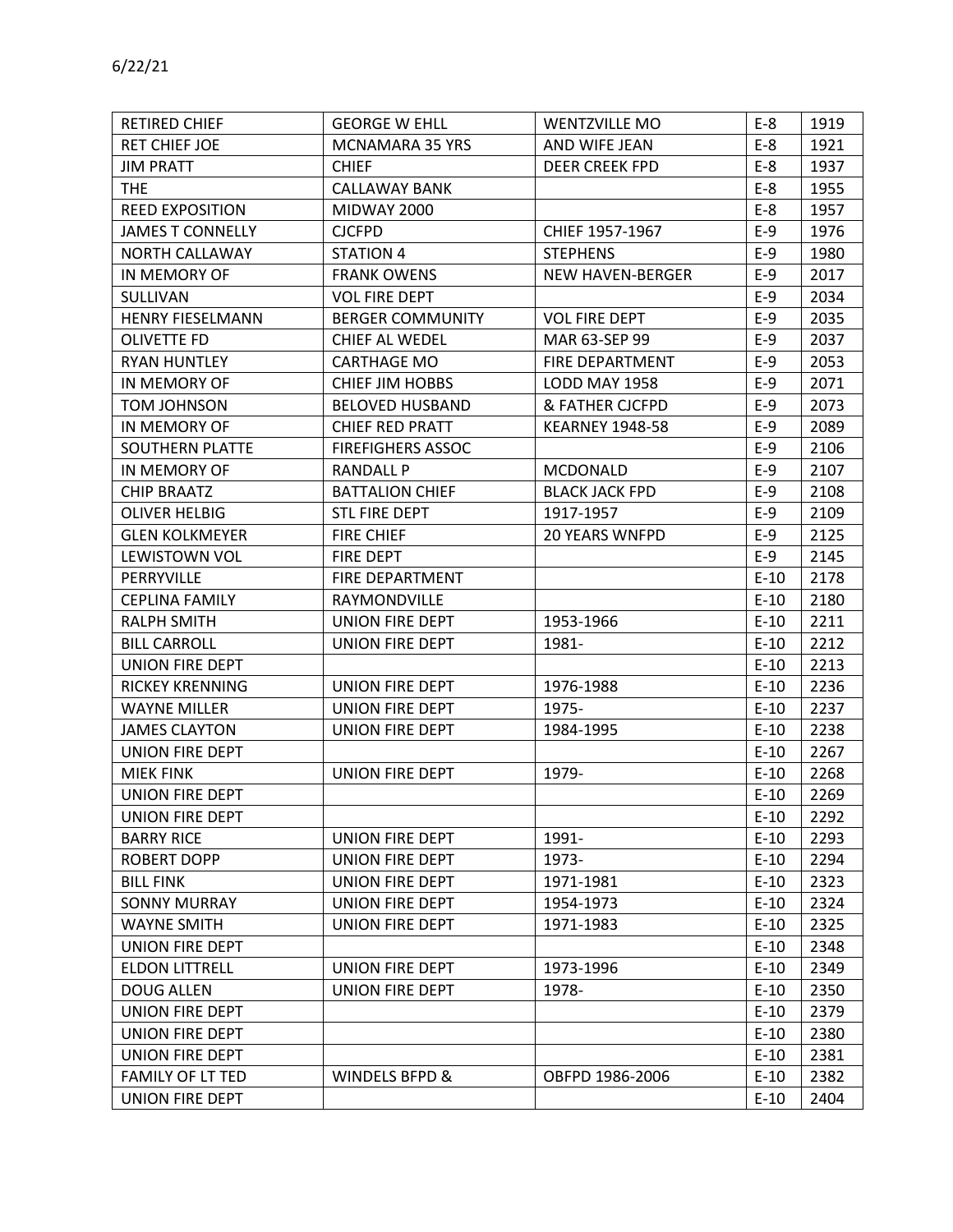6/22/21

| RETIRED CHIEF | GEORGE W EHLL | WENTZVILLE MO | E-8 | 1919 |
|---|---|---|---|---|
| RET CHIEF JOE | MCNAMARA 35 YRS | AND WIFE JEAN | E-8 | 1921 |
| JIM PRATT | CHIEF | DEER CREEK FPD | E-8 | 1937 |
| THE | CALLAWAY BANK | | E-8 | 1955 |
| REED EXPOSITION | MIDWAY 2000 | | E-8 | 1957 |
| JAMES T CONNELLY | CJCFPD | CHIEF 1957-1967 | E-9 | 1976 |
| NORTH CALLAWAY | STATION 4 | STEPHENS | E-9 | 1980 |
| IN MEMORY OF | FRANK OWENS | NEW HAVEN-BERGER | E-9 | 2017 |
| SULLIVAN | VOL FIRE DEPT | | E-9 | 2034 |
| HENRY FIESELMANN | BERGER COMMUNITY | VOL FIRE DEPT | E-9 | 2035 |
| OLIVETTE FD | CHIEF AL WEDEL | MAR 63-SEP 99 | E-9 | 2037 |
| RYAN HUNTLEY | CARTHAGE MO | FIRE DEPARTMENT | E-9 | 2053 |
| IN MEMORY OF | CHIEF JIM HOBBS | LODD MAY 1958 | E-9 | 2071 |
| TOM JOHNSON | BELOVED HUSBAND | & FATHER CJCFPD | E-9 | 2073 |
| IN MEMORY OF | CHIEF RED PRATT | KEARNEY 1948-58 | E-9 | 2089 |
| SOUTHERN PLATTE | FIREFIGHERS ASSOC | | E-9 | 2106 |
| IN MEMORY OF | RANDALL P | MCDONALD | E-9 | 2107 |
| CHIP BRAATZ | BATTALION CHIEF | BLACK JACK FPD | E-9 | 2108 |
| OLIVER HELBIG | STL FIRE DEPT | 1917-1957 | E-9 | 2109 |
| GLEN KOLKMEYER | FIRE CHIEF | 20 YEARS WNFPD | E-9 | 2125 |
| LEWISTOWN VOL | FIRE DEPT | | E-9 | 2145 |
| PERRYVILLE | FIRE DEPARTMENT | | E-10 | 2178 |
| CEPLINA FAMILY | RAYMONDVILLE | | E-10 | 2180 |
| RALPH SMITH | UNION FIRE DEPT | 1953-1966 | E-10 | 2211 |
| BILL CARROLL | UNION FIRE DEPT | 1981- | E-10 | 2212 |
| UNION FIRE DEPT | | | E-10 | 2213 |
| RICKEY KRENNING | UNION FIRE DEPT | 1976-1988 | E-10 | 2236 |
| WAYNE MILLER | UNION FIRE DEPT | 1975- | E-10 | 2237 |
| JAMES CLAYTON | UNION FIRE DEPT | 1984-1995 | E-10 | 2238 |
| UNION FIRE DEPT | | | E-10 | 2267 |
| MIEK FINK | UNION FIRE DEPT | 1979- | E-10 | 2268 |
| UNION FIRE DEPT | | | E-10 | 2269 |
| UNION FIRE DEPT | | | E-10 | 2292 |
| BARRY RICE | UNION FIRE DEPT | 1991- | E-10 | 2293 |
| ROBERT DOPP | UNION FIRE DEPT | 1973- | E-10 | 2294 |
| BILL FINK | UNION FIRE DEPT | 1971-1981 | E-10 | 2323 |
| SONNY MURRAY | UNION FIRE DEPT | 1954-1973 | E-10 | 2324 |
| WAYNE SMITH | UNION FIRE DEPT | 1971-1983 | E-10 | 2325 |
| UNION FIRE DEPT | | | E-10 | 2348 |
| ELDON LITTRELL | UNION FIRE DEPT | 1973-1996 | E-10 | 2349 |
| DOUG ALLEN | UNION FIRE DEPT | 1978- | E-10 | 2350 |
| UNION FIRE DEPT | | | E-10 | 2379 |
| UNION FIRE DEPT | | | E-10 | 2380 |
| UNION FIRE DEPT | | | E-10 | 2381 |
| FAMILY OF LT TED | WINDELS BFPD & | OBFPD 1986-2006 | E-10 | 2382 |
| UNION FIRE DEPT | | | E-10 | 2404 |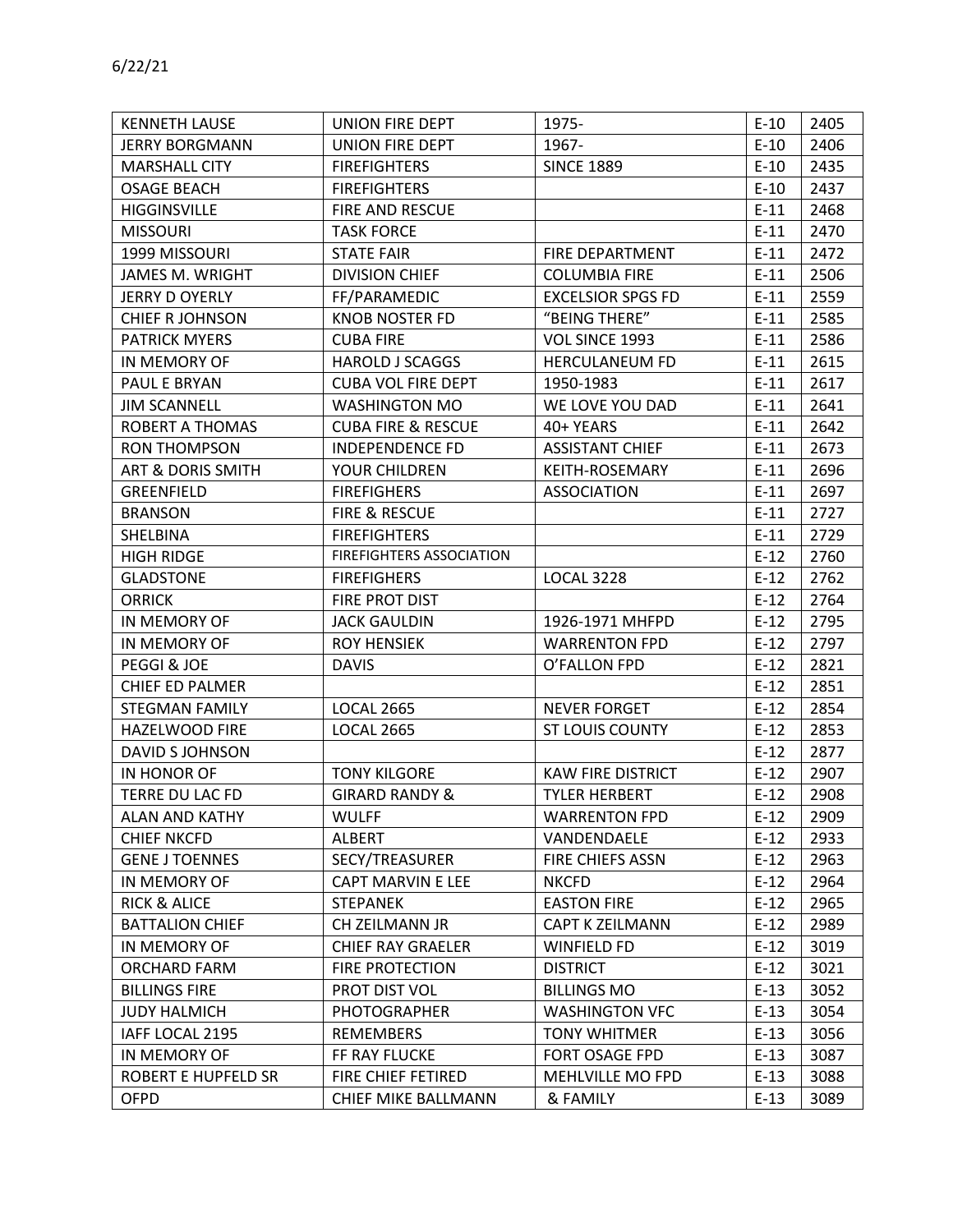6/22/21

| KENNETH LAUSE | UNION FIRE DEPT | 1975- | E-10 | 2405 |
|---|---|---|---|---|
| JERRY BORGMANN | UNION FIRE DEPT | 1967- | E-10 | 2406 |
| MARSHALL CITY | FIREFIGHTERS | SINCE 1889 | E-10 | 2435 |
| OSAGE BEACH | FIREFIGHTERS | | E-10 | 2437 |
| HIGGINSVILLE | FIRE AND RESCUE | | E-11 | 2468 |
| MISSOURI | TASK FORCE | | E-11 | 2470 |
| 1999 MISSOURI | STATE FAIR | FIRE DEPARTMENT | E-11 | 2472 |
| JAMES M. WRIGHT | DIVISION CHIEF | COLUMBIA FIRE | E-11 | 2506 |
| JERRY D OYERLY | FF/PARAMEDIC | EXCELSIOR SPGS FD | E-11 | 2559 |
| CHIEF R JOHNSON | KNOB NOSTER FD | "BEING THERE" | E-11 | 2585 |
| PATRICK MYERS | CUBA FIRE | VOL SINCE 1993 | E-11 | 2586 |
| IN MEMORY OF | HAROLD J SCAGGS | HERCULANEUM FD | E-11 | 2615 |
| PAUL E BRYAN | CUBA VOL FIRE DEPT | 1950-1983 | E-11 | 2617 |
| JIM SCANNELL | WASHINGTON MO | WE LOVE YOU DAD | E-11 | 2641 |
| ROBERT A THOMAS | CUBA FIRE & RESCUE | 40+ YEARS | E-11 | 2642 |
| RON THOMPSON | INDEPENDENCE FD | ASSISTANT CHIEF | E-11 | 2673 |
| ART & DORIS SMITH | YOUR CHILDREN | KEITH-ROSEMARY | E-11 | 2696 |
| GREENFIELD | FIREFIGHERS | ASSOCIATION | E-11 | 2697 |
| BRANSON | FIRE & RESCUE | | E-11 | 2727 |
| SHELBINA | FIREFIGHTERS | | E-11 | 2729 |
| HIGH RIDGE | FIREFIGHTERS ASSOCIATION | | E-12 | 2760 |
| GLADSTONE | FIREFIGHERS | LOCAL 3228 | E-12 | 2762 |
| ORRICK | FIRE PROT DIST | | E-12 | 2764 |
| IN MEMORY OF | JACK GAULDIN | 1926-1971 MHFPD | E-12 | 2795 |
| IN MEMORY OF | ROY HENSIEK | WARRENTON FPD | E-12 | 2797 |
| PEGGI & JOE | DAVIS | O'FALLON FPD | E-12 | 2821 |
| CHIEF ED PALMER | | | E-12 | 2851 |
| STEGMAN FAMILY | LOCAL 2665 | NEVER FORGET | E-12 | 2854 |
| HAZELWOOD FIRE | LOCAL 2665 | ST LOUIS COUNTY | E-12 | 2853 |
| DAVID S JOHNSON | | | E-12 | 2877 |
| IN HONOR OF | TONY KILGORE | KAW FIRE DISTRICT | E-12 | 2907 |
| TERRE DU LAC FD | GIRARD RANDY & | TYLER HERBERT | E-12 | 2908 |
| ALAN AND KATHY | WULFF | WARRENTON FPD | E-12 | 2909 |
| CHIEF NKCFD | ALBERT | VANDENDAELE | E-12 | 2933 |
| GENE J TOENNES | SECY/TREASURER | FIRE CHIEFS ASSN | E-12 | 2963 |
| IN MEMORY OF | CAPT MARVIN E LEE | NKCFD | E-12 | 2964 |
| RICK & ALICE | STEPANEK | EASTON FIRE | E-12 | 2965 |
| BATTALION CHIEF | CH ZEILMANN JR | CAPT K ZEILMANN | E-12 | 2989 |
| IN MEMORY OF | CHIEF RAY GRAELER | WINFIELD FD | E-12 | 3019 |
| ORCHARD FARM | FIRE PROTECTION | DISTRICT | E-12 | 3021 |
| BILLINGS FIRE | PROT DIST VOL | BILLINGS MO | E-13 | 3052 |
| JUDY HALMICH | PHOTOGRAPHER | WASHINGTON VFC | E-13 | 3054 |
| IAFF LOCAL 2195 | REMEMBERS | TONY WHITMER | E-13 | 3056 |
| IN MEMORY OF | FF RAY FLUCKE | FORT OSAGE FPD | E-13 | 3087 |
| ROBERT E HUPFELD SR | FIRE CHIEF FETIRED | MEHLVILLE MO FPD | E-13 | 3088 |
| OFPD | CHIEF MIKE BALLMANN | & FAMILY | E-13 | 3089 |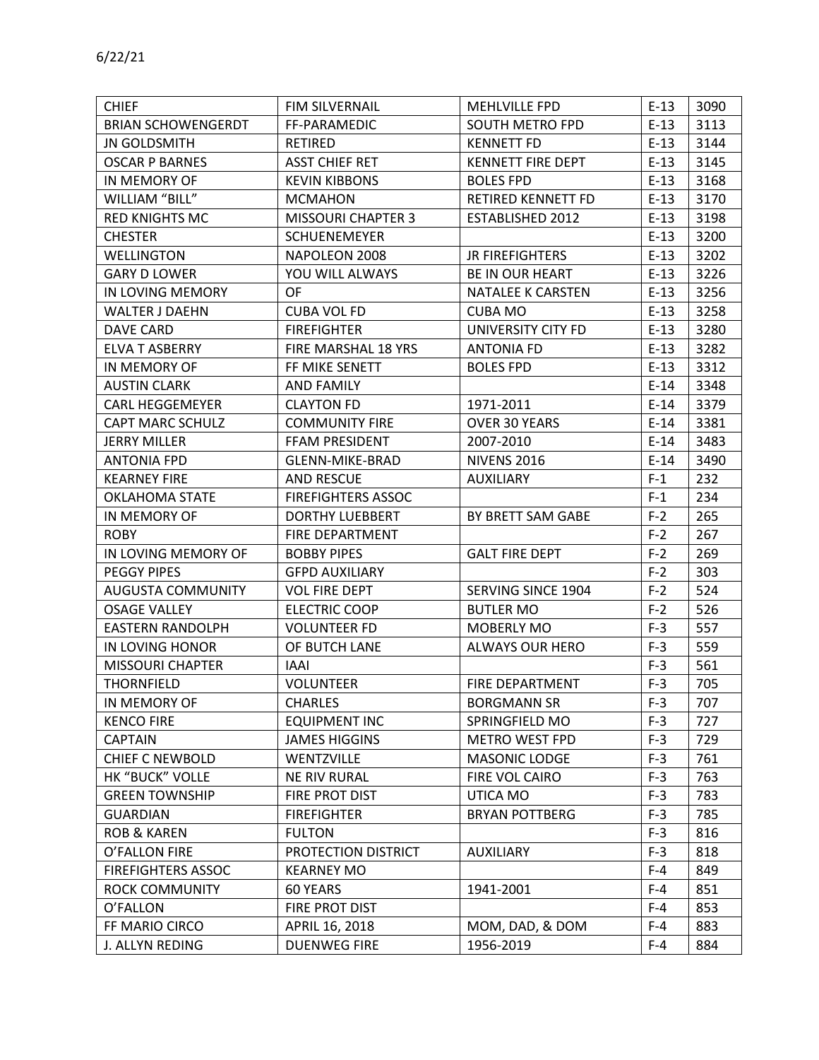6/22/21

| | | | | |
|---|---|---|---|---|
| CHIEF | FIM SILVERNAIL | MEHLVILLE FPD | E-13 | 3090 |
| BRIAN SCHOWENGERDT | FF-PARAMEDIC | SOUTH METRO FPD | E-13 | 3113 |
| JN GOLDSMITH | RETIRED | KENNETT FD | E-13 | 3144 |
| OSCAR P BARNES | ASST CHIEF RET | KENNETT FIRE DEPT | E-13 | 3145 |
| IN MEMORY OF | KEVIN KIBBONS | BOLES FPD | E-13 | 3168 |
| WILLIAM "BILL" | MCMAHON | RETIRED KENNETT FD | E-13 | 3170 |
| RED KNIGHTS MC | MISSOURI CHAPTER 3 | ESTABLISHED 2012 | E-13 | 3198 |
| CHESTER | SCHUENEMEYER | | E-13 | 3200 |
| WELLINGTON | NAPOLEON 2008 | JR FIREFIGHTERS | E-13 | 3202 |
| GARY D LOWER | YOU WILL ALWAYS | BE IN OUR HEART | E-13 | 3226 |
| IN LOVING MEMORY | OF | NATALEE K CARSTEN | E-13 | 3256 |
| WALTER J DAEHN | CUBA VOL FD | CUBA MO | E-13 | 3258 |
| DAVE CARD | FIREFIGHTER | UNIVERSITY CITY FD | E-13 | 3280 |
| ELVA T ASBERRY | FIRE MARSHAL 18 YRS | ANTONIA FD | E-13 | 3282 |
| IN MEMORY OF | FF MIKE SENETT | BOLES FPD | E-13 | 3312 |
| AUSTIN CLARK | AND FAMILY | | E-14 | 3348 |
| CARL HEGGEMEYER | CLAYTON FD | 1971-2011 | E-14 | 3379 |
| CAPT MARC SCHULZ | COMMUNITY FIRE | OVER 30 YEARS | E-14 | 3381 |
| JERRY MILLER | FFAM PRESIDENT | 2007-2010 | E-14 | 3483 |
| ANTONIA FPD | GLENN-MIKE-BRAD | NIVENS 2016 | E-14 | 3490 |
| KEARNEY FIRE | AND RESCUE | AUXILIARY | F-1 | 232 |
| OKLAHOMA STATE | FIREFIGHTERS ASSOC | | F-1 | 234 |
| IN MEMORY OF | DORTHY LUEBBERT | BY BRETT SAM GABE | F-2 | 265 |
| ROBY | FIRE DEPARTMENT | | F-2 | 267 |
| IN LOVING MEMORY OF | BOBBY PIPES | GALT FIRE DEPT | F-2 | 269 |
| PEGGY PIPES | GFPD AUXILIARY | | F-2 | 303 |
| AUGUSTA COMMUNITY | VOL FIRE DEPT | SERVING SINCE 1904 | F-2 | 524 |
| OSAGE VALLEY | ELECTRIC COOP | BUTLER MO | F-2 | 526 |
| EASTERN RANDOLPH | VOLUNTEER FD | MOBERLY MO | F-3 | 557 |
| IN LOVING HONOR | OF BUTCH LANE | ALWAYS OUR HERO | F-3 | 559 |
| MISSOURI CHAPTER | IAAI | | F-3 | 561 |
| THORNFIELD | VOLUNTEER | FIRE DEPARTMENT | F-3 | 705 |
| IN MEMORY OF | CHARLES | BORGMANN SR | F-3 | 707 |
| KENCO FIRE | EQUIPMENT INC | SPRINGFIELD MO | F-3 | 727 |
| CAPTAIN | JAMES HIGGINS | METRO WEST FPD | F-3 | 729 |
| CHIEF C NEWBOLD | WENTZVILLE | MASONIC LODGE | F-3 | 761 |
| HK "BUCK" VOLLE | NE RIV RURAL | FIRE VOL CAIRO | F-3 | 763 |
| GREEN TOWNSHIP | FIRE PROT DIST | UTICA MO | F-3 | 783 |
| GUARDIAN | FIREFIGHTER | BRYAN POTTBERG | F-3 | 785 |
| ROB & KAREN | FULTON | | F-3 | 816 |
| O'FALLON FIRE | PROTECTION DISTRICT | AUXILIARY | F-3 | 818 |
| FIREFIGHTERS ASSOC | KEARNEY MO | | F-4 | 849 |
| ROCK COMMUNITY | 60 YEARS | 1941-2001 | F-4 | 851 |
| O'FALLON | FIRE PROT DIST | | F-4 | 853 |
| FF MARIO CIRCO | APRIL 16, 2018 | MOM, DAD, & DOM | F-4 | 883 |
| J. ALLYN REDING | DUENWEG FIRE | 1956-2019 | F-4 | 884 |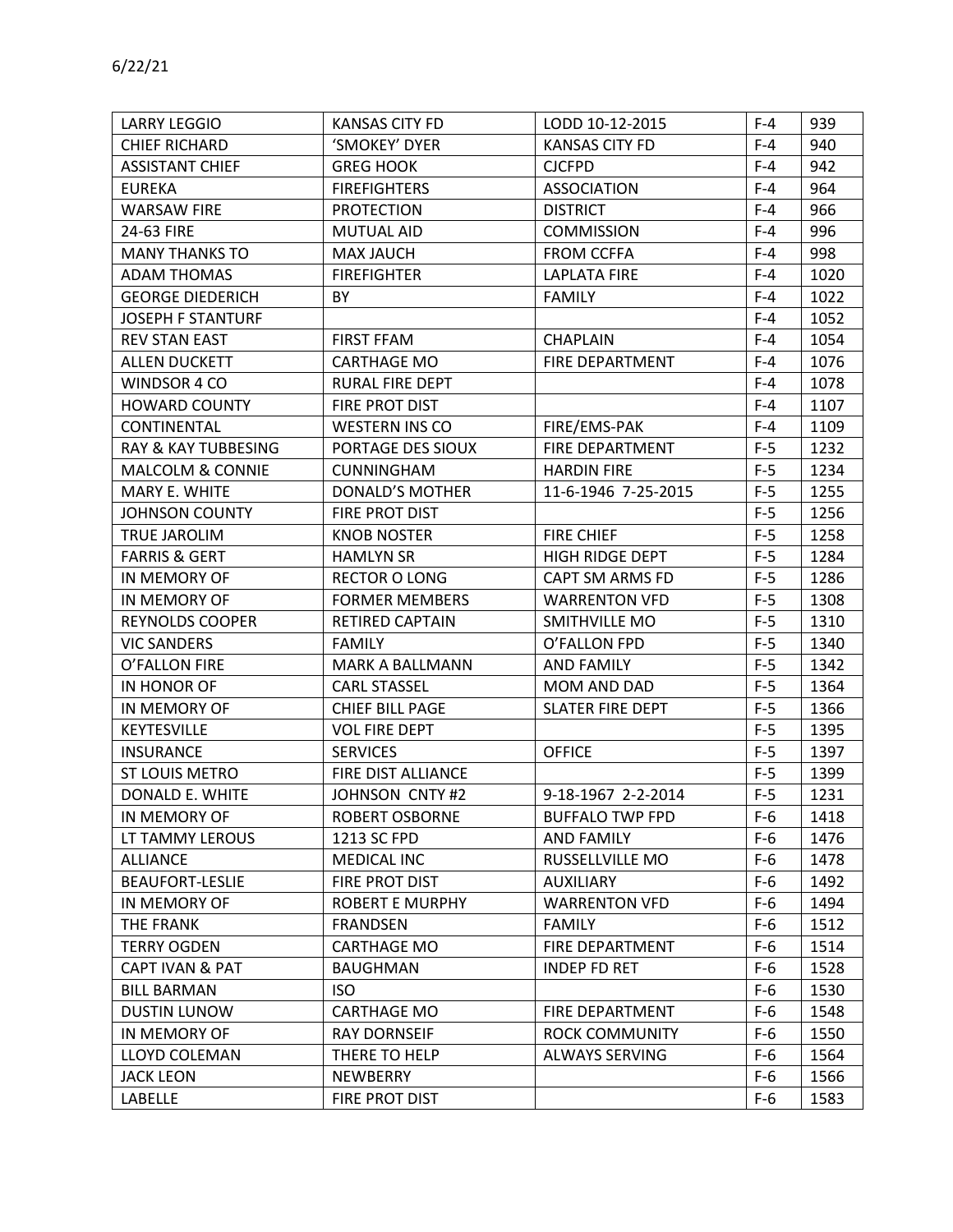6/22/21

| | | | | |
|---|---|---|---|---|
| LARRY LEGGIO | KANSAS CITY FD | LODD 10-12-2015 | F-4 | 939 |
| CHIEF RICHARD | 'SMOKEY' DYER | KANSAS CITY FD | F-4 | 940 |
| ASSISTANT CHIEF | GREG HOOK | CJCFPD | F-4 | 942 |
| EUREKA | FIREFIGHTERS | ASSOCIATION | F-4 | 964 |
| WARSAW FIRE | PROTECTION | DISTRICT | F-4 | 966 |
| 24-63 FIRE | MUTUAL AID | COMMISSION | F-4 | 996 |
| MANY THANKS TO | MAX JAUCH | FROM CCFFA | F-4 | 998 |
| ADAM THOMAS | FIREFIGHTER | LAPLATA FIRE | F-4 | 1020 |
| GEORGE DIEDERICH | BY | FAMILY | F-4 | 1022 |
| JOSEPH F STANTURF | | | F-4 | 1052 |
| REV STAN EAST | FIRST FFAM | CHAPLAIN | F-4 | 1054 |
| ALLEN DUCKETT | CARTHAGE MO | FIRE DEPARTMENT | F-4 | 1076 |
| WINDSOR 4 CO | RURAL FIRE DEPT | | F-4 | 1078 |
| HOWARD COUNTY | FIRE PROT DIST | | F-4 | 1107 |
| CONTINENTAL | WESTERN INS CO | FIRE/EMS-PAK | F-4 | 1109 |
| RAY & KAY TUBBESING | PORTAGE DES SIOUX | FIRE DEPARTMENT | F-5 | 1232 |
| MALCOLM & CONNIE | CUNNINGHAM | HARDIN FIRE | F-5 | 1234 |
| MARY E. WHITE | DONALD'S MOTHER | 11-6-1946 7-25-2015 | F-5 | 1255 |
| JOHNSON COUNTY | FIRE PROT DIST | | F-5 | 1256 |
| TRUE JAROLIM | KNOB NOSTER | FIRE CHIEF | F-5 | 1258 |
| FARRIS & GERT | HAMLYN SR | HIGH RIDGE DEPT | F-5 | 1284 |
| IN MEMORY OF | RECTOR O LONG | CAPT SM ARMS FD | F-5 | 1286 |
| IN MEMORY OF | FORMER MEMBERS | WARRENTON VFD | F-5 | 1308 |
| REYNOLDS COOPER | RETIRED CAPTAIN | SMITHVILLE MO | F-5 | 1310 |
| VIC SANDERS | FAMILY | O'FALLON FPD | F-5 | 1340 |
| O'FALLON FIRE | MARK A BALLMANN | AND FAMILY | F-5 | 1342 |
| IN HONOR OF | CARL STASSEL | MOM AND DAD | F-5 | 1364 |
| IN MEMORY OF | CHIEF BILL PAGE | SLATER FIRE DEPT | F-5 | 1366 |
| KEYTESVILLE | VOL FIRE DEPT | | F-5 | 1395 |
| INSURANCE | SERVICES | OFFICE | F-5 | 1397 |
| ST LOUIS METRO | FIRE DIST ALLIANCE | | F-5 | 1399 |
| DONALD E. WHITE | JOHNSON CNTY #2 | 9-18-1967 2-2-2014 | F-5 | 1231 |
| IN MEMORY OF | ROBERT OSBORNE | BUFFALO TWP FPD | F-6 | 1418 |
| LT TAMMY LEROUS | 1213 SC FPD | AND FAMILY | F-6 | 1476 |
| ALLIANCE | MEDICAL INC | RUSSELLVILLE MO | F-6 | 1478 |
| BEAUFORT-LESLIE | FIRE PROT DIST | AUXILIARY | F-6 | 1492 |
| IN MEMORY OF | ROBERT E MURPHY | WARRENTON VFD | F-6 | 1494 |
| THE FRANK | FRANDSEN | FAMILY | F-6 | 1512 |
| TERRY OGDEN | CARTHAGE MO | FIRE DEPARTMENT | F-6 | 1514 |
| CAPT IVAN & PAT | BAUGHMAN | INDEP FD RET | F-6 | 1528 |
| BILL BARMAN | ISO | | F-6 | 1530 |
| DUSTIN LUNOW | CARTHAGE MO | FIRE DEPARTMENT | F-6 | 1548 |
| IN MEMORY OF | RAY DORNSEIF | ROCK COMMUNITY | F-6 | 1550 |
| LLOYD COLEMAN | THERE TO HELP | ALWAYS SERVING | F-6 | 1564 |
| JACK LEON | NEWBERRY | | F-6 | 1566 |
| LABELLE | FIRE PROT DIST | | F-6 | 1583 |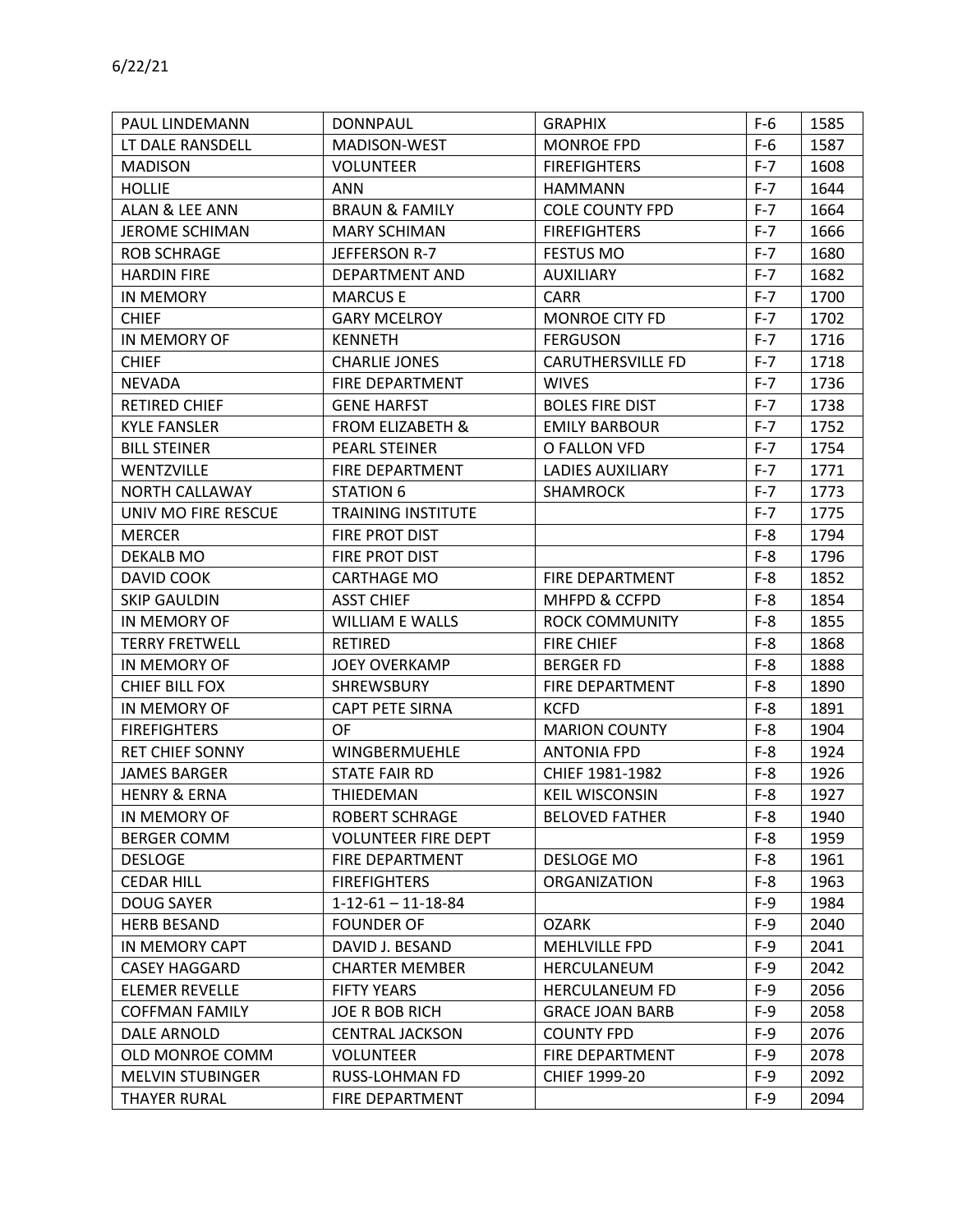6/22/21

| PAUL LINDEMANN | DONNPAUL | GRAPHIX | F-6 | 1585 |
|---|---|---|---|---|
| LT DALE RANSDELL | MADISON-WEST | MONROE FPD | F-6 | 1587 |
| MADISON | VOLUNTEER | FIREFIGHTERS | F-7 | 1608 |
| HOLLIE | ANN | HAMMANN | F-7 | 1644 |
| ALAN & LEE ANN | BRAUN & FAMILY | COLE COUNTY FPD | F-7 | 1664 |
| JEROME SCHIMAN | MARY SCHIMAN | FIREFIGHTERS | F-7 | 1666 |
| ROB SCHRAGE | JEFFERSON R-7 | FESTUS MO | F-7 | 1680 |
| HARDIN FIRE | DEPARTMENT AND | AUXILIARY | F-7 | 1682 |
| IN MEMORY | MARCUS E | CARR | F-7 | 1700 |
| CHIEF | GARY MCELROY | MONROE CITY FD | F-7 | 1702 |
| IN MEMORY OF | KENNETH | FERGUSON | F-7 | 1716 |
| CHIEF | CHARLIE JONES | CARUTHERSVILLE FD | F-7 | 1718 |
| NEVADA | FIRE DEPARTMENT | WIVES | F-7 | 1736 |
| RETIRED CHIEF | GENE HARFST | BOLES FIRE DIST | F-7 | 1738 |
| KYLE FANSLER | FROM ELIZABETH & | EMILY BARBOUR | F-7 | 1752 |
| BILL STEINER | PEARL STEINER | O FALLON VFD | F-7 | 1754 |
| WENTZVILLE | FIRE DEPARTMENT | LADIES AUXILIARY | F-7 | 1771 |
| NORTH CALLAWAY | STATION 6 | SHAMROCK | F-7 | 1773 |
| UNIV MO FIRE RESCUE | TRAINING INSTITUTE | | F-7 | 1775 |
| MERCER | FIRE PROT DIST | | F-8 | 1794 |
| DEKALB MO | FIRE PROT DIST | | F-8 | 1796 |
| DAVID COOK | CARTHAGE MO | FIRE DEPARTMENT | F-8 | 1852 |
| SKIP GAULDIN | ASST CHIEF | MHFPD & CCFPD | F-8 | 1854 |
| IN MEMORY OF | WILLIAM E WALLS | ROCK COMMUNITY | F-8 | 1855 |
| TERRY FRETWELL | RETIRED | FIRE CHIEF | F-8 | 1868 |
| IN MEMORY OF | JOEY OVERKAMP | BERGER FD | F-8 | 1888 |
| CHIEF BILL FOX | SHREWSBURY | FIRE DEPARTMENT | F-8 | 1890 |
| IN MEMORY OF | CAPT PETE SIRNA | KCFD | F-8 | 1891 |
| FIREFIGHTERS | OF | MARION COUNTY | F-8 | 1904 |
| RET CHIEF SONNY | WINGBERMUEHLE | ANTONIA FPD | F-8 | 1924 |
| JAMES BARGER | STATE FAIR RD | CHIEF 1981-1982 | F-8 | 1926 |
| HENRY & ERNA | THIEDEMAN | KEIL WISCONSIN | F-8 | 1927 |
| IN MEMORY OF | ROBERT SCHRAGE | BELOVED FATHER | F-8 | 1940 |
| BERGER COMM | VOLUNTEER FIRE DEPT | | F-8 | 1959 |
| DESLOGE | FIRE DEPARTMENT | DESLOGE MO | F-8 | 1961 |
| CEDAR HILL | FIREFIGHTERS | ORGANIZATION | F-8 | 1963 |
| DOUG SAYER | 1-12-61 – 11-18-84 | | F-9 | 1984 |
| HERB BESAND | FOUNDER OF | OZARK | F-9 | 2040 |
| IN MEMORY CAPT | DAVID J. BESAND | MEHLVILLE FPD | F-9 | 2041 |
| CASEY HAGGARD | CHARTER MEMBER | HERCULANEUM | F-9 | 2042 |
| ELEMER REVELLE | FIFTY YEARS | HERCULANEUM FD | F-9 | 2056 |
| COFFMAN FAMILY | JOE R BOB RICH | GRACE JOAN BARB | F-9 | 2058 |
| DALE ARNOLD | CENTRAL JACKSON | COUNTY FPD | F-9 | 2076 |
| OLD MONROE COMM | VOLUNTEER | FIRE DEPARTMENT | F-9 | 2078 |
| MELVIN STUBINGER | RUSS-LOHMAN FD | CHIEF 1999-20 | F-9 | 2092 |
| THAYER RURAL | FIRE DEPARTMENT | | F-9 | 2094 |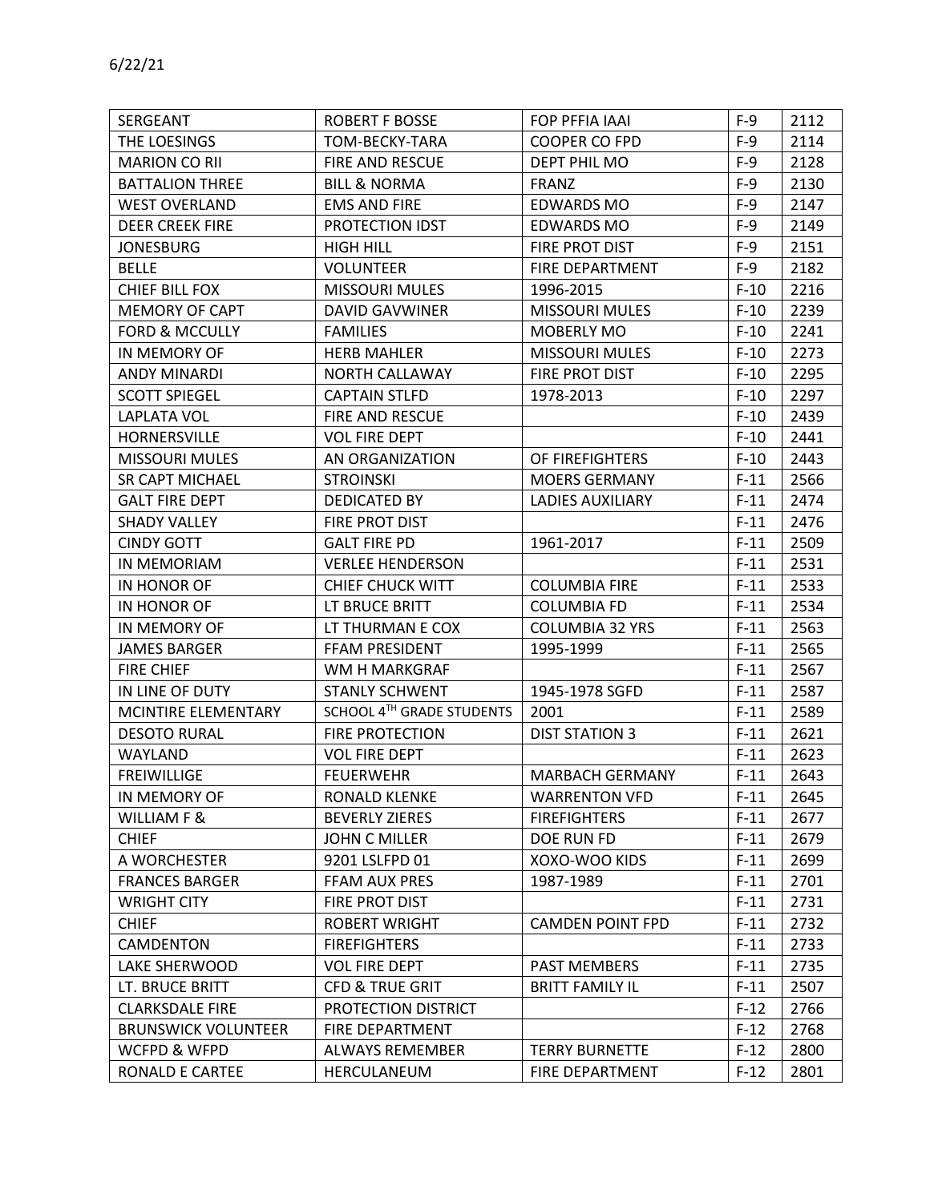6/22/21

| SERGEANT | ROBERT F BOSSE | FOP PFFIA IAAI | F-9 | 2112 |
|---|---|---|---|---|
| THE LOESINGS | TOM-BECKY-TARA | COOPER CO FPD | F-9 | 2114 |
| MARION CO RII | FIRE AND RESCUE | DEPT PHIL MO | F-9 | 2128 |
| BATTALION THREE | BILL & NORMA | FRANZ | F-9 | 2130 |
| WEST OVERLAND | EMS AND FIRE | EDWARDS MO | F-9 | 2147 |
| DEER CREEK FIRE | PROTECTION IDST | EDWARDS MO | F-9 | 2149 |
| JONESBURG | HIGH HILL | FIRE PROT DIST | F-9 | 2151 |
| BELLE | VOLUNTEER | FIRE DEPARTMENT | F-9 | 2182 |
| CHIEF BILL FOX | MISSOURI MULES | 1996-2015 | F-10 | 2216 |
| MEMORY OF CAPT | DAVID GAVWINER | MISSOURI MULES | F-10 | 2239 |
| FORD & MCCULLY | FAMILIES | MOBERLY MO | F-10 | 2241 |
| IN MEMORY OF | HERB MAHLER | MISSOURI MULES | F-10 | 2273 |
| ANDY MINARDI | NORTH CALLAWAY | FIRE PROT DIST | F-10 | 2295 |
| SCOTT SPIEGEL | CAPTAIN STLFD | 1978-2013 | F-10 | 2297 |
| LAPLATA VOL | FIRE AND RESCUE | | F-10 | 2439 |
| HORNERSVILLE | VOL FIRE DEPT | | F-10 | 2441 |
| MISSOURI MULES | AN ORGANIZATION | OF FIREFIGHTERS | F-10 | 2443 |
| SR CAPT MICHAEL | STROINSKI | MOERS GERMANY | F-11 | 2566 |
| GALT FIRE DEPT | DEDICATED BY | LADIES AUXILIARY | F-11 | 2474 |
| SHADY VALLEY | FIRE PROT DIST | | F-11 | 2476 |
| CINDY GOTT | GALT FIRE PD | 1961-2017 | F-11 | 2509 |
| IN MEMORIAM | VERLEE HENDERSON | | F-11 | 2531 |
| IN HONOR OF | CHIEF CHUCK WITT | COLUMBIA FIRE | F-11 | 2533 |
| IN HONOR OF | LT BRUCE BRITT | COLUMBIA FD | F-11 | 2534 |
| IN MEMORY OF | LT THURMAN E COX | COLUMBIA 32 YRS | F-11 | 2563 |
| JAMES BARGER | FFAM PRESIDENT | 1995-1999 | F-11 | 2565 |
| FIRE CHIEF | WM H MARKGRAF | | F-11 | 2567 |
| IN LINE OF DUTY | STANLY SCHWENT | 1945-1978 SGFD | F-11 | 2587 |
| MCINTIRE ELEMENTARY | SCHOOL 4TH GRADE STUDENTS | 2001 | F-11 | 2589 |
| DESOTO RURAL | FIRE PROTECTION | DIST STATION 3 | F-11 | 2621 |
| WAYLAND | VOL FIRE DEPT | | F-11 | 2623 |
| FREIWILLIGE | FEUERWEHR | MARBACH GERMANY | F-11 | 2643 |
| IN MEMORY OF | RONALD KLENKE | WARRENTON VFD | F-11 | 2645 |
| WILLIAM F & | BEVERLY ZIERES | FIREFIGHTERS | F-11 | 2677 |
| CHIEF | JOHN C MILLER | DOE RUN FD | F-11 | 2679 |
| A WORCHESTER | 9201 LSLFPD 01 | XOXO-WOO KIDS | F-11 | 2699 |
| FRANCES BARGER | FFAM AUX PRES | 1987-1989 | F-11 | 2701 |
| WRIGHT CITY | FIRE PROT DIST | | F-11 | 2731 |
| CHIEF | ROBERT WRIGHT | CAMDEN POINT FPD | F-11 | 2732 |
| CAMDENTON | FIREFIGHTERS | | F-11 | 2733 |
| LAKE SHERWOOD | VOL FIRE DEPT | PAST MEMBERS | F-11 | 2735 |
| LT. BRUCE BRITT | CFD & TRUE GRIT | BRITT FAMILY IL | F-11 | 2507 |
| CLARKSDALE FIRE | PROTECTION DISTRICT | | F-12 | 2766 |
| BRUNSWICK VOLUNTEER | FIRE DEPARTMENT | | F-12 | 2768 |
| WCFPD & WFPD | ALWAYS REMEMBER | TERRY BURNETTE | F-12 | 2800 |
| RONALD E CARTEE | HERCULANEUM | FIRE DEPARTMENT | F-12 | 2801 |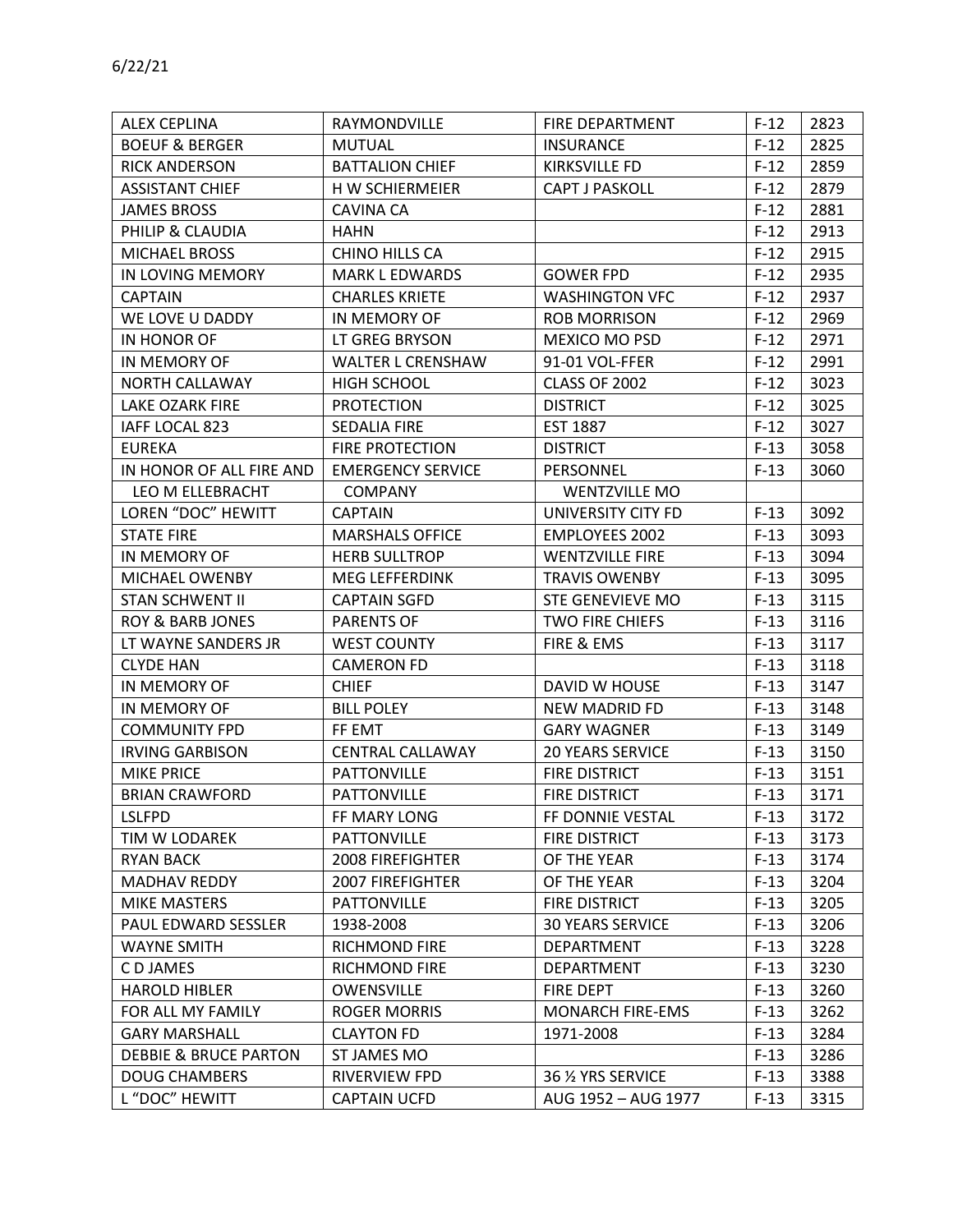6/22/21

| | | | | |
|---|---|---|---|---|
| ALEX CEPLINA | RAYMONDVILLE | FIRE DEPARTMENT | F-12 | 2823 |
| BOEUF & BERGER | MUTUAL | INSURANCE | F-12 | 2825 |
| RICK ANDERSON | BATTALION CHIEF | KIRKSVILLE FD | F-12 | 2859 |
| ASSISTANT CHIEF | H W SCHIERMEIER | CAPT J PASKOLL | F-12 | 2879 |
| JAMES BROSS | CAVINA CA | | F-12 | 2881 |
| PHILIP & CLAUDIA | HAHN | | F-12 | 2913 |
| MICHAEL BROSS | CHINO HILLS CA | | F-12 | 2915 |
| IN LOVING MEMORY | MARK L EDWARDS | GOWER FPD | F-12 | 2935 |
| CAPTAIN | CHARLES KRIETE | WASHINGTON VFC | F-12 | 2937 |
| WE LOVE U DADDY | IN MEMORY OF | ROB MORRISON | F-12 | 2969 |
| IN HONOR OF | LT GREG BRYSON | MEXICO MO PSD | F-12 | 2971 |
| IN MEMORY OF | WALTER L CRENSHAW | 91-01 VOL-FFER | F-12 | 2991 |
| NORTH CALLAWAY | HIGH SCHOOL | CLASS OF 2002 | F-12 | 3023 |
| LAKE OZARK FIRE | PROTECTION | DISTRICT | F-12 | 3025 |
| IAFF LOCAL 823 | SEDALIA FIRE | EST 1887 | F-12 | 3027 |
| EUREKA | FIRE PROTECTION | DISTRICT | F-13 | 3058 |
| IN HONOR OF ALL FIRE AND | EMERGENCY SERVICE | PERSONNEL | F-13 | 3060 |
| LEO M ELLEBRACHT | COMPANY | WENTZVILLE MO | | |
| LOREN "DOC" HEWITT | CAPTAIN | UNIVERSITY CITY FD | F-13 | 3092 |
| STATE FIRE | MARSHALS OFFICE | EMPLOYEES 2002 | F-13 | 3093 |
| IN MEMORY OF | HERB SULLTROP | WENTZVILLE FIRE | F-13 | 3094 |
| MICHAEL OWENBY | MEG LEFFERDINK | TRAVIS OWENBY | F-13 | 3095 |
| STAN SCHWENT II | CAPTAIN SGFD | STE GENEVIEVE MO | F-13 | 3115 |
| ROY & BARB JONES | PARENTS OF | TWO FIRE CHIEFS | F-13 | 3116 |
| LT WAYNE SANDERS JR | WEST COUNTY | FIRE & EMS | F-13 | 3117 |
| CLYDE HAN | CAMERON FD | | F-13 | 3118 |
| IN MEMORY OF | CHIEF | DAVID W HOUSE | F-13 | 3147 |
| IN MEMORY OF | BILL POLEY | NEW MADRID FD | F-13 | 3148 |
| COMMUNITY FPD | FF EMT | GARY WAGNER | F-13 | 3149 |
| IRVING GARBISON | CENTRAL CALLAWAY | 20 YEARS SERVICE | F-13 | 3150 |
| MIKE PRICE | PATTONVILLE | FIRE DISTRICT | F-13 | 3151 |
| BRIAN CRAWFORD | PATTONVILLE | FIRE DISTRICT | F-13 | 3171 |
| LSLFPD | FF MARY LONG | FF DONNIE VESTAL | F-13 | 3172 |
| TIM W LODAREK | PATTONVILLE | FIRE DISTRICT | F-13 | 3173 |
| RYAN BACK | 2008 FIREFIGHTER | OF THE YEAR | F-13 | 3174 |
| MADHAV REDDY | 2007 FIREFIGHTER | OF THE YEAR | F-13 | 3204 |
| MIKE MASTERS | PATTONVILLE | FIRE DISTRICT | F-13 | 3205 |
| PAUL EDWARD SESSLER | 1938-2008 | 30 YEARS SERVICE | F-13 | 3206 |
| WAYNE SMITH | RICHMOND FIRE | DEPARTMENT | F-13 | 3228 |
| C D JAMES | RICHMOND FIRE | DEPARTMENT | F-13 | 3230 |
| HAROLD HIBLER | OWENSVILLE | FIRE DEPT | F-13 | 3260 |
| FOR ALL MY FAMILY | ROGER MORRIS | MONARCH FIRE-EMS | F-13 | 3262 |
| GARY MARSHALL | CLAYTON FD | 1971-2008 | F-13 | 3284 |
| DEBBIE & BRUCE PARTON | ST JAMES MO | | F-13 | 3286 |
| DOUG CHAMBERS | RIVERVIEW FPD | 36 ½ YRS SERVICE | F-13 | 3388 |
| L "DOC" HEWITT | CAPTAIN UCFD | AUG 1952 – AUG 1977 | F-13 | 3315 |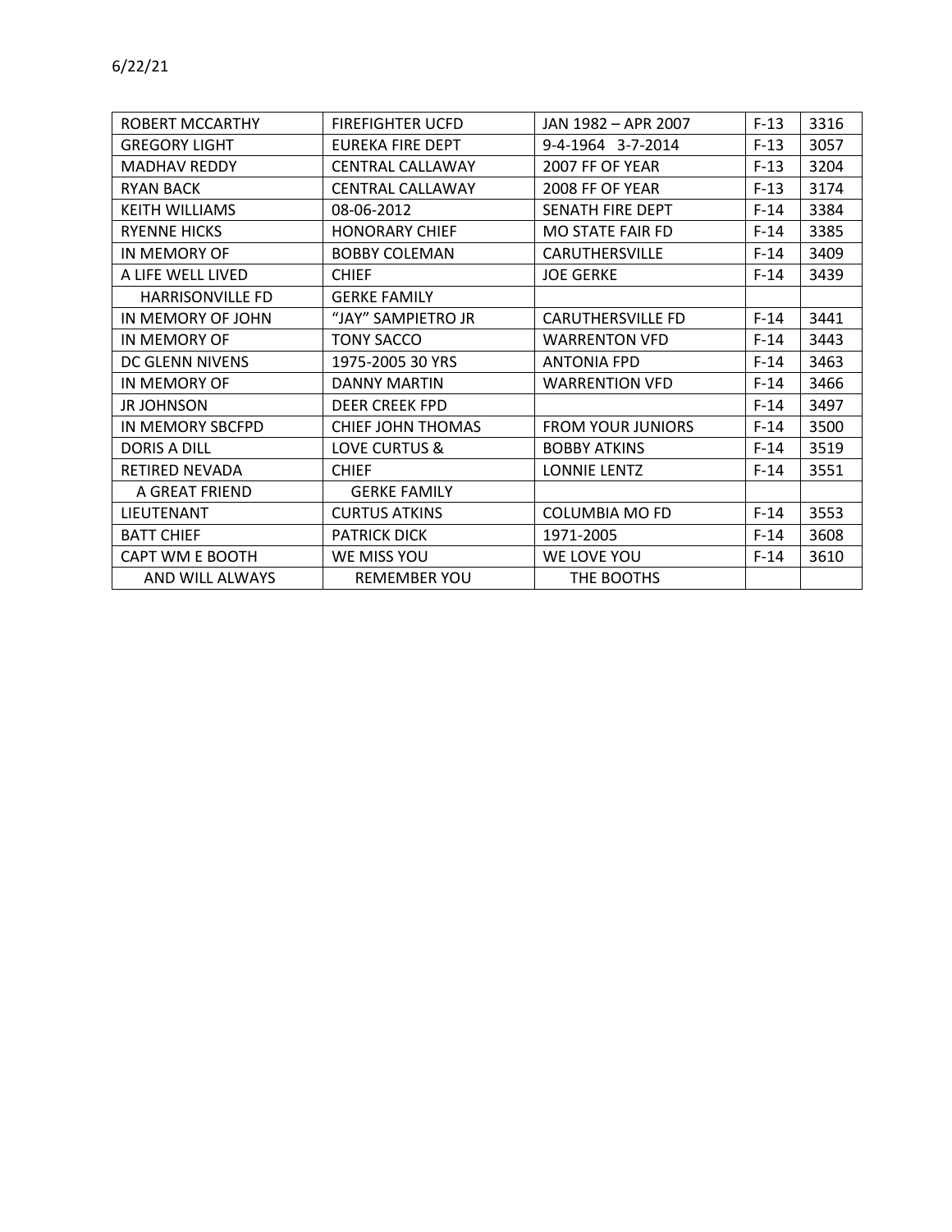6/22/21

| | | | | |
|---|---|---|---|---|
| ROBERT MCCARTHY | FIREFIGHTER UCFD | JAN 1982 – APR 2007 | F-13 | 3316 |
| GREGORY LIGHT | EUREKA FIRE DEPT | 9-4-1964 3-7-2014 | F-13 | 3057 |
| MADHAV REDDY | CENTRAL CALLAWAY | 2007 FF OF YEAR | F-13 | 3204 |
| RYAN BACK | CENTRAL CALLAWAY | 2008 FF OF YEAR | F-13 | 3174 |
| KEITH WILLIAMS | 08-06-2012 | SENATH FIRE DEPT | F-14 | 3384 |
| RYENNE HICKS | HONORARY CHIEF | MO STATE FAIR FD | F-14 | 3385 |
| IN MEMORY OF | BOBBY COLEMAN | CARUTHERSVILLE | F-14 | 3409 |
| A LIFE WELL LIVED | CHIEF | JOE GERKE | F-14 | 3439 |
| HARRISONVILLE FD | GERKE FAMILY | | | |
| IN MEMORY OF JOHN | "JAY" SAMPIETRO JR | CARUTHERSVILLE FD | F-14 | 3441 |
| IN MEMORY OF | TONY SACCO | WARRENTON VFD | F-14 | 3443 |
| DC GLENN NIVENS | 1975-2005 30 YRS | ANTONIA FPD | F-14 | 3463 |
| IN MEMORY OF | DANNY MARTIN | WARRENTION VFD | F-14 | 3466 |
| JR JOHNSON | DEER CREEK FPD | | F-14 | 3497 |
| IN MEMORY SBCFPD | CHIEF JOHN THOMAS | FROM YOUR JUNIORS | F-14 | 3500 |
| DORIS A DILL | LOVE CURTUS & | BOBBY ATKINS | F-14 | 3519 |
| RETIRED NEVADA | CHIEF | LONNIE LENTZ | F-14 | 3551 |
| A GREAT FRIEND | GERKE FAMILY | | | |
| LIEUTENANT | CURTUS ATKINS | COLUMBIA MO FD | F-14 | 3553 |
| BATT CHIEF | PATRICK DICK | 1971-2005 | F-14 | 3608 |
| CAPT WM E BOOTH | WE MISS YOU | WE LOVE YOU | F-14 | 3610 |
| AND WILL ALWAYS | REMEMBER YOU | THE BOOTHS | | |